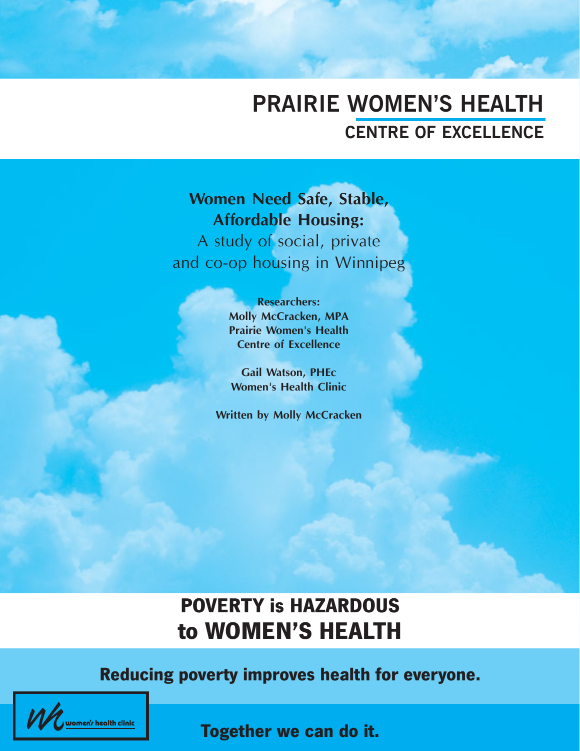# PRAIRIE WOMEN'S HEALTH
## CENTRE OF EXCELLENCE

## Women Need Safe, Stable, Affordable Housing:
A study of social, private and co-op housing in Winnipeg

**Researchers:**
**Molly McCracken, MPA**
**Prairie Women's Health Centre of Excellence**

**Gail Watson, PHEc**
**Women's Health Clinic**

**Written by Molly McCracken**

## POVERTY is HAZARDOUS to WOMEN'S HEALTH

**Reducing poverty improves health for everyone.**

women's health clinic

**Together we can do it.**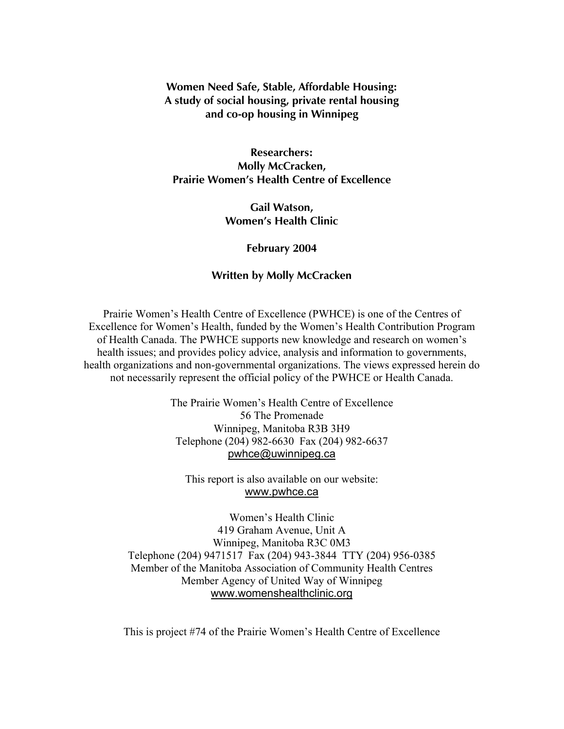**Women Need Safe, Stable, Affordable Housing:**
**A study of social housing, private rental housing and co-op housing in Winnipeg**

**Researchers:**
**Molly McCracken,**
**Prairie Women's Health Centre of Excellence**

**Gail Watson,**
**Women's Health Clinic**

**February 2004**

**Written by Molly McCracken**

Prairie Women's Health Centre of Excellence (PWHCE) is one of the Centres of Excellence for Women's Health, funded by the Women's Health Contribution Program of Health Canada. The PWHCE supports new knowledge and research on women's health issues; and provides policy advice, analysis and information to governments, health organizations and non-governmental organizations. The views expressed herein do not necessarily represent the official policy of the PWHCE or Health Canada.

The Prairie Women's Health Centre of Excellence
56 The Promenade
Winnipeg, Manitoba R3B 3H9
Telephone (204) 982-6630 Fax (204) 982-6637
pwhce@uwinnipeg.ca

This report is also available on our website:
www.pwhce.ca

Women's Health Clinic
419 Graham Avenue, Unit A
Winnipeg, Manitoba R3C 0M3
Telephone (204) 9471517 Fax (204) 943-3844 TTY (204) 956-0385
Member of the Manitoba Association of Community Health Centres
Member Agency of United Way of Winnipeg
www.womenshealthclinic.org

This is project #74 of the Prairie Women's Health Centre of Excellence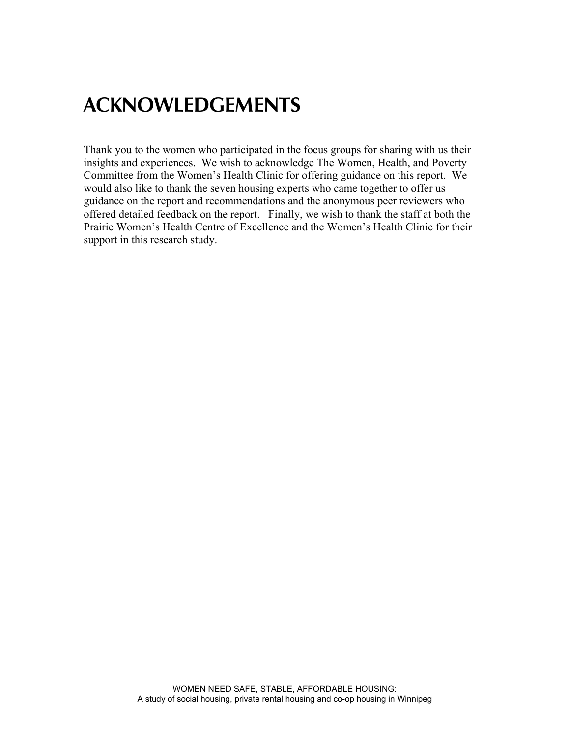# ACKNOWLEDGEMENTS

Thank you to the women who participated in the focus groups for sharing with us their insights and experiences. We wish to acknowledge The Women, Health, and Poverty Committee from the Women's Health Clinic for offering guidance on this report. We would also like to thank the seven housing experts who came together to offer us guidance on the report and recommendations and the anonymous peer reviewers who offered detailed feedback on the report. Finally, we wish to thank the staff at both the Prairie Women's Health Centre of Excellence and the Women's Health Clinic for their support in this research study.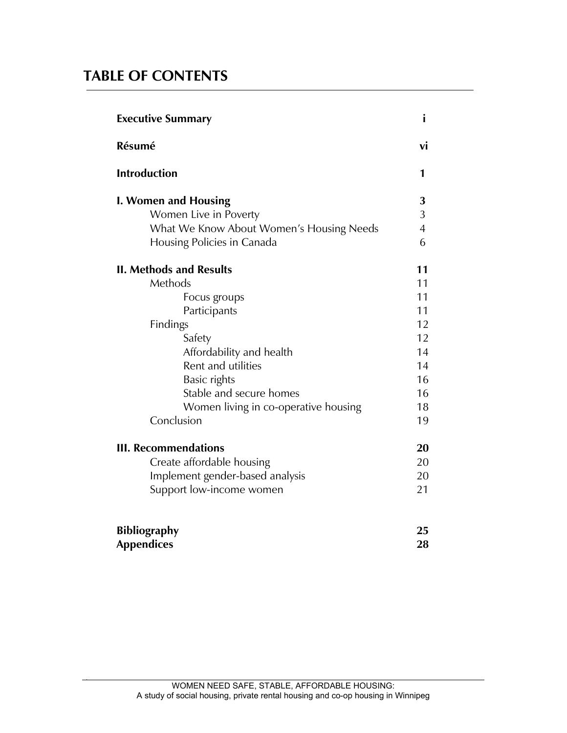# TABLE OF CONTENTS

| | |
|---|---|
| **Executive Summary** | **i** |
| **Résumé** | **vi** |
| **Introduction** | **1** |
| **I. Women and Housing** | **3** |
| Women Live in Poverty | 3 |
| What We Know About Women's Housing Needs | 4 |
| Housing Policies in Canada | 6 |
| **II. Methods and Results** | **11** |
| Methods | 11 |
| Focus groups | 11 |
| Participants | 11 |
| Findings | 12 |
| Safety | 12 |
| Affordability and health | 14 |
| Rent and utilities | 14 |
| Basic rights | 16 |
| Stable and secure homes | 16 |
| Women living in co-operative housing | 18 |
| Conclusion | 19 |
| **III. Recommendations** | **20** |
| Create affordable housing | 20 |
| Implement gender-based analysis | 20 |
| Support low-income women | 21 |
| **Bibliography** | **25** |
| **Appendices** | **28** |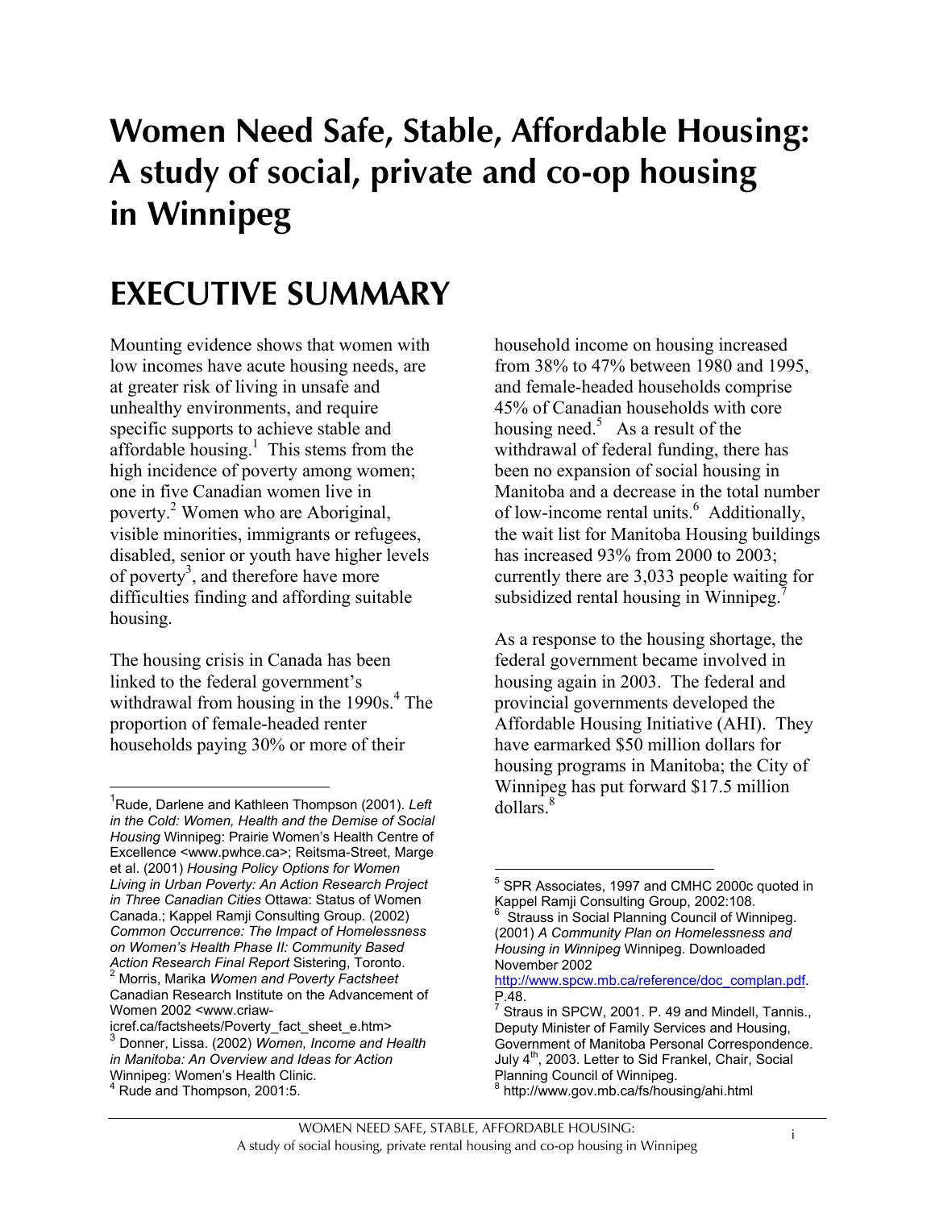# Women Need Safe, Stable, Affordable Housing: A study of social, private and co-op housing in Winnipeg

# EXECUTIVE SUMMARY

Mounting evidence shows that women with low incomes have acute housing needs, are at greater risk of living in unsafe and unhealthy environments, and require specific supports to achieve stable and affordable housing.[1] This stems from the high incidence of poverty among women; one in five Canadian women live in poverty.[2] Women who are Aboriginal, visible minorities, immigrants or refugees, disabled, senior or youth have higher levels of poverty[3], and therefore have more difficulties finding and affording suitable housing.

The housing crisis in Canada has been linked to the federal government's withdrawal from housing in the 1990s.[4] The proportion of female-headed renter households paying 30% or more of their household income on housing increased from 38% to 47% between 1980 and 1995, and female-headed households comprise 45% of Canadian households with core housing need.[5] As a result of the withdrawal of federal funding, there has been no expansion of social housing in Manitoba and a decrease in the total number of low-income rental units.[6] Additionally, the wait list for Manitoba Housing buildings has increased 93% from 2000 to 2003; currently there are 3,033 people waiting for subsidized rental housing in Winnipeg.[7]

As a response to the housing shortage, the federal government became involved in housing again in 2003. The federal and provincial governments developed the Affordable Housing Initiative (AHI). They have earmarked $50 million dollars for housing programs in Manitoba; the City of Winnipeg has put forward $17.5 million dollars.[8]

---

[1] Rude, Darlene and Kathleen Thompson (2001). *Left in the Cold: Women, Health and the Demise of Social Housing* Winnipeg: Prairie Women's Health Centre of Excellence <www.pwhce.ca>; Reitsma-Street, Marge et al. (2001) *Housing Policy Options for Women Living in Urban Poverty: An Action Research Project in Three Canadian Cities* Ottawa: Status of Women Canada.; Kappel Ramji Consulting Group. (2002) *Common Occurrence: The Impact of Homelessness on Women's Health Phase II: Community Based Action Research Final Report* Sistering, Toronto.

[2] Morris, Marika *Women and Poverty Factsheet* Canadian Research Institute on the Advancement of Women 2002 <www.criaw-icref.ca/factsheets/Poverty_fact_sheet_e.htm>

[3] Donner, Lissa. (2002) *Women, Income and Health in Manitoba: An Overview and Ideas for Action* Winnipeg: Women's Health Clinic.

[4] Rude and Thompson, 2001:5.

[5] SPR Associates, 1997 and CMHC 2000c quoted in Kappel Ramji Consulting Group, 2002:108.

[6] Strauss in Social Planning Council of Winnipeg. (2001) *A Community Plan on Homelessness and Housing in Winnipeg* Winnipeg. Downloaded November 2002 http://www.spcw.mb.ca/reference/doc_complan.pdf. P.48.

[7] Straus in SPCW, 2001. P. 49 and Mindell, Tannis., Deputy Minister of Family Services and Housing, Government of Manitoba Personal Correspondence. July 4th, 2003. Letter to Sid Frankel, Chair, Social Planning Council of Winnipeg.

[8] http://www.gov.mb.ca/fs/housing/ahi.html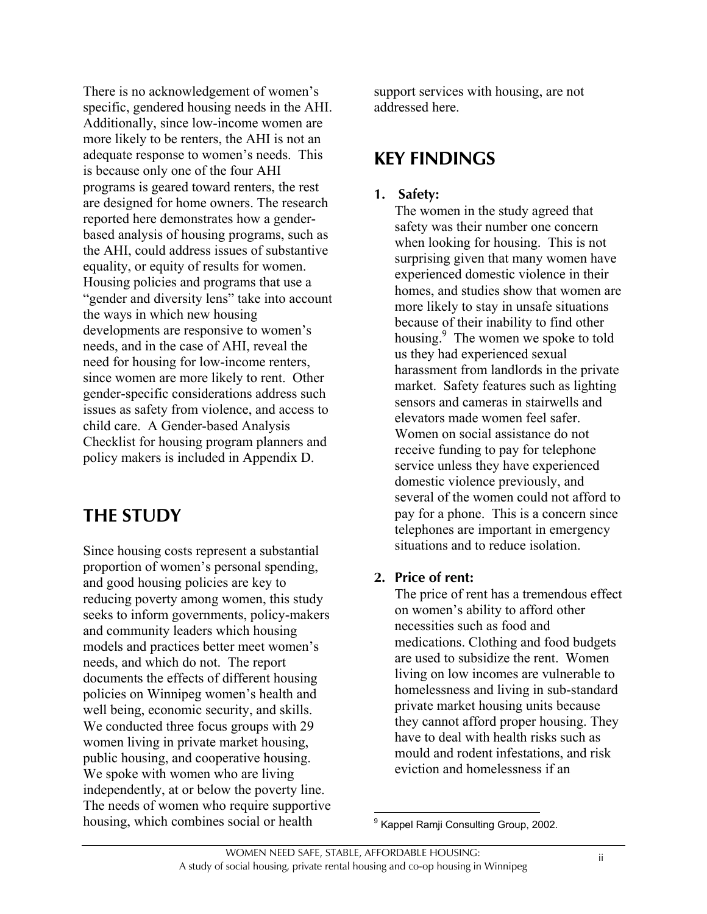There is no acknowledgement of women's specific, gendered housing needs in the AHI. Additionally, since low-income women are more likely to be renters, the AHI is not an adequate response to women's needs. This is because only one of the four AHI programs is geared toward renters, the rest are designed for home owners. The research reported here demonstrates how a gender-based analysis of housing programs, such as the AHI, could address issues of substantive equality, or equity of results for women. Housing policies and programs that use a "gender and diversity lens" take into account the ways in which new housing developments are responsive to women's needs, and in the case of AHI, reveal the need for housing for low-income renters, since women are more likely to rent. Other gender-specific considerations address such issues as safety from violence, and access to child care. A Gender-based Analysis Checklist for housing program planners and policy makers is included in Appendix D.

## THE STUDY

Since housing costs represent a substantial proportion of women's personal spending, and good housing policies are key to reducing poverty among women, this study seeks to inform governments, policy-makers and community leaders which housing models and practices better meet women's needs, and which do not. The report documents the effects of different housing policies on Winnipeg women's health and well being, economic security, and skills. We conducted three focus groups with 29 women living in private market housing, public housing, and cooperative housing. We spoke with women who are living independently, at or below the poverty line. The needs of women who require supportive housing, which combines social or health support services with housing, are not addressed here.

## KEY FINDINGS

1. **Safety:**
   The women in the study agreed that safety was their number one concern when looking for housing. This is not surprising given that many women have experienced domestic violence in their homes, and studies show that women are more likely to stay in unsafe situations because of their inability to find other housing.[9] The women we spoke to told us they had experienced sexual harassment from landlords in the private market. Safety features such as lighting sensors and cameras in stairwells and elevators made women feel safer. Women on social assistance do not receive funding to pay for telephone service unless they have experienced domestic violence previously, and several of the women could not afford to pay for a phone. This is a concern since telephones are important in emergency situations and to reduce isolation.

2. **Price of rent:**
   The price of rent has a tremendous effect on women's ability to afford other necessities such as food and medications. Clothing and food budgets are used to subsidize the rent. Women living on low incomes are vulnerable to homelessness and living in sub-standard private market housing units because they cannot afford proper housing. They have to deal with health risks such as mould and rodent infestations, and risk eviction and homelessness if an

[9] Kappel Ramji Consulting Group, 2002.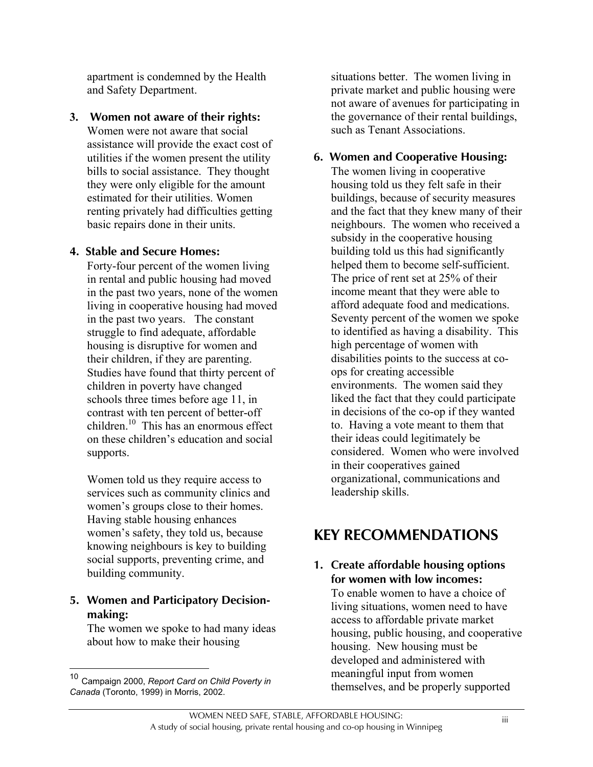apartment is condemned by the Health and Safety Department.

3. **Women not aware of their rights:** Women were not aware that social assistance will provide the exact cost of utilities if the women present the utility bills to social assistance. They thought they were only eligible for the amount estimated for their utilities. Women renting privately had difficulties getting basic repairs done in their units.

4. **Stable and Secure Homes:** Forty-four percent of the women living in rental and public housing had moved in the past two years, none of the women living in cooperative housing had moved in the past two years. The constant struggle to find adequate, affordable housing is disruptive for women and their children, if they are parenting. Studies have found that thirty percent of children in poverty have changed schools three times before age 11, in contrast with ten percent of better-off children.[10] This has an enormous effect on these children's education and social supports.

   Women told us they require access to services such as community clinics and women's groups close to their homes. Having stable housing enhances women's safety, they told us, because knowing neighbours is key to building social supports, preventing crime, and building community.

5. **Women and Participatory Decision-making:** The women we spoke to had many ideas about how to make their housing situations better. The women living in private market and public housing were not aware of avenues for participating in the governance of their rental buildings, such as Tenant Associations.

6. **Women and Cooperative Housing:** The women living in cooperative housing told us they felt safe in their buildings, because of security measures and the fact that they knew many of their neighbours. The women who received a subsidy in the cooperative housing building told us this had significantly helped them to become self-sufficient. The price of rent set at 25% of their income meant that they were able to afford adequate food and medications. Seventy percent of the women we spoke to identified as having a disability. This high percentage of women with disabilities points to the success at co-ops for creating accessible environments. The women said they liked the fact that they could participate in decisions of the co-op if they wanted to. Having a vote meant to them that their ideas could legitimately be considered. Women who were involved in their cooperatives gained organizational, communications and leadership skills.

## KEY RECOMMENDATIONS

1. **Create affordable housing options for women with low incomes:** To enable women to have a choice of living situations, women need to have access to affordable private market housing, public housing, and cooperative housing. New housing must be developed and administered with meaningful input from women themselves, and be properly supported

[10] Campaign 2000, *Report Card on Child Poverty in Canada* (Toronto, 1999) in Morris, 2002.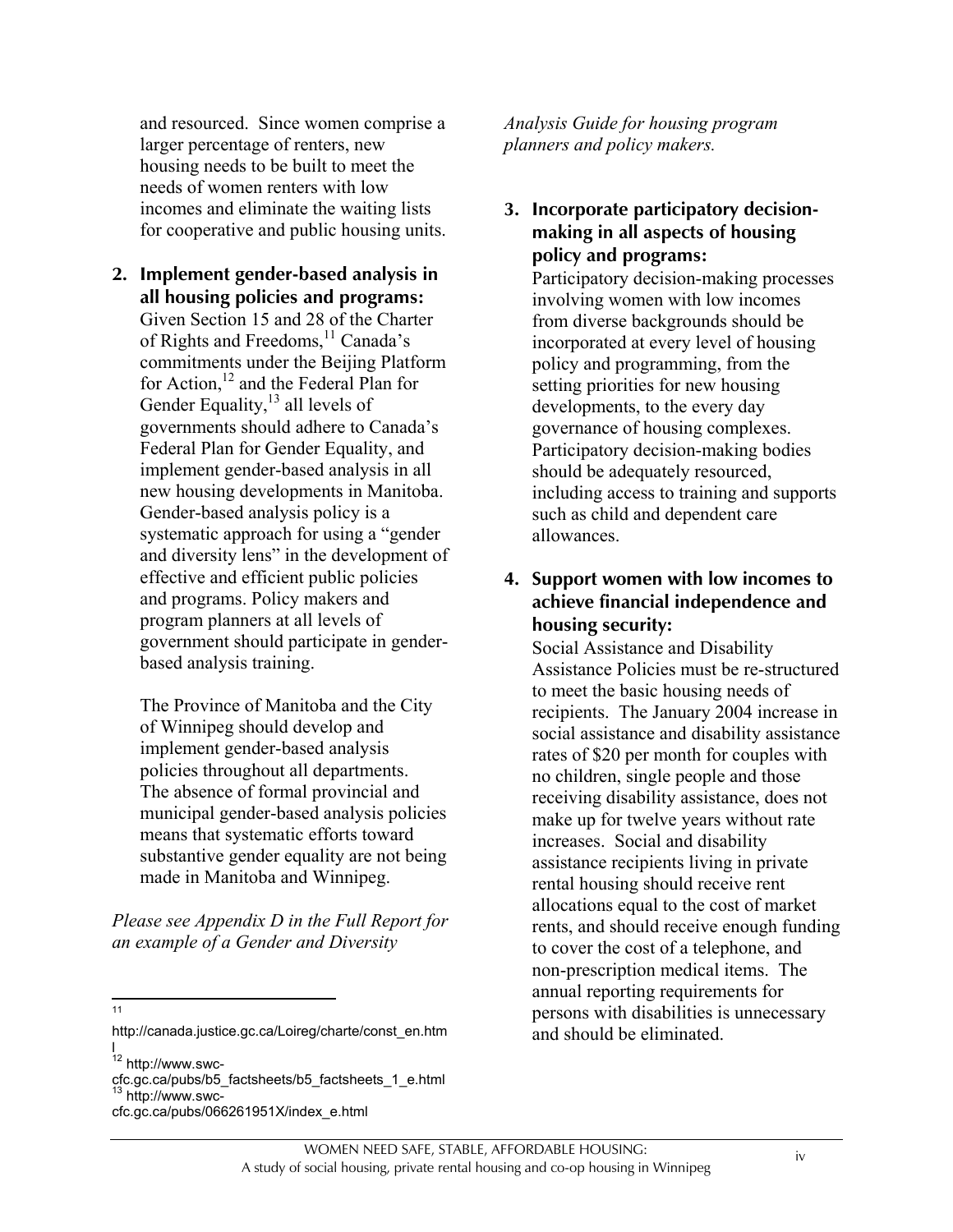and resourced. Since women comprise a larger percentage of renters, new housing needs to be built to meet the needs of women renters with low incomes and eliminate the waiting lists for cooperative and public housing units.

2. **Implement gender-based analysis in all housing policies and programs:** Given Section 15 and 28 of the Charter of Rights and Freedoms,[11] Canada's commitments under the Beijing Platform for Action,[12] and the Federal Plan for Gender Equality,[13] all levels of governments should adhere to Canada's Federal Plan for Gender Equality, and implement gender-based analysis in all new housing developments in Manitoba. Gender-based analysis policy is a systematic approach for using a "gender and diversity lens" in the development of effective and efficient public policies and programs. Policy makers and program planners at all levels of government should participate in gender-based analysis training.

   The Province of Manitoba and the City of Winnipeg should develop and implement gender-based analysis policies throughout all departments. The absence of formal provincial and municipal gender-based analysis policies means that systematic efforts toward substantive gender equality are not being made in Manitoba and Winnipeg.

*Please see Appendix D in the Full Report for an example of a Gender and Diversity Analysis Guide for housing program planners and policy makers.*

3. **Incorporate participatory decision-making in all aspects of housing policy and programs:** Participatory decision-making processes involving women with low incomes from diverse backgrounds should be incorporated at every level of housing policy and programming, from the setting priorities for new housing developments, to the every day governance of housing complexes. Participatory decision-making bodies should be adequately resourced, including access to training and supports such as child and dependent care allowances.

4. **Support women with low incomes to achieve financial independence and housing security:** Social Assistance and Disability Assistance Policies must be re-structured to meet the basic housing needs of recipients. The January 2004 increase in social assistance and disability assistance rates of $20 per month for couples with no children, single people and those receiving disability assistance, does not make up for twelve years without rate increases. Social and disability assistance recipients living in private rental housing should receive rent allocations equal to the cost of market rents, and should receive enough funding to cover the cost of a telephone, and non-prescription medical items. The annual reporting requirements for persons with disabilities is unnecessary and should be eliminated.

---

[11] http://canada.justice.gc.ca/Loireg/charte/const_en.html

[12] http://www.swc-cfc.gc.ca/pubs/b5_factsheets/b5_factsheets_1_e.html

[13] http://www.swc-cfc.gc.ca/pubs/066261951X/index_e.html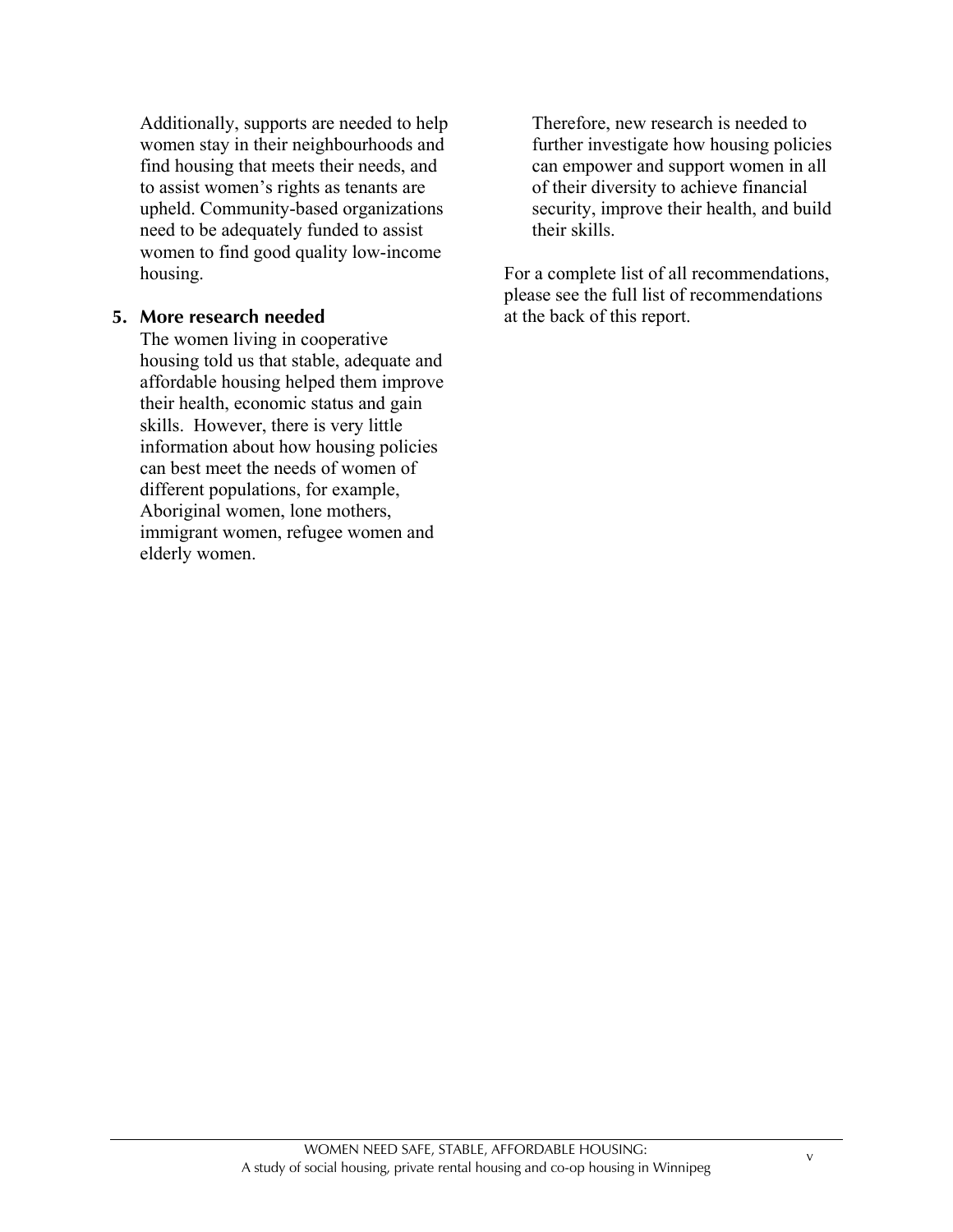Additionally, supports are needed to help women stay in their neighbourhoods and find housing that meets their needs, and to assist women's rights as tenants are upheld. Community-based organizations need to be adequately funded to assist women to find good quality low-income housing.

5. **More research needed**

   The women living in cooperative housing told us that stable, adequate and affordable housing helped them improve their health, economic status and gain skills. However, there is very little information about how housing policies can best meet the needs of women of different populations, for example, Aboriginal women, lone mothers, immigrant women, refugee women and elderly women.

   Therefore, new research is needed to further investigate how housing policies can empower and support women in all of their diversity to achieve financial security, improve their health, and build their skills.

For a complete list of all recommendations, please see the full list of recommendations at the back of this report.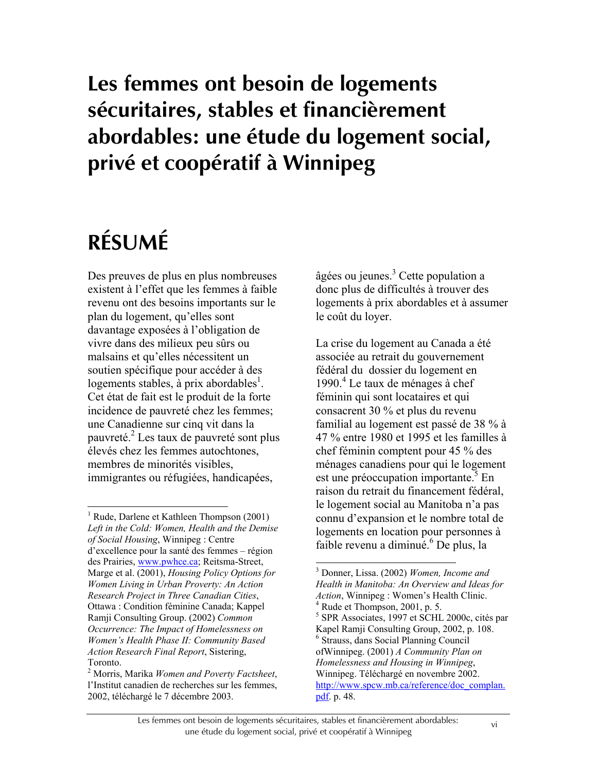# Les femmes ont besoin de logements sécuritaires, stables et financièrement abordables: une étude du logement social, privé et coopératif à Winnipeg

# RÉSUMÉ

Des preuves de plus en plus nombreuses existent à l'effet que les femmes à faible revenu ont des besoins importants sur le plan du logement, qu'elles sont davantage exposées à l'obligation de vivre dans des milieux peu sûrs ou malsains et qu'elles nécessitent un soutien spécifique pour accéder à des logements stables, à prix abordables[1]. Cet état de fait est le produit de la forte incidence de pauvreté chez les femmes; une Canadienne sur cinq vit dans la pauvreté.[2] Les taux de pauvreté sont plus élevés chez les femmes autochtones, membres de minorités visibles, immigrantes ou réfugiées, handicapées, âgées ou jeunes.[3] Cette population a donc plus de difficultés à trouver des logements à prix abordables et à assumer le coût du loyer.

La crise du logement au Canada a été associée au retrait du gouvernement fédéral du dossier du logement en 1990.[4] Le taux de ménages à chef féminin qui sont locataires et qui consacrent 30 % et plus du revenu familial au logement est passé de 38 % à 47 % entre 1980 et 1995 et les familles à chef féminin comptent pour 45 % des ménages canadiens pour qui le logement est une préoccupation importante.[5] En raison du retrait du financement fédéral, le logement social au Manitoba n'a pas connu d'expansion et le nombre total de logements en location pour personnes à faible revenu a diminué.[6] De plus, la

---

[1] Rude, Darlene et Kathleen Thompson (2001) *Left in the Cold: Women, Health and the Demise of Social Housing*, Winnipeg : Centre d'excellence pour la santé des femmes – région des Prairies, www.pwhce.ca; Reitsma-Street, Marge et al. (2001), *Housing Policy Options for Women Living in Urban Proverty: An Action Research Project in Three Canadian Cities*, Ottawa : Condition féminine Canada; Kappel Ramji Consulting Group. (2002) *Common Occurrence: The Impact of Homelessness on Women's Health Phase II: Community Based Action Research Final Report*, Sistering, Toronto.

[2] Morris, Marika *Women and Poverty Factsheet*, l'Institut canadien de recherches sur les femmes, 2002, téléchargé le 7 décembre 2003.

[3] Donner, Lissa. (2002) *Women, Income and Health in Manitoba: An Overview and Ideas for Action*, Winnipeg : Women's Health Clinic.

[4] Rude et Thompson, 2001, p. 5.

[5] SPR Associates, 1997 et SCHL 2000c, cités par Kapel Ramji Consulting Group, 2002, p. 108.

[6] Strauss, dans Social Planning Council ofWinnipeg. (2001) *A Community Plan on Homelessness and Housing in Winnipeg*, Winnipeg. Téléchargé en novembre 2002. http://www.spcw.mb.ca/reference/doc_complan.pdf. p. 48.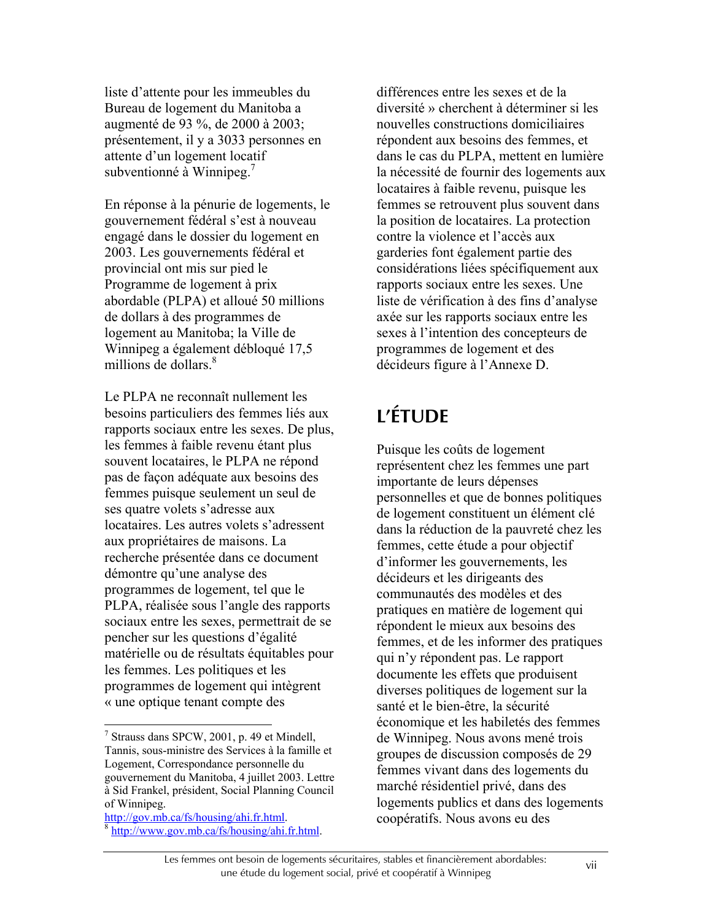liste d'attente pour les immeubles du Bureau de logement du Manitoba a augmenté de 93 %, de 2000 à 2003; présentement, il y a 3033 personnes en attente d'un logement locatif subventionné à Winnipeg.[7]

En réponse à la pénurie de logements, le gouvernement fédéral s'est à nouveau engagé dans le dossier du logement en 2003. Les gouvernements fédéral et provincial ont mis sur pied le Programme de logement à prix abordable (PLPA) et alloué 50 millions de dollars à des programmes de logement au Manitoba; la Ville de Winnipeg a également débloqué 17,5 millions de dollars.[8]

Le PLPA ne reconnaît nullement les besoins particuliers des femmes liés aux rapports sociaux entre les sexes. De plus, les femmes à faible revenu étant plus souvent locataires, le PLPA ne répond pas de façon adéquate aux besoins des femmes puisque seulement un seul de ses quatre volets s'adresse aux locataires. Les autres volets s'adressent aux propriétaires de maisons. La recherche présentée dans ce document démontre qu'une analyse des programmes de logement, tel que le PLPA, réalisée sous l'angle des rapports sociaux entre les sexes, permettrait de se pencher sur les questions d'égalité matérielle ou de résultats équitables pour les femmes. Les politiques et les programmes de logement qui intègrent « une optique tenant compte des différences entre les sexes et de la diversité » cherchent à déterminer si les nouvelles constructions domiciliaires répondent aux besoins des femmes, et dans le cas du PLPA, mettent en lumière la nécessité de fournir des logements aux locataires à faible revenu, puisque les femmes se retrouvent plus souvent dans la position de locataires. La protection contre la violence et l'accès aux garderies font également partie des considérations liées spécifiquement aux rapports sociaux entre les sexes. Une liste de vérification à des fins d'analyse axée sur les rapports sociaux entre les sexes à l'intention des concepteurs de programmes de logement et des décideurs figure à l'Annexe D.

## L'ÉTUDE

Puisque les coûts de logement représentent chez les femmes une part importante de leurs dépenses personnelles et que de bonnes politiques de logement constituent un élément clé dans la réduction de la pauvreté chez les femmes, cette étude a pour objectif d'informer les gouvernements, les décideurs et les dirigeants des communautés des modèles et des pratiques en matière de logement qui répondent le mieux aux besoins des femmes, et de les informer des pratiques qui n'y répondent pas. Le rapport documente les effets que produisent diverses politiques de logement sur la santé et le bien-être, la sécurité économique et les habiletés des femmes de Winnipeg. Nous avons mené trois groupes de discussion composés de 29 femmes vivant dans des logements du marché résidentiel privé, dans des logements publics et dans des logements coopératifs. Nous avons eu des

---

[7] Strauss dans SPCW, 2001, p. 49 et Mindell, Tannis, sous-ministre des Services à la famille et Logement, Correspondance personnelle du gouvernement du Manitoba, 4 juillet 2003. Lettre à Sid Frankel, président, Social Planning Council of Winnipeg. http://gov.mb.ca/fs/housing/ahi.fr.html.

[8] http://www.gov.mb.ca/fs/housing/ahi.fr.html.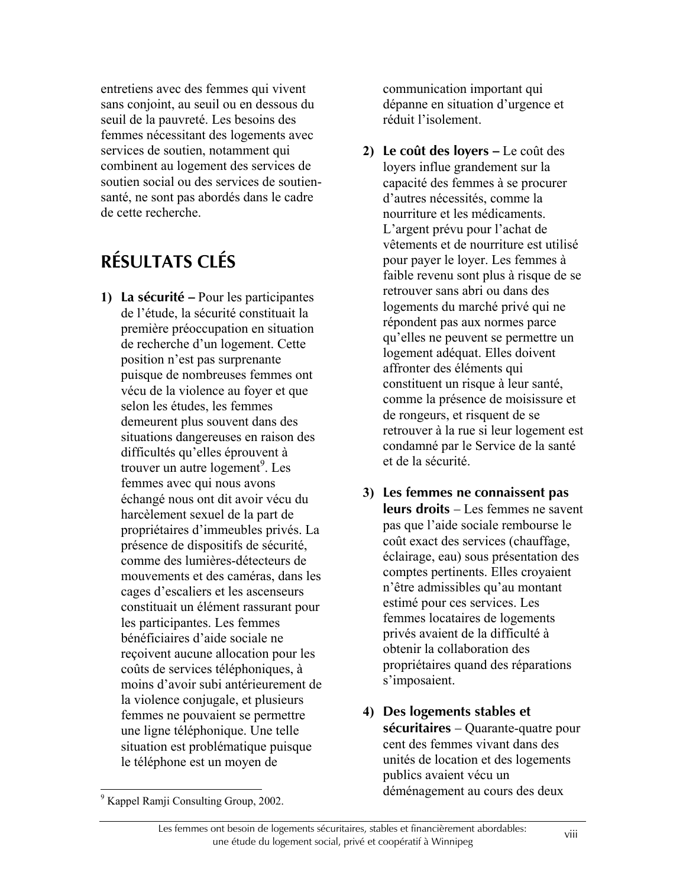entretiens avec des femmes qui vivent sans conjoint, au seuil ou en dessous du seuil de la pauvreté. Les besoins des femmes nécessitant des logements avec services de soutien, notamment qui combinent au logement des services de soutien social ou des services de soutien-santé, ne sont pas abordés dans le cadre de cette recherche.

## RÉSULTATS CLÉS

1) **La sécurité –** Pour les participantes de l'étude, la sécurité constituait la première préoccupation en situation de recherche d'un logement. Cette position n'est pas surprenante puisque de nombreuses femmes ont vécu de la violence au foyer et que selon les études, les femmes demeurent plus souvent dans des situations dangereuses en raison des difficultés qu'elles éprouvent à trouver un autre logement[9]. Les femmes avec qui nous avons échangé nous ont dit avoir vécu du harcèlement sexuel de la part de propriétaires d'immeubles privés. La présence de dispositifs de sécurité, comme des lumières-détecteurs de mouvements et des caméras, dans les cages d'escaliers et les ascenseurs constituait un élément rassurant pour les participantes. Les femmes bénéficiaires d'aide sociale ne reçoivent aucune allocation pour les coûts de services téléphoniques, à moins d'avoir subi antérieurement de la violence conjugale, et plusieurs femmes ne pouvaient se permettre une ligne téléphonique. Une telle situation est problématique puisque le téléphone est un moyen de communication important qui dépanne en situation d'urgence et réduit l'isolement.

2) **Le coût des loyers –** Le coût des loyers influe grandement sur la capacité des femmes à se procurer d'autres nécessités, comme la nourriture et les médicaments. L'argent prévu pour l'achat de vêtements et de nourriture est utilisé pour payer le loyer. Les femmes à faible revenu sont plus à risque de se retrouver sans abri ou dans des logements du marché privé qui ne répondent pas aux normes parce qu'elles ne peuvent se permettre un logement adéquat. Elles doivent affronter des éléments qui constituent un risque à leur santé, comme la présence de moisissure et de rongeurs, et risquent de se retrouver à la rue si leur logement est condamné par le Service de la santé et de la sécurité.

3) **Les femmes ne connaissent pas leurs droits** – Les femmes ne savent pas que l'aide sociale rembourse le coût exact des services (chauffage, éclairage, eau) sous présentation des comptes pertinents. Elles croyaient n'être admissibles qu'au montant estimé pour ces services. Les femmes locataires de logements privés avaient de la difficulté à obtenir la collaboration des propriétaires quand des réparations s'imposaient.

4) **Des logements stables et sécuritaires** – Quarante-quatre pour cent des femmes vivant dans des unités de location et des logements publics avaient vécu un déménagement au cours des deux

---

[9] Kappel Ramji Consulting Group, 2002.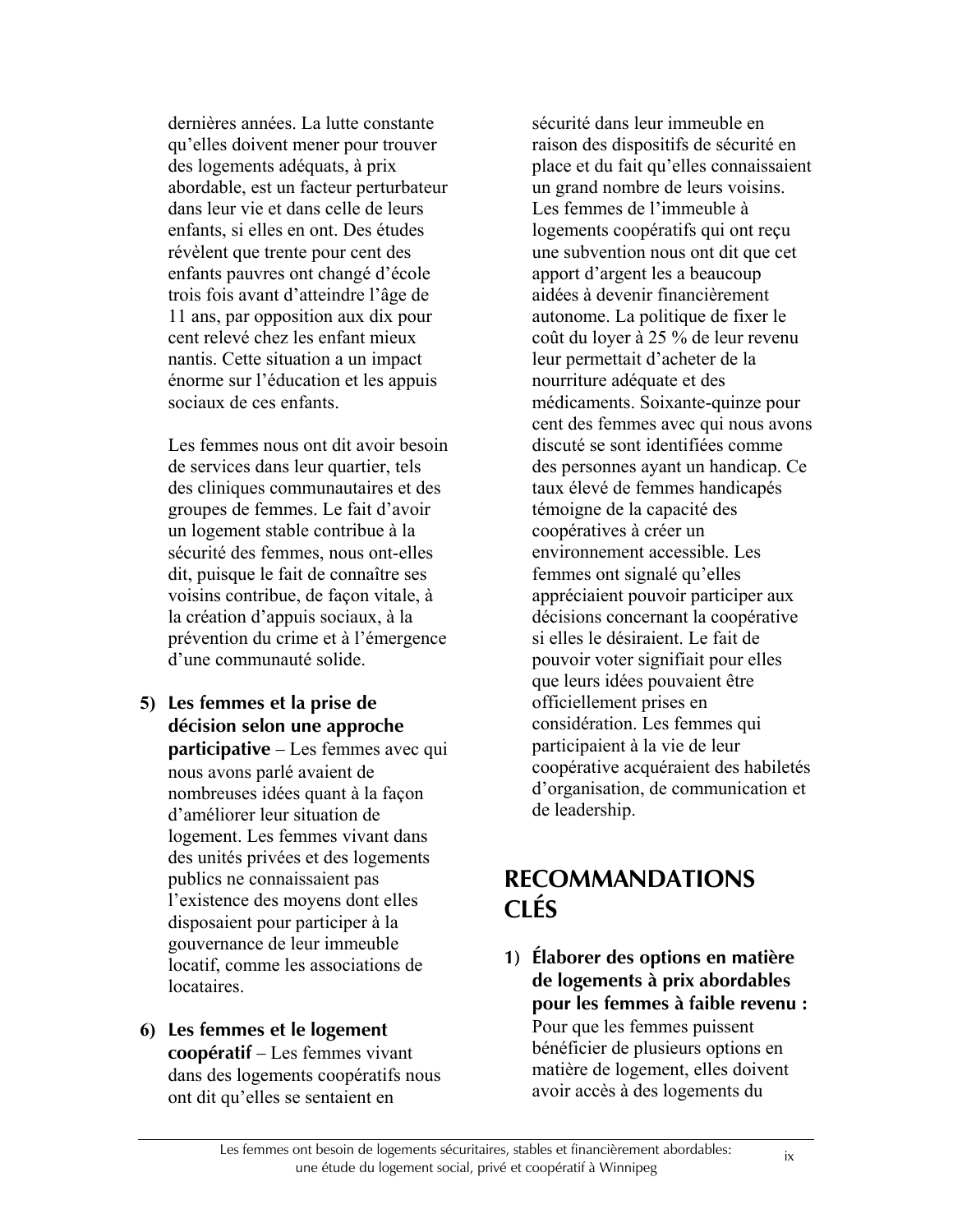dernières années. La lutte constante qu'elles doivent mener pour trouver des logements adéquats, à prix abordable, est un facteur perturbateur dans leur vie et dans celle de leurs enfants, si elles en ont. Des études révèlent que trente pour cent des enfants pauvres ont changé d'école trois fois avant d'atteindre l'âge de 11 ans, par opposition aux dix pour cent relevé chez les enfant mieux nantis. Cette situation a un impact énorme sur l'éducation et les appuis sociaux de ces enfants.

Les femmes nous ont dit avoir besoin de services dans leur quartier, tels des cliniques communautaires et des groupes de femmes. Le fait d'avoir un logement stable contribue à la sécurité des femmes, nous ont-elles dit, puisque le fait de connaître ses voisins contribue, de façon vitale, à la création d'appuis sociaux, à la prévention du crime et à l'émergence d'une communauté solide.

5) **Les femmes et la prise de décision selon une approche participative** – Les femmes avec qui nous avons parlé avaient de nombreuses idées quant à la façon d'améliorer leur situation de logement. Les femmes vivant dans des unités privées et des logements publics ne connaissaient pas l'existence des moyens dont elles disposaient pour participer à la gouvernance de leur immeuble locatif, comme les associations de locataires.

6) **Les femmes et le logement coopératif** – Les femmes vivant dans des logements coopératifs nous ont dit qu'elles se sentaient en sécurité dans leur immeuble en raison des dispositifs de sécurité en place et du fait qu'elles connaissaient un grand nombre de leurs voisins. Les femmes de l'immeuble à logements coopératifs qui ont reçu une subvention nous ont dit que cet apport d'argent les a beaucoup aidées à devenir financièrement autonome. La politique de fixer le coût du loyer à 25 % de leur revenu leur permettait d'acheter de la nourriture adéquate et des médicaments. Soixante-quinze pour cent des femmes avec qui nous avons discuté se sont identifiées comme des personnes ayant un handicap. Ce taux élevé de femmes handicapés témoigne de la capacité des coopératives à créer un environnement accessible. Les femmes ont signalé qu'elles appréciaient pouvoir participer aux décisions concernant la coopérative si elles le désiraient. Le fait de pouvoir voter signifiait pour elles que leurs idées pouvaient être officiellement prises en considération. Les femmes qui participaient à la vie de leur coopérative acquéraient des habiletés d'organisation, de communication et de leadership.

## RECOMMANDATIONS CLÉS

1) **Élaborer des options en matière de logements à prix abordables pour les femmes à faible revenu :** Pour que les femmes puissent bénéficier de plusieurs options en matière de logement, elles doivent avoir accès à des logements du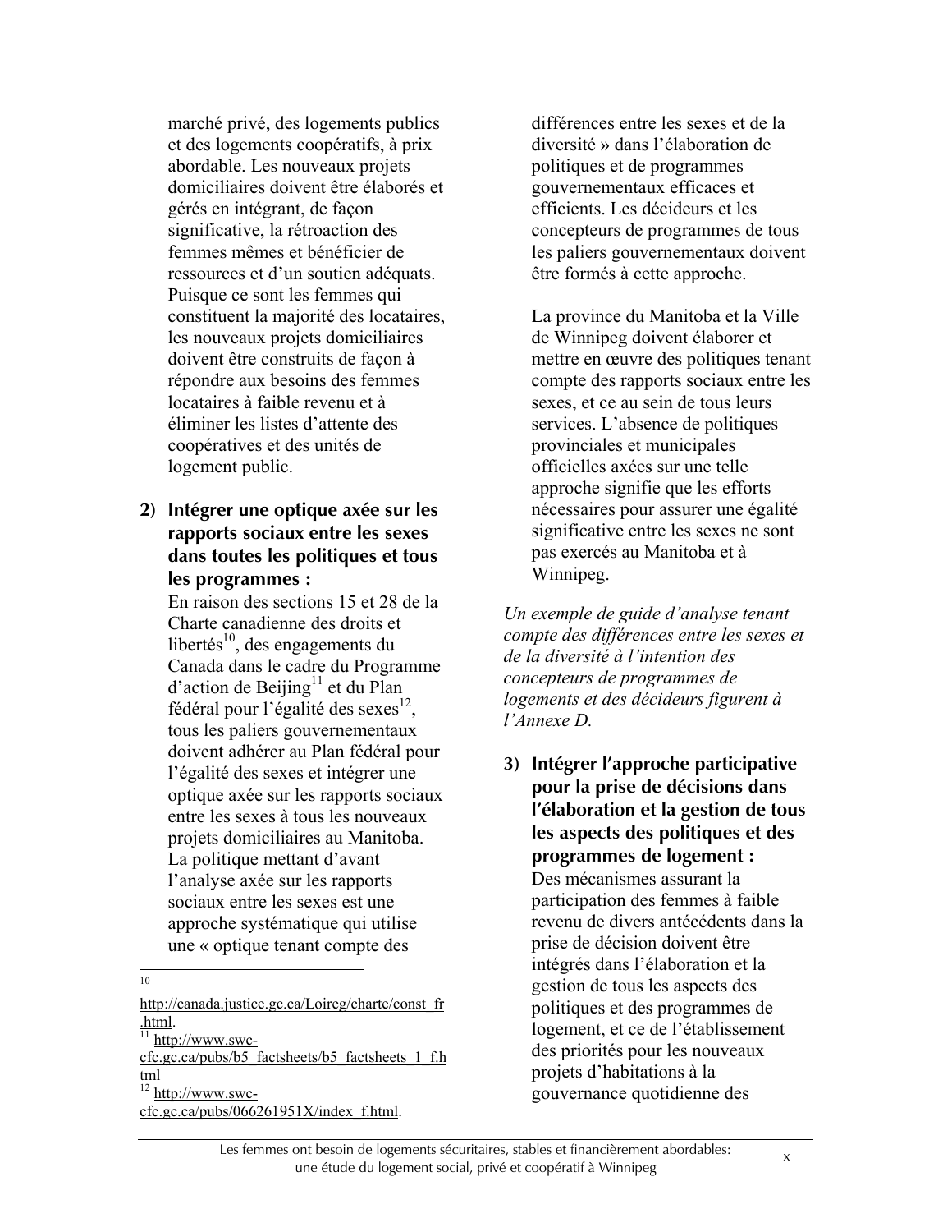marché privé, des logements publics et des logements coopératifs, à prix abordable. Les nouveaux projets domiciliaires doivent être élaborés et gérés en intégrant, de façon significative, la rétroaction des femmes mêmes et bénéficier de ressources et d'un soutien adéquats. Puisque ce sont les femmes qui constituent la majorité des locataires, les nouveaux projets domiciliaires doivent être construits de façon à répondre aux besoins des femmes locataires à faible revenu et à éliminer les listes d'attente des coopératives et des unités de logement public.

2) **Intégrer une optique axée sur les rapports sociaux entre les sexes dans toutes les politiques et tous les programmes :**
En raison des sections 15 et 28 de la Charte canadienne des droits et libertés[10], des engagements du Canada dans le cadre du Programme d'action de Beijing[11] et du Plan fédéral pour l'égalité des sexes[12], tous les paliers gouvernementaux doivent adhérer au Plan fédéral pour l'égalité des sexes et intégrer une optique axée sur les rapports sociaux entre les sexes à tous les nouveaux projets domiciliaires au Manitoba. La politique mettant d'avant l'analyse axée sur les rapports sociaux entre les sexes est une approche systématique qui utilise une « optique tenant compte des différences entre les sexes et de la diversité » dans l'élaboration de politiques et de programmes gouvernementaux efficaces et efficients. Les décideurs et les concepteurs de programmes de tous les paliers gouvernementaux doivent être formés à cette approche.

La province du Manitoba et la Ville de Winnipeg doivent élaborer et mettre en œuvre des politiques tenant compte des rapports sociaux entre les sexes, et ce au sein de tous leurs services. L'absence de politiques provinciales et municipales officielles axées sur une telle approche signifie que les efforts nécessaires pour assurer une égalité significative entre les sexes ne sont pas exercés au Manitoba et à Winnipeg.

*Un exemple de guide d'analyse tenant compte des différences entre les sexes et de la diversité à l'intention des concepteurs de programmes de logements et des décideurs figurent à l'Annexe D.*

3) **Intégrer l'approche participative pour la prise de décisions dans l'élaboration et la gestion de tous les aspects des politiques et des programmes de logement :**
Des mécanismes assurant la participation des femmes à faible revenu de divers antécédents dans la prise de décision doivent être intégrés dans l'élaboration et la gestion de tous les aspects des politiques et des programmes de logement, et ce de l'établissement des priorités pour les nouveaux projets d'habitations à la gouvernance quotidienne des

---

[10] http://canada.justice.gc.ca/Loireg/charte/const_fr.html.

[11] http://www.swc-cfc.gc.ca/pubs/b5_factsheets/b5_factsheets_1_f.html

[12] http://www.swc-cfc.gc.ca/pubs/066261951X/index_f.html.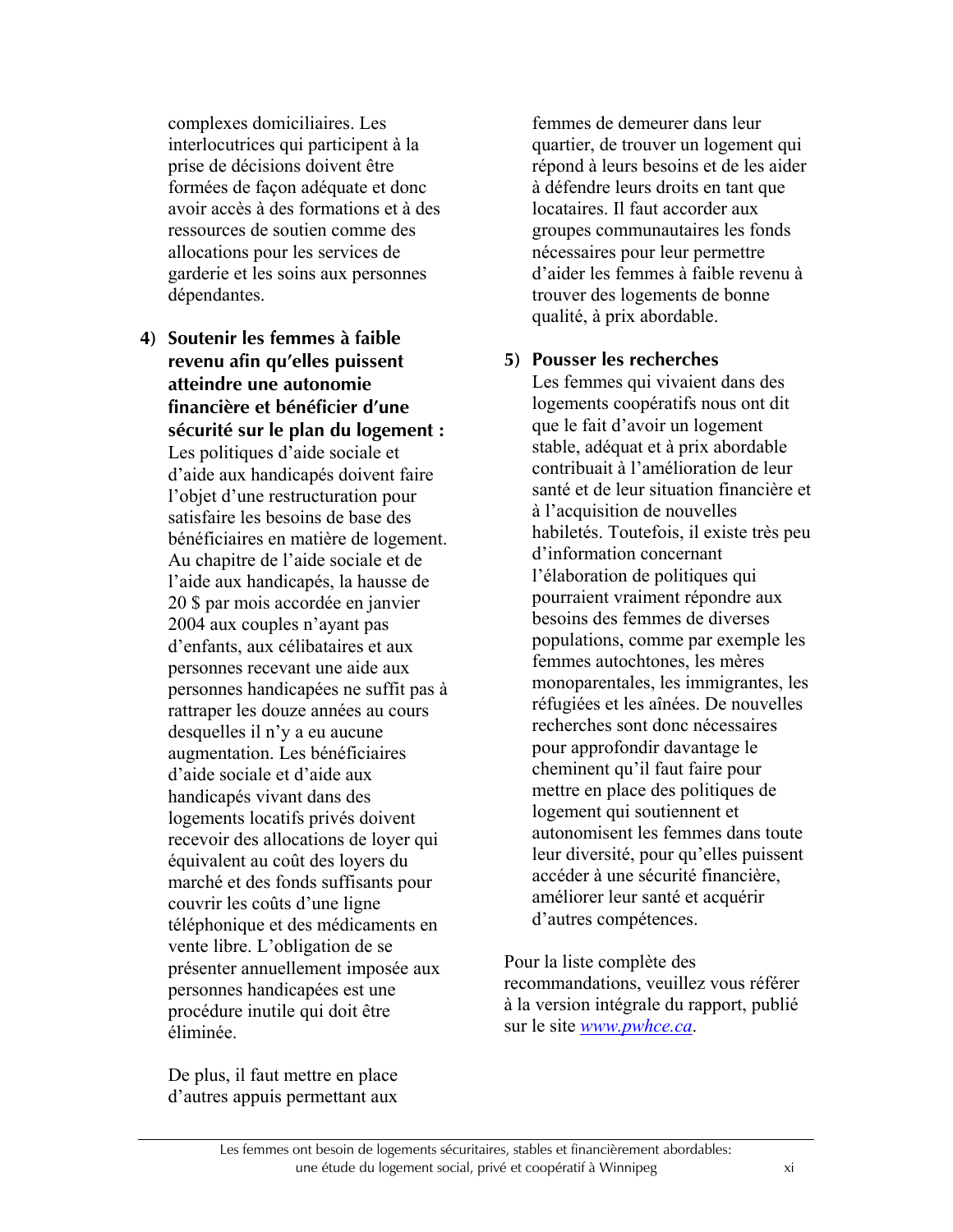complexes domiciliaires. Les interlocutrices qui participent à la prise de décisions doivent être formées de façon adéquate et donc avoir accès à des formations et à des ressources de soutien comme des allocations pour les services de garderie et les soins aux personnes dépendantes.

4) **Soutenir les femmes à faible revenu afin qu'elles puissent atteindre une autonomie financière et bénéficier d'une sécurité sur le plan du logement :** Les politiques d'aide sociale et d'aide aux handicapés doivent faire l'objet d'une restructuration pour satisfaire les besoins de base des bénéficiaires en matière de logement. Au chapitre de l'aide sociale et de l'aide aux handicapés, la hausse de 20 $ par mois accordée en janvier 2004 aux couples n'ayant pas d'enfants, aux célibataires et aux personnes recevant une aide aux personnes handicapées ne suffit pas à rattraper les douze années au cours desquelles il n'y a eu aucune augmentation. Les bénéficiaires d'aide sociale et d'aide aux handicapés vivant dans des logements locatifs privés doivent recevoir des allocations de loyer qui équivalent au coût des loyers du marché et des fonds suffisants pour couvrir les coûts d'une ligne téléphonique et des médicaments en vente libre. L'obligation de se présenter annuellement imposée aux personnes handicapées est une procédure inutile qui doit être éliminée.

   De plus, il faut mettre en place d'autres appuis permettant aux femmes de demeurer dans leur quartier, de trouver un logement qui répond à leurs besoins et de les aider à défendre leurs droits en tant que locataires. Il faut accorder aux groupes communautaires les fonds nécessaires pour leur permettre d'aider les femmes à faible revenu à trouver des logements de bonne qualité, à prix abordable.

5) **Pousser les recherches**
   Les femmes qui vivaient dans des logements coopératifs nous ont dit que le fait d'avoir un logement stable, adéquat et à prix abordable contribuait à l'amélioration de leur santé et de leur situation financière et à l'acquisition de nouvelles habiletés. Toutefois, il existe très peu d'information concernant l'élaboration de politiques qui pourraient vraiment répondre aux besoins des femmes de diverses populations, comme par exemple les femmes autochtones, les mères monoparentales, les immigrantes, les réfugiées et les aînées. De nouvelles recherches sont donc nécessaires pour approfondir davantage le cheminent qu'il faut faire pour mettre en place des politiques de logement qui soutiennent et autonomisent les femmes dans toute leur diversité, pour qu'elles puissent accéder à une sécurité financière, améliorer leur santé et acquérir d'autres compétences.

Pour la liste complète des recommandations, veuillez vous référer à la version intégrale du rapport, publié sur le site *www.pwhce.ca*.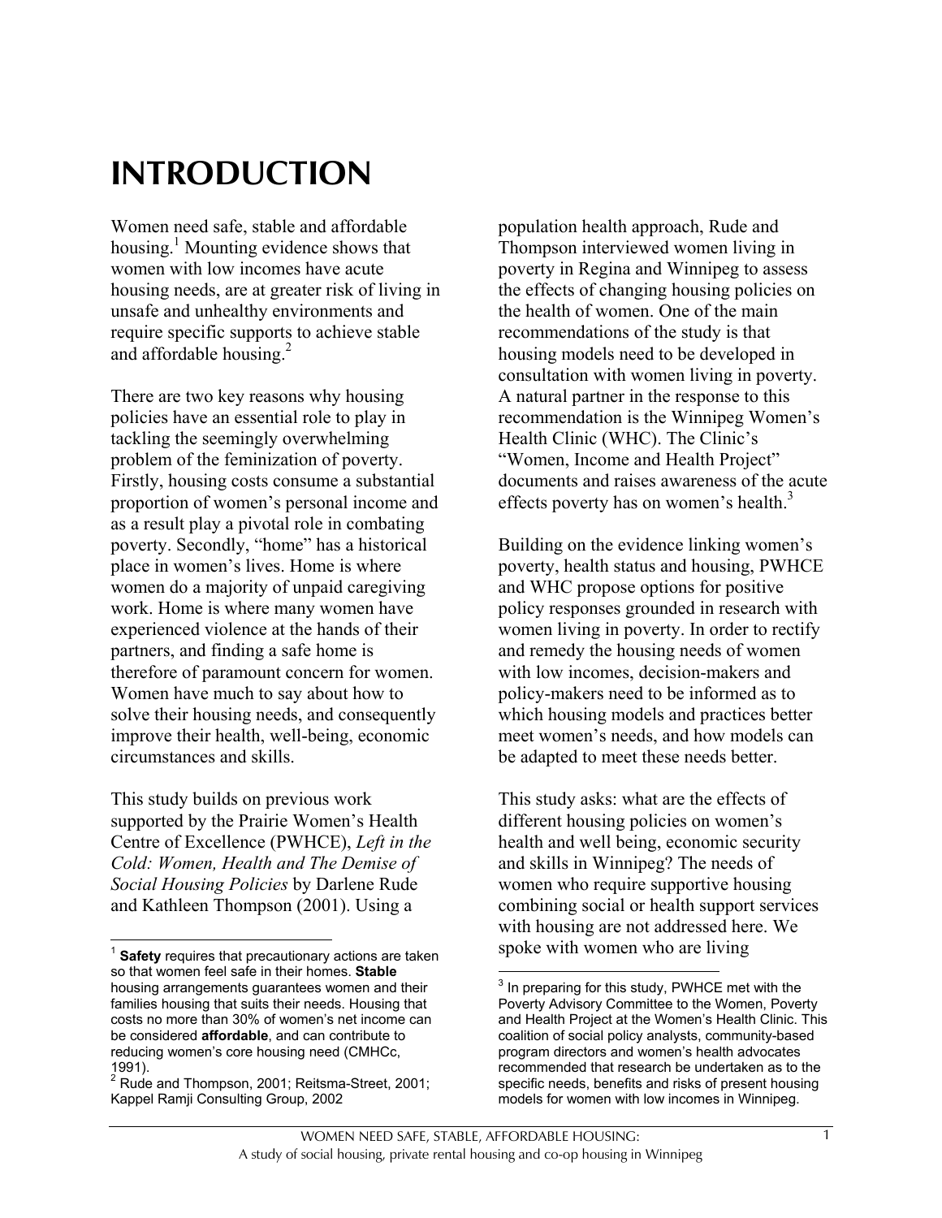# INTRODUCTION

Women need safe, stable and affordable housing.[1] Mounting evidence shows that women with low incomes have acute housing needs, are at greater risk of living in unsafe and unhealthy environments and require specific supports to achieve stable and affordable housing.[2]

There are two key reasons why housing policies have an essential role to play in tackling the seemingly overwhelming problem of the feminization of poverty. Firstly, housing costs consume a substantial proportion of women's personal income and as a result play a pivotal role in combating poverty. Secondly, "home" has a historical place in women's lives. Home is where women do a majority of unpaid caregiving work. Home is where many women have experienced violence at the hands of their partners, and finding a safe home is therefore of paramount concern for women. Women have much to say about how to solve their housing needs, and consequently improve their health, well-being, economic circumstances and skills.

This study builds on previous work supported by the Prairie Women's Health Centre of Excellence (PWHCE), *Left in the Cold: Women, Health and The Demise of Social Housing Policies* by Darlene Rude and Kathleen Thompson (2001). Using a population health approach, Rude and Thompson interviewed women living in poverty in Regina and Winnipeg to assess the effects of changing housing policies on the health of women. One of the main recommendations of the study is that housing models need to be developed in consultation with women living in poverty. A natural partner in the response to this recommendation is the Winnipeg Women's Health Clinic (WHC). The Clinic's "Women, Income and Health Project" documents and raises awareness of the acute effects poverty has on women's health.[3]

Building on the evidence linking women's poverty, health status and housing, PWHCE and WHC propose options for positive policy responses grounded in research with women living in poverty. In order to rectify and remedy the housing needs of women with low incomes, decision-makers and policy-makers need to be informed as to which housing models and practices better meet women's needs, and how models can be adapted to meet these needs better.

This study asks: what are the effects of different housing policies on women's health and well being, economic security and skills in Winnipeg? The needs of women who require supportive housing combining social or health support services with housing are not addressed here. We spoke with women who are living

---

[1] **Safety** requires that precautionary actions are taken so that women feel safe in their homes. **Stable** housing arrangements guarantees women and their families housing that suits their needs. Housing that costs no more than 30% of women's net income can be considered **affordable**, and can contribute to reducing women's core housing need (CMHCc, 1991).

[2] Rude and Thompson, 2001; Reitsma-Street, 2001; Kappel Ramji Consulting Group, 2002

[3] In preparing for this study, PWHCE met with the Poverty Advisory Committee to the Women, Poverty and Health Project at the Women's Health Clinic. This coalition of social policy analysts, community-based program directors and women's health advocates recommended that research be undertaken as to the specific needs, benefits and risks of present housing models for women with low incomes in Winnipeg.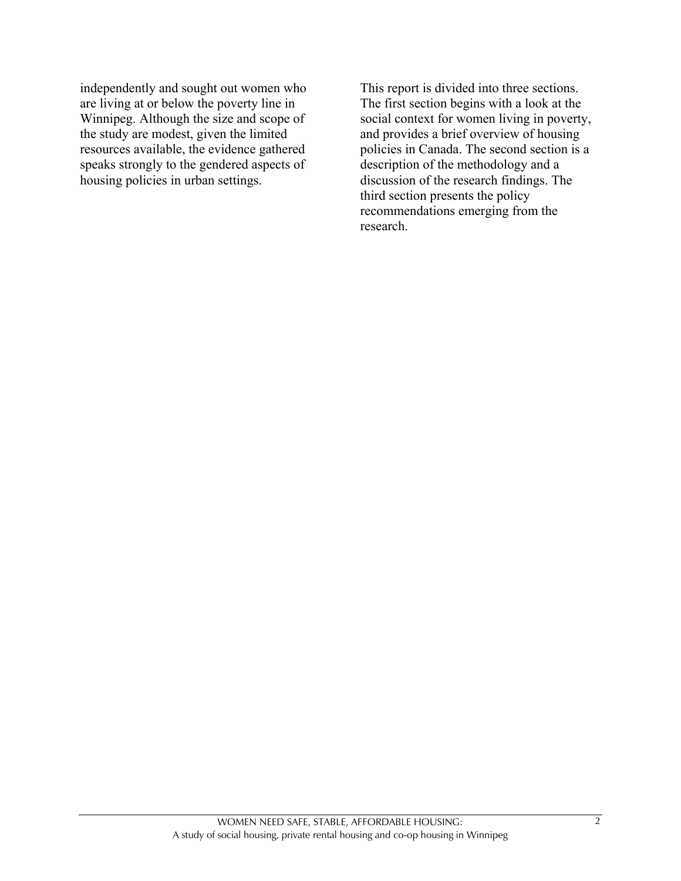independently and sought out women who are living at or below the poverty line in Winnipeg. Although the size and scope of the study are modest, given the limited resources available, the evidence gathered speaks strongly to the gendered aspects of housing policies in urban settings.

This report is divided into three sections. The first section begins with a look at the social context for women living in poverty, and provides a brief overview of housing policies in Canada. The second section is a description of the methodology and a discussion of the research findings. The third section presents the policy recommendations emerging from the research.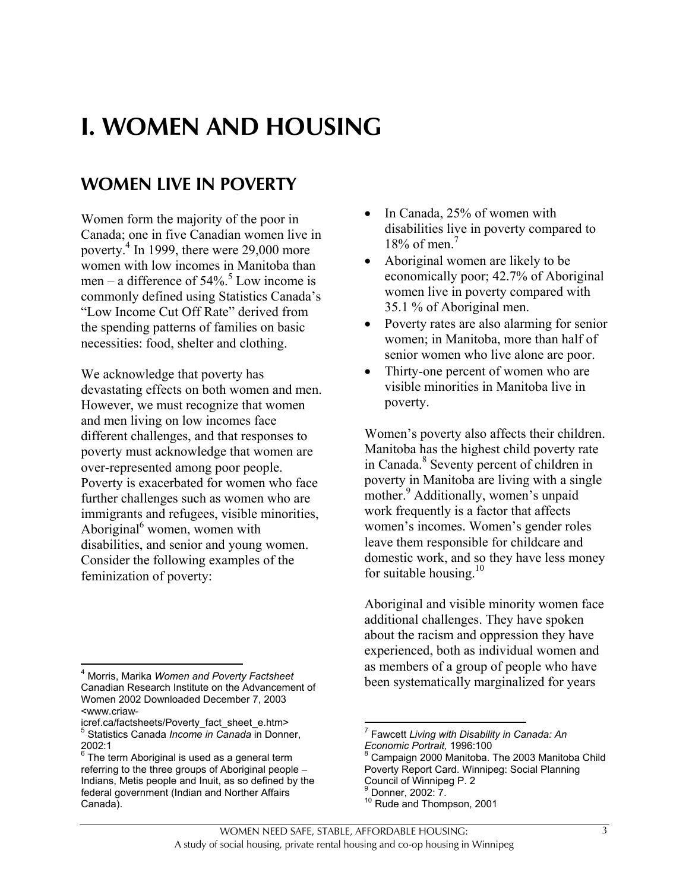# I. WOMEN AND HOUSING

## WOMEN LIVE IN POVERTY

Women form the majority of the poor in Canada; one in five Canadian women live in poverty.[4] In 1999, there were 29,000 more women with low incomes in Manitoba than men – a difference of 54%.[5] Low income is commonly defined using Statistics Canada's "Low Income Cut Off Rate" derived from the spending patterns of families on basic necessities: food, shelter and clothing.

We acknowledge that poverty has devastating effects on both women and men. However, we must recognize that women and men living on low incomes face different challenges, and that responses to poverty must acknowledge that women are over-represented among poor people. Poverty is exacerbated for women who face further challenges such as women who are immigrants and refugees, visible minorities, Aboriginal[6] women, women with disabilities, and senior and young women. Consider the following examples of the feminization of poverty:

- In Canada, 25% of women with disabilities live in poverty compared to 18% of men.[7]
- Aboriginal women are likely to be economically poor; 42.7% of Aboriginal women live in poverty compared with 35.1 % of Aboriginal men.
- Poverty rates are also alarming for senior women; in Manitoba, more than half of senior women who live alone are poor.
- Thirty-one percent of women who are visible minorities in Manitoba live in poverty.

Women's poverty also affects their children. Manitoba has the highest child poverty rate in Canada.[8] Seventy percent of children in poverty in Manitoba are living with a single mother.[9] Additionally, women's unpaid work frequently is a factor that affects women's incomes. Women's gender roles leave them responsible for childcare and domestic work, and so they have less money for suitable housing.[10]

Aboriginal and visible minority women face additional challenges. They have spoken about the racism and oppression they have experienced, both as individual women and as members of a group of people who have been systematically marginalized for years

---

[4] Morris, Marika *Women and Poverty Factsheet* Canadian Research Institute on the Advancement of Women 2002 Downloaded December 7, 2003 <www.criaw-icref.ca/factsheets/Poverty_fact_sheet_e.htm>

[5] Statistics Canada *Income in Canada* in Donner, 2002:1

[6] The term Aboriginal is used as a general term referring to the three groups of Aboriginal people – Indians, Metis people and Inuit, as so defined by the federal government (Indian and Norther Affairs Canada).

[7] Fawcett *Living with Disability in Canada: An Economic Portrait,* 1996:100

[8] Campaign 2000 Manitoba. The 2003 Manitoba Child Poverty Report Card. Winnipeg: Social Planning Council of Winnipeg P. 2

[9] Donner, 2002: 7.

[10] Rude and Thompson, 2001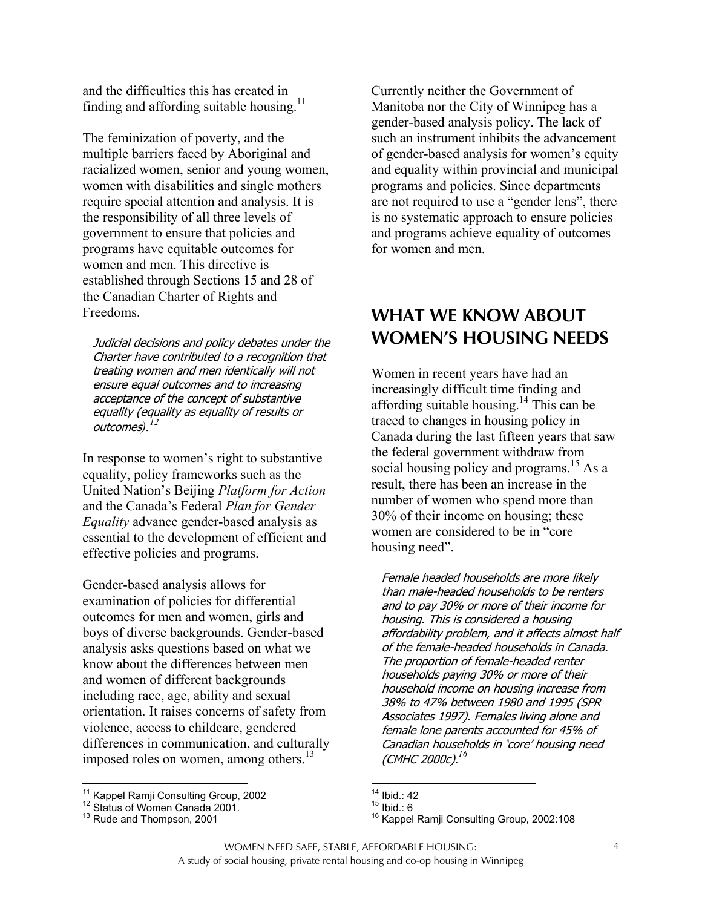and the difficulties this has created in finding and affording suitable housing.[11]

The feminization of poverty, and the multiple barriers faced by Aboriginal and racialized women, senior and young women, women with disabilities and single mothers require special attention and analysis. It is the responsibility of all three levels of government to ensure that policies and programs have equitable outcomes for women and men. This directive is established through Sections 15 and 28 of the Canadian Charter of Rights and Freedoms.

> *Judicial decisions and policy debates under the Charter have contributed to a recognition that treating women and men identically will not ensure equal outcomes and to increasing acceptance of the concept of substantive equality (equality as equality of results or outcomes).*[12]

In response to women's right to substantive equality, policy frameworks such as the United Nation's Beijing *Platform for Action* and the Canada's Federal *Plan for Gender Equality* advance gender-based analysis as essential to the development of efficient and effective policies and programs.

Gender-based analysis allows for examination of policies for differential outcomes for men and women, girls and boys of diverse backgrounds. Gender-based analysis asks questions based on what we know about the differences between men and women of different backgrounds including race, age, ability and sexual orientation. It raises concerns of safety from violence, access to childcare, gendered differences in communication, and culturally imposed roles on women, among others.[13]

Currently neither the Government of Manitoba nor the City of Winnipeg has a gender-based analysis policy. The lack of such an instrument inhibits the advancement of gender-based analysis for women's equity and equality within provincial and municipal programs and policies. Since departments are not required to use a "gender lens", there is no systematic approach to ensure policies and programs achieve equality of outcomes for women and men.

## WHAT WE KNOW ABOUT WOMEN'S HOUSING NEEDS

Women in recent years have had an increasingly difficult time finding and affording suitable housing.[14] This can be traced to changes in housing policy in Canada during the last fifteen years that saw the federal government withdraw from social housing policy and programs.[15] As a result, there has been an increase in the number of women who spend more than 30% of their income on housing; these women are considered to be in "core housing need".

> *Female headed households are more likely than male-headed households to be renters and to pay 30% or more of their income for housing. This is considered a housing affordability problem, and it affects almost half of the female-headed households in Canada. The proportion of female-headed renter households paying 30% or more of their household income on housing increase from 38% to 47% between 1980 and 1995 (SPR Associates 1997). Females living alone and female lone parents accounted for 45% of Canadian households in 'core' housing need (CMHC 2000c).*[16]

[11] Kappel Ramji Consulting Group, 2002
[12] Status of Women Canada 2001.
[13] Rude and Thompson, 2001
[14] Ibid.: 42
[15] Ibid.: 6
[16] Kappel Ramji Consulting Group, 2002:108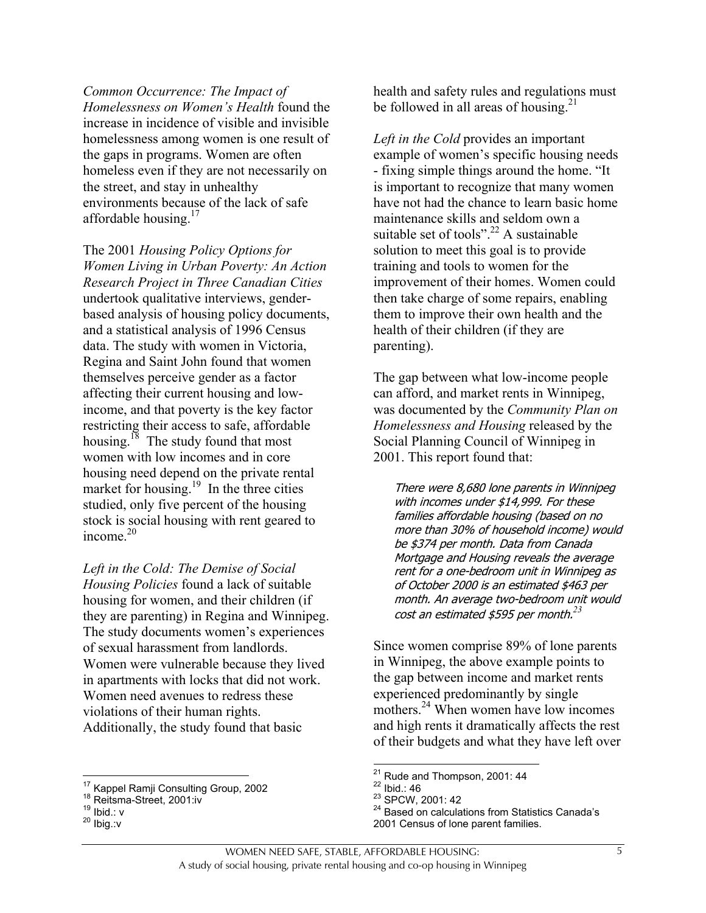*Common Occurrence: The Impact of Homelessness on Women's Health* found the increase in incidence of visible and invisible homelessness among women is one result of the gaps in programs. Women are often homeless even if they are not necessarily on the street, and stay in unhealthy environments because of the lack of safe affordable housing.[17]

The 2001 *Housing Policy Options for Women Living in Urban Poverty: An Action Research Project in Three Canadian Cities* undertook qualitative interviews, gender-based analysis of housing policy documents, and a statistical analysis of 1996 Census data. The study with women in Victoria, Regina and Saint John found that women themselves perceive gender as a factor affecting their current housing and low-income, and that poverty is the key factor restricting their access to safe, affordable housing.[18] The study found that most women with low incomes and in core housing need depend on the private rental market for housing.[19] In the three cities studied, only five percent of the housing stock is social housing with rent geared to income.[20]

*Left in the Cold: The Demise of Social Housing Policies* found a lack of suitable housing for women, and their children (if they are parenting) in Regina and Winnipeg. The study documents women's experiences of sexual harassment from landlords. Women were vulnerable because they lived in apartments with locks that did not work. Women need avenues to redress these violations of their human rights. Additionally, the study found that basic health and safety rules and regulations must be followed in all areas of housing.[21]

*Left in the Cold* provides an important example of women's specific housing needs - fixing simple things around the home. "It is important to recognize that many women have not had the chance to learn basic home maintenance skills and seldom own a suitable set of tools".[22] A sustainable solution to meet this goal is to provide training and tools to women for the improvement of their homes. Women could then take charge of some repairs, enabling them to improve their own health and the health of their children (if they are parenting).

The gap between what low-income people can afford, and market rents in Winnipeg, was documented by the *Community Plan on Homelessness and Housing* released by the Social Planning Council of Winnipeg in 2001. This report found that:

> *There were 8,680 lone parents in Winnipeg with incomes under $14,999. For these families affordable housing (based on no more than 30% of household income) would be $374 per month. Data from Canada Mortgage and Housing reveals the average rent for a one-bedroom unit in Winnipeg as of October 2000 is an estimated $463 per month. An average two-bedroom unit would cost an estimated $595 per month.*[23]

Since women comprise 89% of lone parents in Winnipeg, the above example points to the gap between income and market rents experienced predominantly by single mothers.[24] When women have low incomes and high rents it dramatically affects the rest of their budgets and what they have left over

---

[17] Kappel Ramji Consulting Group, 2002
[18] Reitsma-Street, 2001:iv
[19] Ibid.: v
[20] Ibig.:v
[21] Rude and Thompson, 2001: 44
[22] Ibid.: 46
[23] SPCW, 2001: 42
[24] Based on calculations from Statistics Canada's 2001 Census of lone parent families.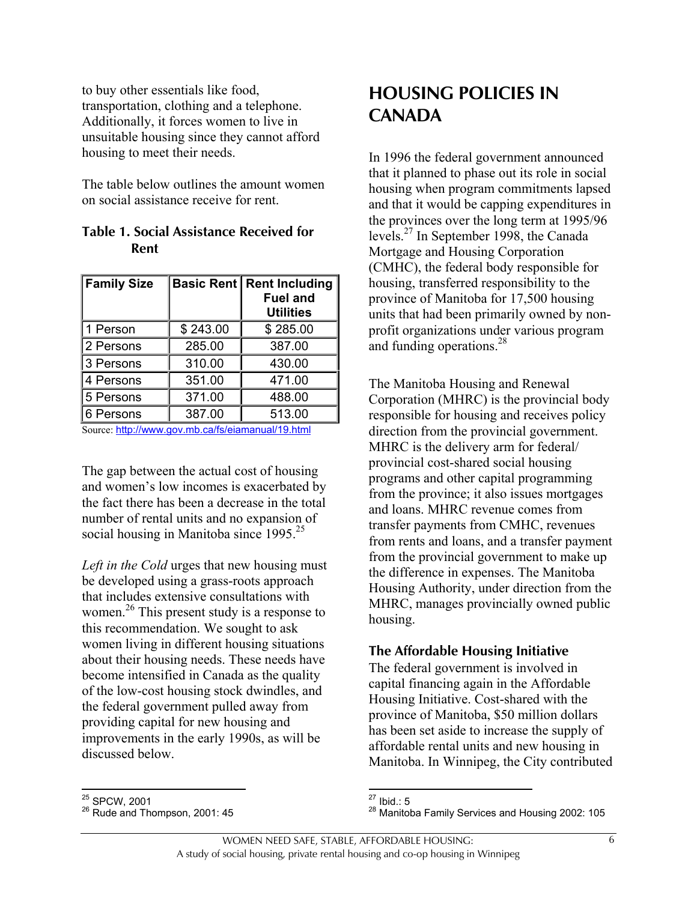to buy other essentials like food, transportation, clothing and a telephone. Additionally, it forces women to live in unsuitable housing since they cannot afford housing to meet their needs.

The table below outlines the amount women on social assistance receive for rent.

**Table 1. Social Assistance Received for Rent**

| Family Size | Basic Rent | Rent Including Fuel and Utilities |
|---|---|---|
| 1 Person | $ 243.00 | $ 285.00 |
| 2 Persons | 285.00 | 387.00 |
| 3 Persons | 310.00 | 430.00 |
| 4 Persons | 351.00 | 471.00 |
| 5 Persons | 371.00 | 488.00 |
| 6 Persons | 387.00 | 513.00 |

Source: http://www.gov.mb.ca/fs/eiamanual/19.html

The gap between the actual cost of housing and women's low incomes is exacerbated by the fact there has been a decrease in the total number of rental units and no expansion of social housing in Manitoba since 1995.[25]

*Left in the Cold* urges that new housing must be developed using a grass-roots approach that includes extensive consultations with women.[26] This present study is a response to this recommendation. We sought to ask women living in different housing situations about their housing needs. These needs have become intensified in Canada as the quality of the low-cost housing stock dwindles, and the federal government pulled away from providing capital for new housing and improvements in the early 1990s, as will be discussed below.

[25] SPCW, 2001

[26] Rude and Thompson, 2001: 45

# HOUSING POLICIES IN CANADA

In 1996 the federal government announced that it planned to phase out its role in social housing when program commitments lapsed and that it would be capping expenditures in the provinces over the long term at 1995/96 levels.[27] In September 1998, the Canada Mortgage and Housing Corporation (CMHC), the federal body responsible for housing, transferred responsibility to the province of Manitoba for 17,500 housing units that had been primarily owned by non-profit organizations under various program and funding operations.[28]

The Manitoba Housing and Renewal Corporation (MHRC) is the provincial body responsible for housing and receives policy direction from the provincial government. MHRC is the delivery arm for federal/provincial cost-shared social housing programs and other capital programming from the province; it also issues mortgages and loans. MHRC revenue comes from transfer payments from CMHC, revenues from rents and loans, and a transfer payment from the provincial government to make up the difference in expenses. The Manitoba Housing Authority, under direction from the MHRC, manages provincially owned public housing.

## The Affordable Housing Initiative

The federal government is involved in capital financing again in the Affordable Housing Initiative. Cost-shared with the province of Manitoba, $50 million dollars has been set aside to increase the supply of affordable rental units and new housing in Manitoba. In Winnipeg, the City contributed

[27] Ibid.: 5

[28] Manitoba Family Services and Housing 2002: 105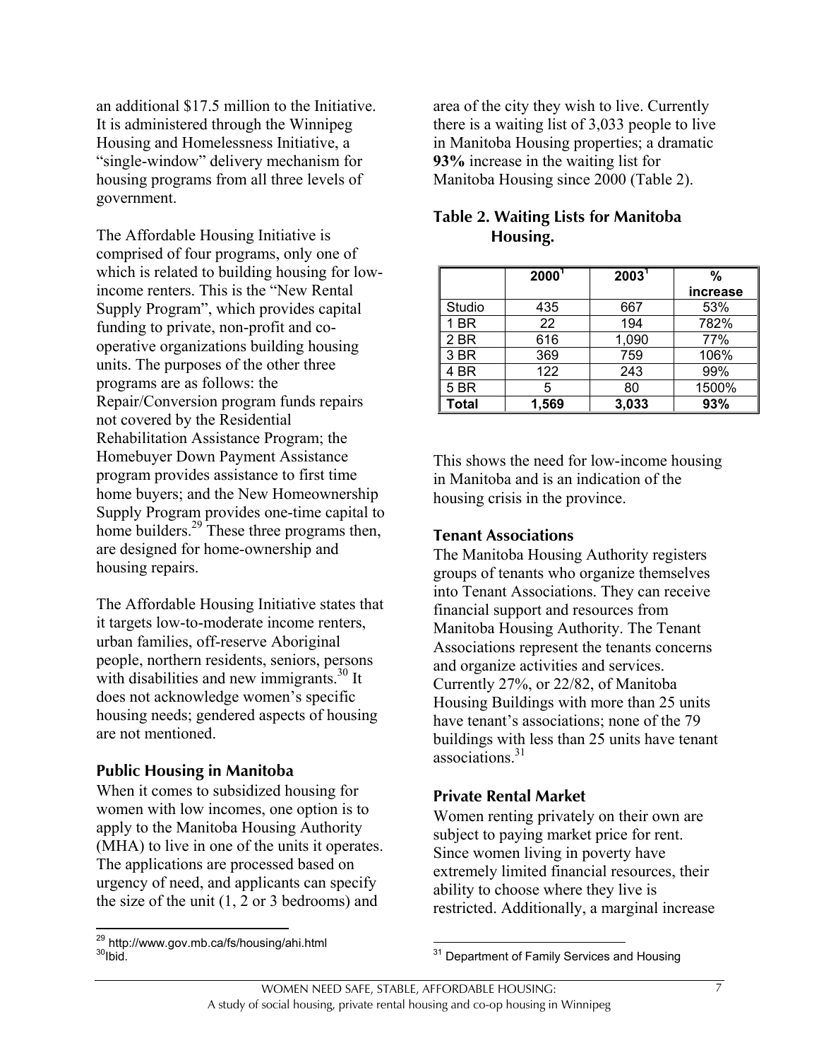an additional $17.5 million to the Initiative. It is administered through the Winnipeg Housing and Homelessness Initiative, a "single-window" delivery mechanism for housing programs from all three levels of government.

The Affordable Housing Initiative is comprised of four programs, only one of which is related to building housing for low-income renters. This is the "New Rental Supply Program", which provides capital funding to private, non-profit and co-operative organizations building housing units. The purposes of the other three programs are as follows: the Repair/Conversion program funds repairs not covered by the Residential Rehabilitation Assistance Program; the Homebuyer Down Payment Assistance program provides assistance to first time home buyers; and the New Homeownership Supply Program provides one-time capital to home builders.[29] These three programs then, are designed for home-ownership and housing repairs.

The Affordable Housing Initiative states that it targets low-to-moderate income renters, urban families, off-reserve Aboriginal people, northern residents, seniors, persons with disabilities and new immigrants.[30] It does not acknowledge women's specific housing needs; gendered aspects of housing are not mentioned.

## Public Housing in Manitoba

When it comes to subsidized housing for women with low incomes, one option is to apply to the Manitoba Housing Authority (MHA) to live in one of the units it operates. The applications are processed based on urgency of need, and applicants can specify the size of the unit (1, 2 or 3 bedrooms) and area of the city they wish to live. Currently there is a waiting list of 3,033 people to live in Manitoba Housing properties; a dramatic **93%** increase in the waiting list for Manitoba Housing since 2000 (Table 2).

**Table 2. Waiting Lists for Manitoba Housing.**

| | 2000[1] | 2003[1] | % increase |
|---|---|---|---|
| Studio | 435 | 667 | 53% |
| 1 BR | 22 | 194 | 782% |
| 2 BR | 616 | 1,090 | 77% |
| 3 BR | 369 | 759 | 106% |
| 4 BR | 122 | 243 | 99% |
| 5 BR | 5 | 80 | 1500% |
| **Total** | **1,569** | **3,033** | **93%** |

This shows the need for low-income housing in Manitoba and is an indication of the housing crisis in the province.

## Tenant Associations

The Manitoba Housing Authority registers groups of tenants who organize themselves into Tenant Associations. They can receive financial support and resources from Manitoba Housing Authority. The Tenant Associations represent the tenants concerns and organize activities and services. Currently 27%, or 22/82, of Manitoba Housing Buildings with more than 25 units have tenant's associations; none of the 79 buildings with less than 25 units have tenant associations.[31]

## Private Rental Market

Women renting privately on their own are subject to paying market price for rent. Since women living in poverty have extremely limited financial resources, their ability to choose where they live is restricted. Additionally, a marginal increase

---

[29] http://www.gov.mb.ca/fs/housing/ahi.html

[30] Ibid.

[31] Department of Family Services and Housing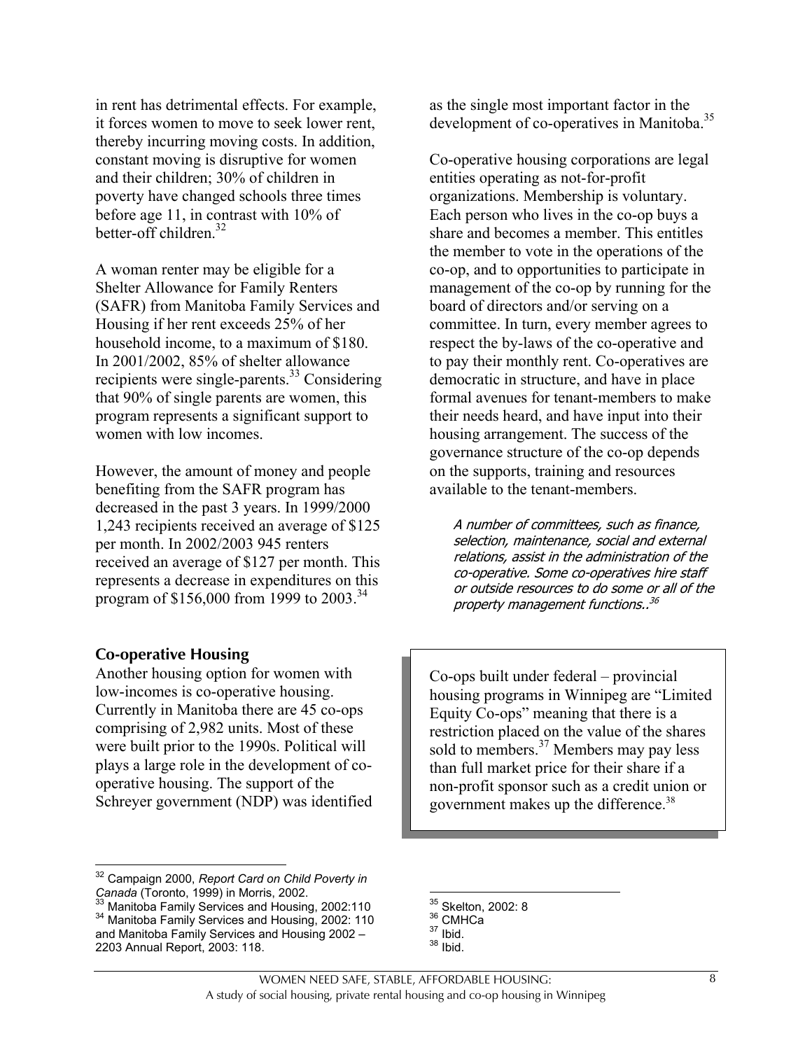in rent has detrimental effects. For example, it forces women to move to seek lower rent, thereby incurring moving costs. In addition, constant moving is disruptive for women and their children; 30% of children in poverty have changed schools three times before age 11, in contrast with 10% of better-off children.[32]

A woman renter may be eligible for a Shelter Allowance for Family Renters (SAFR) from Manitoba Family Services and Housing if her rent exceeds 25% of her household income, to a maximum of $180. In 2001/2002, 85% of shelter allowance recipients were single-parents.[33] Considering that 90% of single parents are women, this program represents a significant support to women with low incomes.

However, the amount of money and people benefiting from the SAFR program has decreased in the past 3 years. In 1999/2000 1,243 recipients received an average of $125 per month. In 2002/2003 945 renters received an average of $127 per month. This represents a decrease in expenditures on this program of $156,000 from 1999 to 2003.[34]

### Co-operative Housing

Another housing option for women with low-incomes is co-operative housing. Currently in Manitoba there are 45 co-ops comprising of 2,982 units. Most of these were built prior to the 1990s. Political will plays a large role in the development of co-operative housing. The support of the Schreyer government (NDP) was identified as the single most important factor in the development of co-operatives in Manitoba.[35]

Co-operative housing corporations are legal entities operating as not-for-profit organizations. Membership is voluntary. Each person who lives in the co-op buys a share and becomes a member. This entitles the member to vote in the operations of the co-op, and to opportunities to participate in management of the co-op by running for the board of directors and/or serving on a committee. In turn, every member agrees to respect the by-laws of the co-operative and to pay their monthly rent. Co-operatives are democratic in structure, and have in place formal avenues for tenant-members to make their needs heard, and have input into their housing arrangement. The success of the governance structure of the co-op depends on the supports, training and resources available to the tenant-members.

> *A number of committees, such as finance, selection, maintenance, social and external relations, assist in the administration of the co-operative. Some co-operatives hire staff or outside resources to do some or all of the property management functions..*[36]

Co-ops built under federal – provincial housing programs in Winnipeg are "Limited Equity Co-ops" meaning that there is a restriction placed on the value of the shares sold to members.[37] Members may pay less than full market price for their share if a non-profit sponsor such as a credit union or government makes up the difference.[38]

---

[32] Campaign 2000, *Report Card on Child Poverty in Canada* (Toronto, 1999) in Morris, 2002.
[33] Manitoba Family Services and Housing, 2002:110
[34] Manitoba Family Services and Housing, 2002: 110 and Manitoba Family Services and Housing 2002 – 2203 Annual Report, 2003: 118.
[35] Skelton, 2002: 8
[36] CMHCa
[37] Ibid.
[38] Ibid.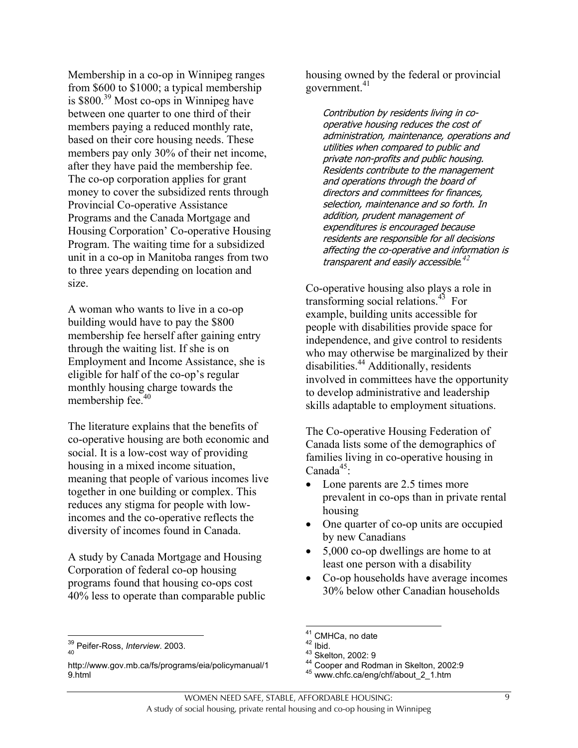Membership in a co-op in Winnipeg ranges from $600 to $1000; a typical membership is $800.[39] Most co-ops in Winnipeg have between one quarter to one third of their members paying a reduced monthly rate, based on their core housing needs. These members pay only 30% of their net income, after they have paid the membership fee. The co-op corporation applies for grant money to cover the subsidized rents through Provincial Co-operative Assistance Programs and the Canada Mortgage and Housing Corporation' Co-operative Housing Program. The waiting time for a subsidized unit in a co-op in Manitoba ranges from two to three years depending on location and size.

A woman who wants to live in a co-op building would have to pay the $800 membership fee herself after gaining entry through the waiting list. If she is on Employment and Income Assistance, she is eligible for half of the co-op's regular monthly housing charge towards the membership fee.[40]

The literature explains that the benefits of co-operative housing are both economic and social. It is a low-cost way of providing housing in a mixed income situation, meaning that people of various incomes live together in one building or complex. This reduces any stigma for people with low-incomes and the co-operative reflects the diversity of incomes found in Canada.

A study by Canada Mortgage and Housing Corporation of federal co-op housing programs found that housing co-ops cost 40% less to operate than comparable public housing owned by the federal or provincial government.[41]

> *Contribution by residents living in co-operative housing reduces the cost of administration, maintenance, operations and utilities when compared to public and private non-profits and public housing. Residents contribute to the management and operations through the board of directors and committees for finances, selection, maintenance and so forth. In addition, prudent management of expenditures is encouraged because residents are responsible for all decisions affecting the co-operative and information is transparent and easily accessible.*[42]

Co-operative housing also plays a role in transforming social relations.[43] For example, building units accessible for people with disabilities provide space for independence, and give control to residents who may otherwise be marginalized by their disabilities.[44] Additionally, residents involved in committees have the opportunity to develop administrative and leadership skills adaptable to employment situations.

The Co-operative Housing Federation of Canada lists some of the demographics of families living in co-operative housing in Canada[45]:

- Lone parents are 2.5 times more prevalent in co-ops than in private rental housing
- One quarter of co-op units are occupied by new Canadians
- 5,000 co-op dwellings are home to at least one person with a disability
- Co-op households have average incomes 30% below other Canadian households

---

[39] Peifer-Ross, *Interview*. 2003.

[40] http://www.gov.mb.ca/fs/programs/eia/policymanual/19.html

[41] CMHCa, no date

[42] Ibid.

[43] Skelton, 2002: 9

[44] Cooper and Rodman in Skelton, 2002:9

[45] www.chfc.ca/eng/chf/about_2_1.htm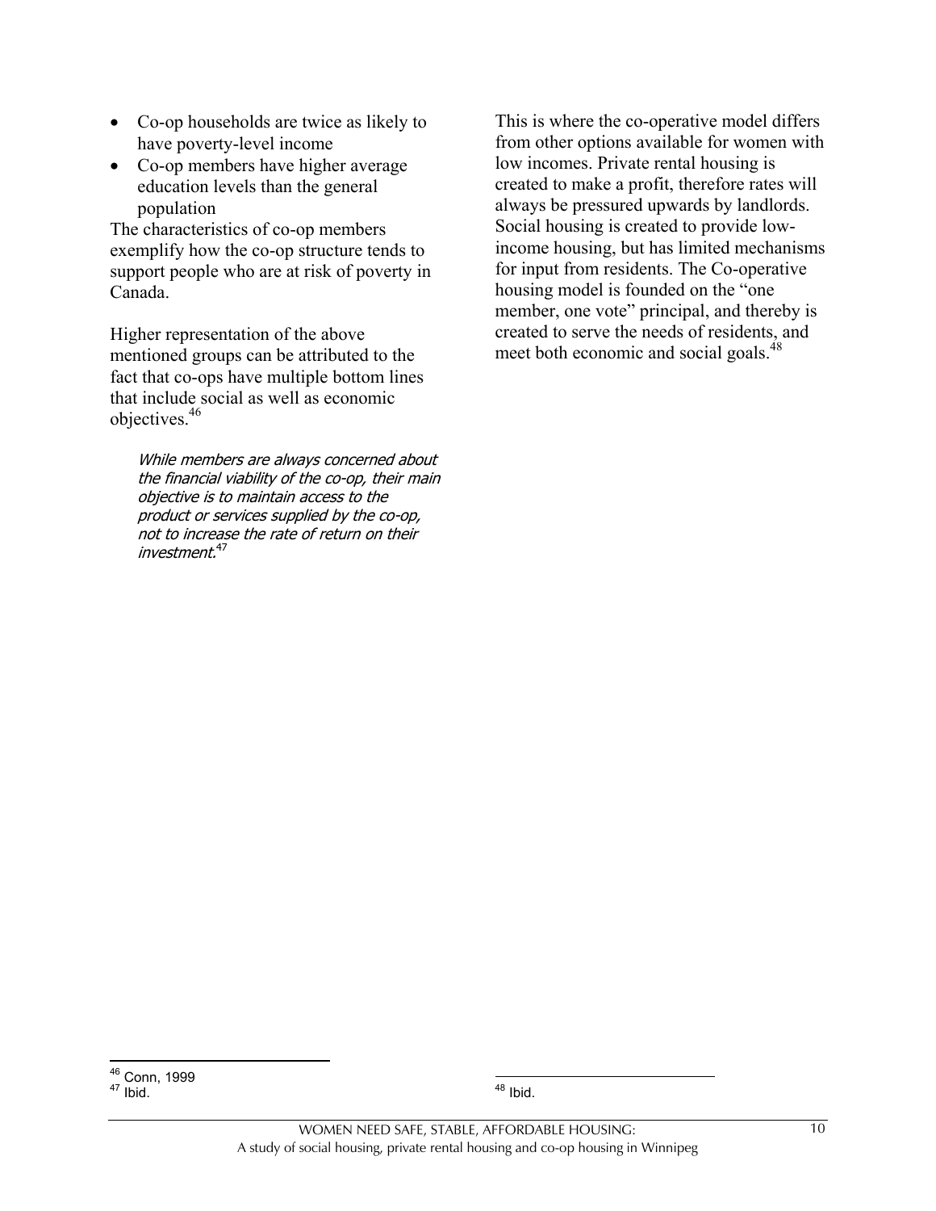- Co-op households are twice as likely to have poverty-level income
- Co-op members have higher average education levels than the general population

The characteristics of co-op members exemplify how the co-op structure tends to support people who are at risk of poverty in Canada.

Higher representation of the above mentioned groups can be attributed to the fact that co-ops have multiple bottom lines that include social as well as economic objectives.[46]

> *While members are always concerned about the financial viability of the co-op, their main objective is to maintain access to the product or services supplied by the co-op, not to increase the rate of return on their investment.*[47]

This is where the co-operative model differs from other options available for women with low incomes. Private rental housing is created to make a profit, therefore rates will always be pressured upwards by landlords. Social housing is created to provide low-income housing, but has limited mechanisms for input from residents. The Co-operative housing model is founded on the "one member, one vote" principal, and thereby is created to serve the needs of residents, and meet both economic and social goals.[48]

---

[46] Conn, 1999
[47] Ibid.
[48] Ibid.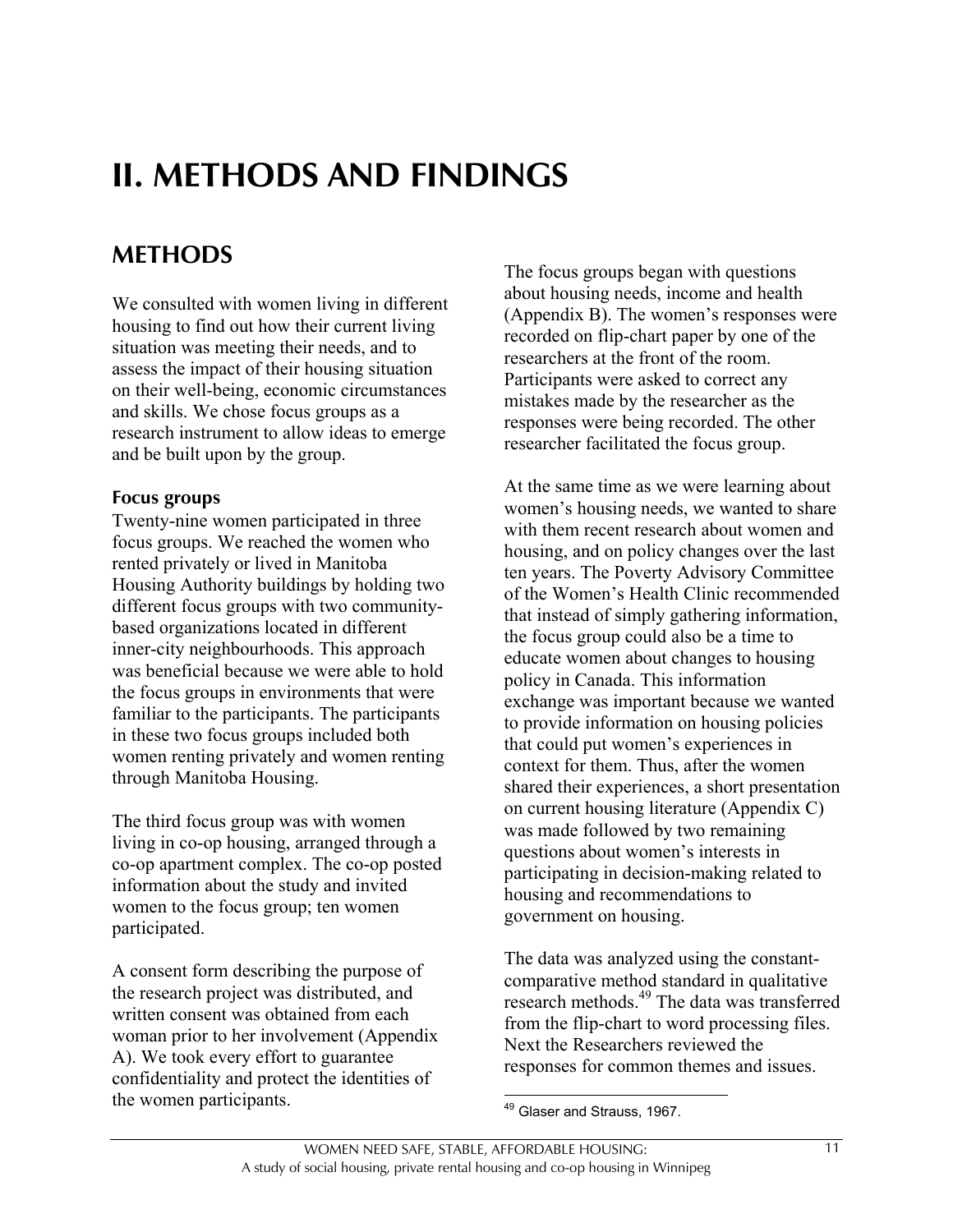# II. METHODS AND FINDINGS

## METHODS

We consulted with women living in different housing to find out how their current living situation was meeting their needs, and to assess the impact of their housing situation on their well-being, economic circumstances and skills. We chose focus groups as a research instrument to allow ideas to emerge and be built upon by the group.

### Focus groups

Twenty-nine women participated in three focus groups. We reached the women who rented privately or lived in Manitoba Housing Authority buildings by holding two different focus groups with two community-based organizations located in different inner-city neighbourhoods. This approach was beneficial because we were able to hold the focus groups in environments that were familiar to the participants. The participants in these two focus groups included both women renting privately and women renting through Manitoba Housing.

The third focus group was with women living in co-op housing, arranged through a co-op apartment complex. The co-op posted information about the study and invited women to the focus group; ten women participated.

A consent form describing the purpose of the research project was distributed, and written consent was obtained from each woman prior to her involvement (Appendix A). We took every effort to guarantee confidentiality and protect the identities of the women participants.

The focus groups began with questions about housing needs, income and health (Appendix B). The women's responses were recorded on flip-chart paper by one of the researchers at the front of the room. Participants were asked to correct any mistakes made by the researcher as the responses were being recorded. The other researcher facilitated the focus group.

At the same time as we were learning about women's housing needs, we wanted to share with them recent research about women and housing, and on policy changes over the last ten years. The Poverty Advisory Committee of the Women's Health Clinic recommended that instead of simply gathering information, the focus group could also be a time to educate women about changes to housing policy in Canada. This information exchange was important because we wanted to provide information on housing policies that could put women's experiences in context for them. Thus, after the women shared their experiences, a short presentation on current housing literature (Appendix C) was made followed by two remaining questions about women's interests in participating in decision-making related to housing and recommendations to government on housing.

The data was analyzed using the constant-comparative method standard in qualitative research methods.[49] The data was transferred from the flip-chart to word processing files. Next the Researchers reviewed the responses for common themes and issues.

[49] Glaser and Strauss, 1967.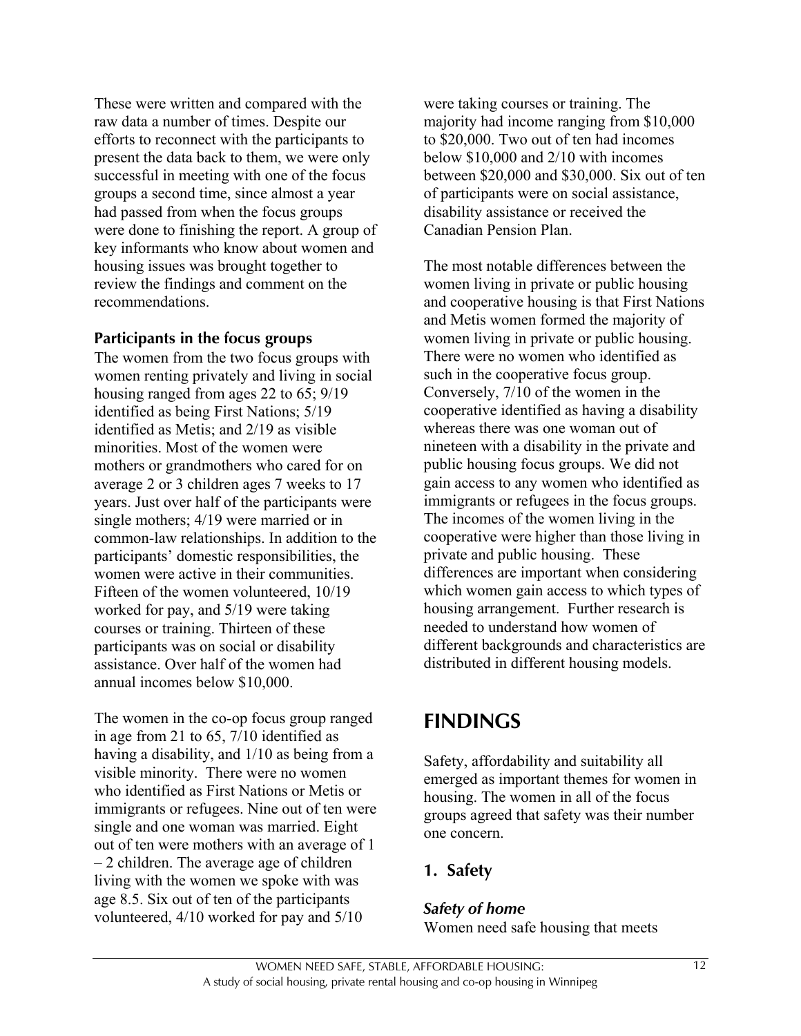These were written and compared with the raw data a number of times. Despite our efforts to reconnect with the participants to present the data back to them, we were only successful in meeting with one of the focus groups a second time, since almost a year had passed from when the focus groups were done to finishing the report. A group of key informants who know about women and housing issues was brought together to review the findings and comment on the recommendations.

### Participants in the focus groups

The women from the two focus groups with women renting privately and living in social housing ranged from ages 22 to 65; 9/19 identified as being First Nations; 5/19 identified as Metis; and 2/19 as visible minorities. Most of the women were mothers or grandmothers who cared for on average 2 or 3 children ages 7 weeks to 17 years. Just over half of the participants were single mothers; 4/19 were married or in common-law relationships. In addition to the participants' domestic responsibilities, the women were active in their communities. Fifteen of the women volunteered, 10/19 worked for pay, and 5/19 were taking courses or training. Thirteen of these participants was on social or disability assistance. Over half of the women had annual incomes below $10,000.

The women in the co-op focus group ranged in age from 21 to 65, 7/10 identified as having a disability, and 1/10 as being from a visible minority. There were no women who identified as First Nations or Metis or immigrants or refugees. Nine out of ten were single and one woman was married. Eight out of ten were mothers with an average of 1 – 2 children. The average age of children living with the women we spoke with was age 8.5. Six out of ten of the participants volunteered, 4/10 worked for pay and 5/10 were taking courses or training. The majority had income ranging from $10,000 to $20,000. Two out of ten had incomes below $10,000 and 2/10 with incomes between $20,000 and $30,000. Six out of ten of participants were on social assistance, disability assistance or received the Canadian Pension Plan.

The most notable differences between the women living in private or public housing and cooperative housing is that First Nations and Metis women formed the majority of women living in private or public housing. There were no women who identified as such in the cooperative focus group. Conversely, 7/10 of the women in the cooperative identified as having a disability whereas there was one woman out of nineteen with a disability in the private and public housing focus groups. We did not gain access to any women who identified as immigrants or refugees in the focus groups. The incomes of the women living in the cooperative were higher than those living in private and public housing. These differences are important when considering which women gain access to which types of housing arrangement. Further research is needed to understand how women of different backgrounds and characteristics are distributed in different housing models.

# FINDINGS

Safety, affordability and suitability all emerged as important themes for women in housing. The women in all of the focus groups agreed that safety was their number one concern.

## 1. Safety

### *Safety of home*

Women need safe housing that meets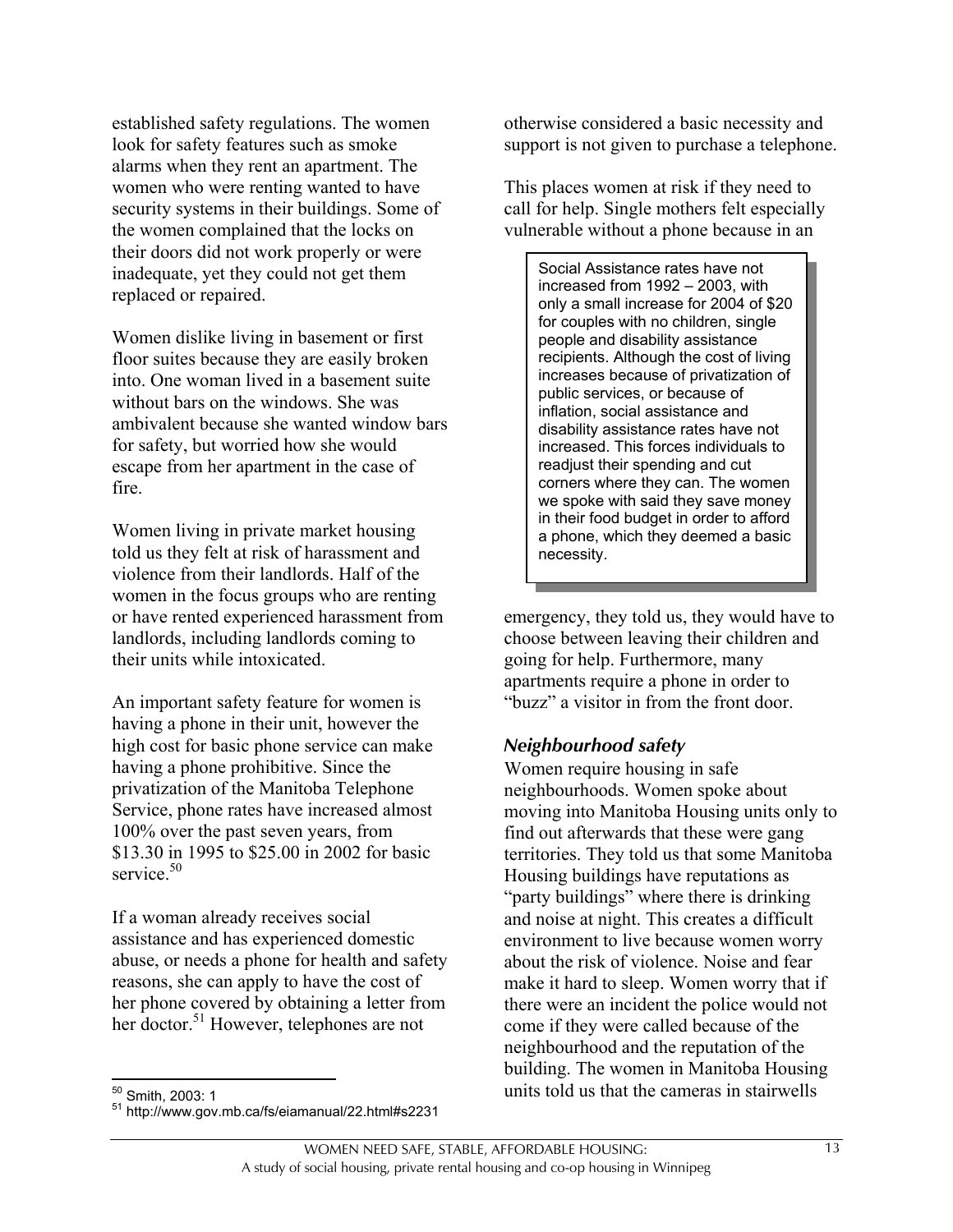established safety regulations. The women look for safety features such as smoke alarms when they rent an apartment. The women who were renting wanted to have security systems in their buildings. Some of the women complained that the locks on their doors did not work properly or were inadequate, yet they could not get them replaced or repaired.

Women dislike living in basement or first floor suites because they are easily broken into. One woman lived in a basement suite without bars on the windows. She was ambivalent because she wanted window bars for safety, but worried how she would escape from her apartment in the case of fire.

Women living in private market housing told us they felt at risk of harassment and violence from their landlords. Half of the women in the focus groups who are renting or have rented experienced harassment from landlords, including landlords coming to their units while intoxicated.

An important safety feature for women is having a phone in their unit, however the high cost for basic phone service can make having a phone prohibitive. Since the privatization of the Manitoba Telephone Service, phone rates have increased almost 100% over the past seven years, from $13.30 in 1995 to $25.00 in 2002 for basic service.[50]

If a woman already receives social assistance and has experienced domestic abuse, or needs a phone for health and safety reasons, she can apply to have the cost of her phone covered by obtaining a letter from her doctor.[51] However, telephones are not otherwise considered a basic necessity and support is not given to purchase a telephone.

This places women at risk if they need to call for help. Single mothers felt especially vulnerable without a phone because in an emergency, they told us, they would have to choose between leaving their children and going for help. Furthermore, many apartments require a phone in order to "buzz" a visitor in from the front door.

> Social Assistance rates have not increased from 1992 – 2003, with only a small increase for 2004 of $20 for couples with no children, single people and disability assistance recipients. Although the cost of living increases because of privatization of public services, or because of inflation, social assistance and disability assistance rates have not increased. This forces individuals to readjust their spending and cut corners where they can. The women we spoke with said they save money in their food budget in order to afford a phone, which they deemed a basic necessity.

### *Neighbourhood safety*

Women require housing in safe neighbourhoods. Women spoke about moving into Manitoba Housing units only to find out afterwards that these were gang territories. They told us that some Manitoba Housing buildings have reputations as "party buildings" where there is drinking and noise at night. This creates a difficult environment to live because women worry about the risk of violence. Noise and fear make it hard to sleep. Women worry that if there were an incident the police would not come if they were called because of the neighbourhood and the reputation of the building. The women in Manitoba Housing units told us that the cameras in stairwells

[50] Smith, 2003: 1

[51] http://www.gov.mb.ca/fs/eiamanual/22.html#s2231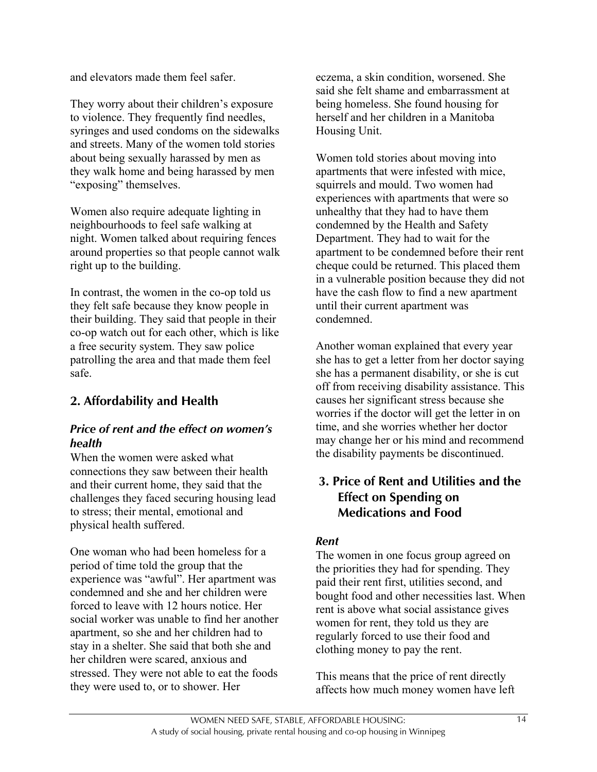and elevators made them feel safer.

They worry about their children's exposure to violence. They frequently find needles, syringes and used condoms on the sidewalks and streets. Many of the women told stories about being sexually harassed by men as they walk home and being harassed by men "exposing" themselves.

Women also require adequate lighting in neighbourhoods to feel safe walking at night. Women talked about requiring fences around properties so that people cannot walk right up to the building.

In contrast, the women in the co-op told us they felt safe because they know people in their building. They said that people in their co-op watch out for each other, which is like a free security system. They saw police patrolling the area and that made them feel safe.

## 2. Affordability and Health

### *Price of rent and the effect on women's health*

When the women were asked what connections they saw between their health and their current home, they said that the challenges they faced securing housing lead to stress; their mental, emotional and physical health suffered.

One woman who had been homeless for a period of time told the group that the experience was "awful". Her apartment was condemned and she and her children were forced to leave with 12 hours notice. Her social worker was unable to find her another apartment, so she and her children had to stay in a shelter. She said that both she and her children were scared, anxious and stressed. They were not able to eat the foods they were used to, or to shower. Her eczema, a skin condition, worsened. She said she felt shame and embarrassment at being homeless. She found housing for herself and her children in a Manitoba Housing Unit.

Women told stories about moving into apartments that were infested with mice, squirrels and mould. Two women had experiences with apartments that were so unhealthy that they had to have them condemned by the Health and Safety Department. They had to wait for the apartment to be condemned before their rent cheque could be returned. This placed them in a vulnerable position because they did not have the cash flow to find a new apartment until their current apartment was condemned.

Another woman explained that every year she has to get a letter from her doctor saying she has a permanent disability, or she is cut off from receiving disability assistance. This causes her significant stress because she worries if the doctor will get the letter in on time, and she worries whether her doctor may change her or his mind and recommend the disability payments be discontinued.

## 3. Price of Rent and Utilities and the Effect on Spending on Medications and Food

### *Rent*

The women in one focus group agreed on the priorities they had for spending. They paid their rent first, utilities second, and bought food and other necessities last. When rent is above what social assistance gives women for rent, they told us they are regularly forced to use their food and clothing money to pay the rent.

This means that the price of rent directly affects how much money women have left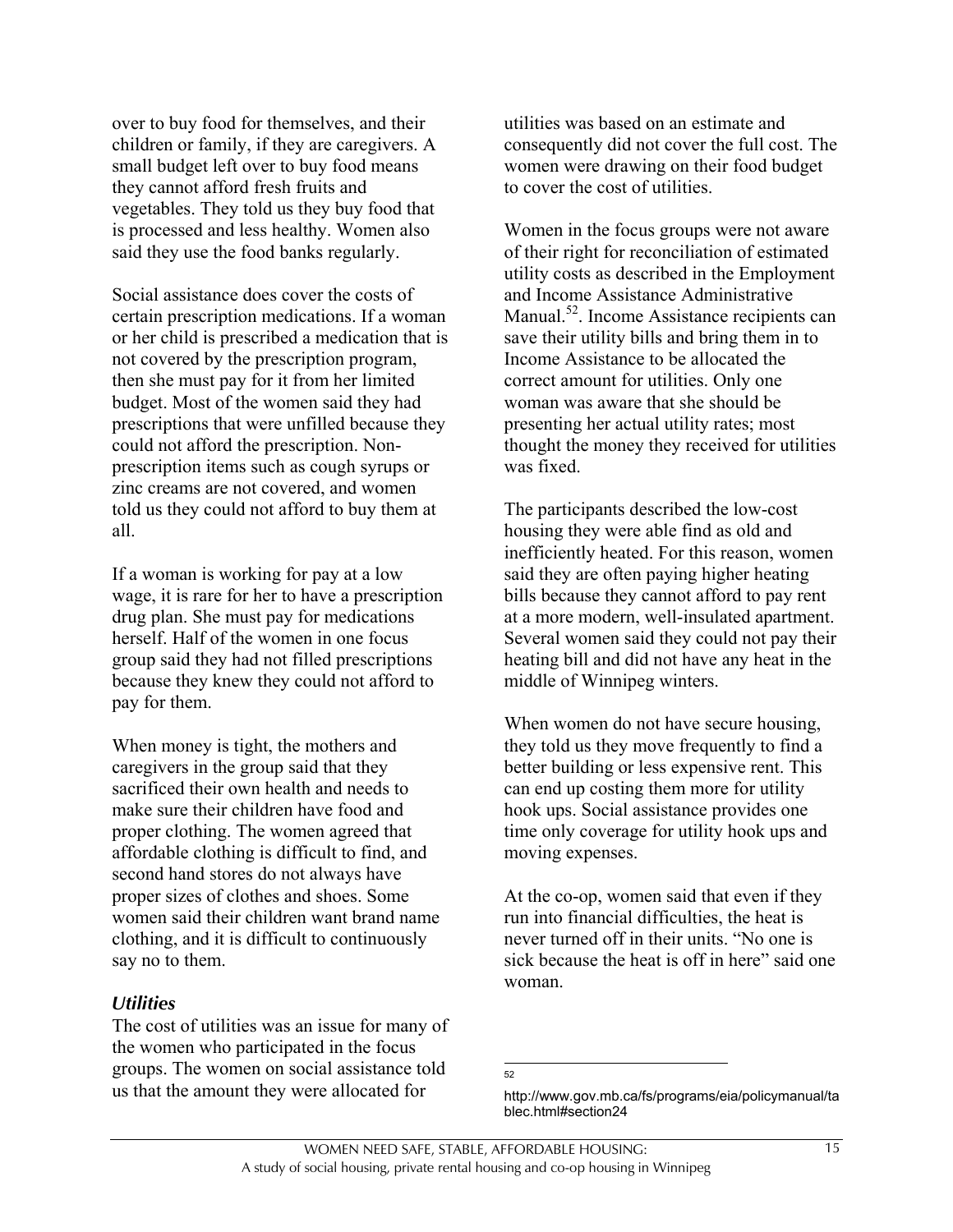over to buy food for themselves, and their children or family, if they are caregivers. A small budget left over to buy food means they cannot afford fresh fruits and vegetables. They told us they buy food that is processed and less healthy. Women also said they use the food banks regularly.

Social assistance does cover the costs of certain prescription medications. If a woman or her child is prescribed a medication that is not covered by the prescription program, then she must pay for it from her limited budget. Most of the women said they had prescriptions that were unfilled because they could not afford the prescription. Non-prescription items such as cough syrups or zinc creams are not covered, and women told us they could not afford to buy them at all.

If a woman is working for pay at a low wage, it is rare for her to have a prescription drug plan. She must pay for medications herself. Half of the women in one focus group said they had not filled prescriptions because they knew they could not afford to pay for them.

When money is tight, the mothers and caregivers in the group said that they sacrificed their own health and needs to make sure their children have food and proper clothing. The women agreed that affordable clothing is difficult to find, and second hand stores do not always have proper sizes of clothes and shoes. Some women said their children want brand name clothing, and it is difficult to continuously say no to them.

### *Utilities*

The cost of utilities was an issue for many of the women who participated in the focus groups. The women on social assistance told us that the amount they were allocated for utilities was based on an estimate and consequently did not cover the full cost. The women were drawing on their food budget to cover the cost of utilities.

Women in the focus groups were not aware of their right for reconciliation of estimated utility costs as described in the Employment and Income Assistance Administrative Manual.[52]. Income Assistance recipients can save their utility bills and bring them in to Income Assistance to be allocated the correct amount for utilities. Only one woman was aware that she should be presenting her actual utility rates; most thought the money they received for utilities was fixed.

The participants described the low-cost housing they were able find as old and inefficiently heated. For this reason, women said they are often paying higher heating bills because they cannot afford to pay rent at a more modern, well-insulated apartment. Several women said they could not pay their heating bill and did not have any heat in the middle of Winnipeg winters.

When women do not have secure housing, they told us they move frequently to find a better building or less expensive rent. This can end up costing them more for utility hook ups. Social assistance provides one time only coverage for utility hook ups and moving expenses.

At the co-op, women said that even if they run into financial difficulties, the heat is never turned off in their units. "No one is sick because the heat is off in here" said one woman.

---

[52] http://www.gov.mb.ca/fs/programs/eia/policymanual/tablec.html#section24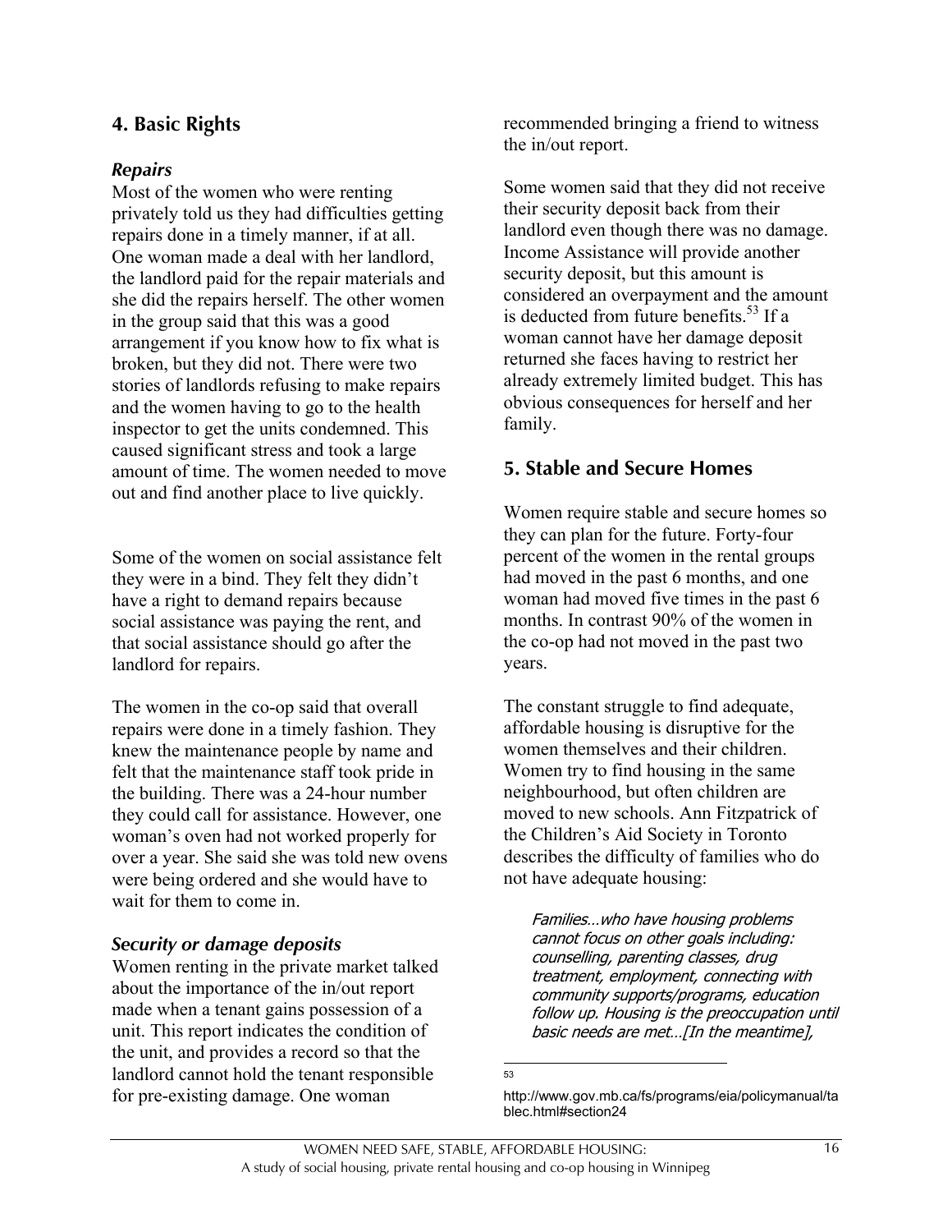## 4. Basic Rights

### *Repairs*

Most of the women who were renting privately told us they had difficulties getting repairs done in a timely manner, if at all. One woman made a deal with her landlord, the landlord paid for the repair materials and she did the repairs herself. The other women in the group said that this was a good arrangement if you know how to fix what is broken, but they did not. There were two stories of landlords refusing to make repairs and the women having to go to the health inspector to get the units condemned. This caused significant stress and took a large amount of time. The women needed to move out and find another place to live quickly.

Some of the women on social assistance felt they were in a bind. They felt they didn't have a right to demand repairs because social assistance was paying the rent, and that social assistance should go after the landlord for repairs.

The women in the co-op said that overall repairs were done in a timely fashion. They knew the maintenance people by name and felt that the maintenance staff took pride in the building. There was a 24-hour number they could call for assistance. However, one woman's oven had not worked properly for over a year. She said she was told new ovens were being ordered and she would have to wait for them to come in.

### *Security or damage deposits*

Women renting in the private market talked about the importance of the in/out report made when a tenant gains possession of a unit. This report indicates the condition of the unit, and provides a record so that the landlord cannot hold the tenant responsible for pre-existing damage. One woman recommended bringing a friend to witness the in/out report.

Some women said that they did not receive their security deposit back from their landlord even though there was no damage. Income Assistance will provide another security deposit, but this amount is considered an overpayment and the amount is deducted from future benefits.[53] If a woman cannot have her damage deposit returned she faces having to restrict her already extremely limited budget. This has obvious consequences for herself and her family.

## 5. Stable and Secure Homes

Women require stable and secure homes so they can plan for the future. Forty-four percent of the women in the rental groups had moved in the past 6 months, and one woman had moved five times in the past 6 months. In contrast 90% of the women in the co-op had not moved in the past two years.

The constant struggle to find adequate, affordable housing is disruptive for the women themselves and their children. Women try to find housing in the same neighbourhood, but often children are moved to new schools. Ann Fitzpatrick of the Children's Aid Society in Toronto describes the difficulty of families who do not have adequate housing:

> *Families…who have housing problems cannot focus on other goals including: counselling, parenting classes, drug treatment, employment, connecting with community supports/programs, education follow up. Housing is the preoccupation until basic needs are met…[In the meantime],*

[53] http://www.gov.mb.ca/fs/programs/eia/policymanual/tablec.html#section24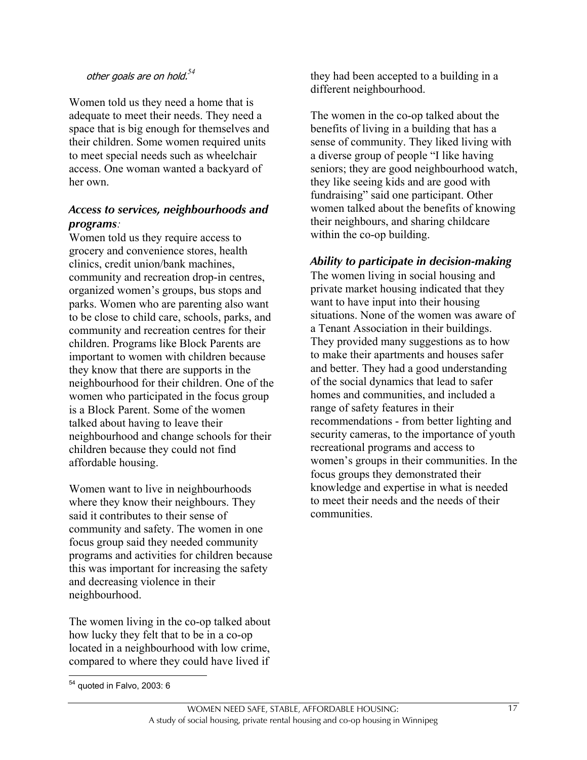*other goals are on hold.*[54]

Women told us they need a home that is adequate to meet their needs. They need a space that is big enough for themselves and their children. Some women required units to meet special needs such as wheelchair access. One woman wanted a backyard of her own.

### *Access to services, neighbourhoods and programs:*

Women told us they require access to grocery and convenience stores, health clinics, credit union/bank machines, community and recreation drop-in centres, organized women's groups, bus stops and parks. Women who are parenting also want to be close to child care, schools, parks, and community and recreation centres for their children. Programs like Block Parents are important to women with children because they know that there are supports in the neighbourhood for their children. One of the women who participated in the focus group is a Block Parent. Some of the women talked about having to leave their neighbourhood and change schools for their children because they could not find affordable housing.

Women want to live in neighbourhoods where they know their neighbours. They said it contributes to their sense of community and safety. The women in one focus group said they needed community programs and activities for children because this was important for increasing the safety and decreasing violence in their neighbourhood.

The women living in the co-op talked about how lucky they felt that to be in a co-op located in a neighbourhood with low crime, compared to where they could have lived if they had been accepted to a building in a different neighbourhood.

The women in the co-op talked about the benefits of living in a building that has a sense of community. They liked living with a diverse group of people "I like having seniors; they are good neighbourhood watch, they like seeing kids and are good with fundraising" said one participant. Other women talked about the benefits of knowing their neighbours, and sharing childcare within the co-op building.

### *Ability to participate in decision-making*

The women living in social housing and private market housing indicated that they want to have input into their housing situations. None of the women was aware of a Tenant Association in their buildings. They provided many suggestions as to how to make their apartments and houses safer and better. They had a good understanding of the social dynamics that lead to safer homes and communities, and included a range of safety features in their recommendations - from better lighting and security cameras, to the importance of youth recreational programs and access to women's groups in their communities. In the focus groups they demonstrated their knowledge and expertise in what is needed to meet their needs and the needs of their communities.

---

[54] quoted in Falvo, 2003: 6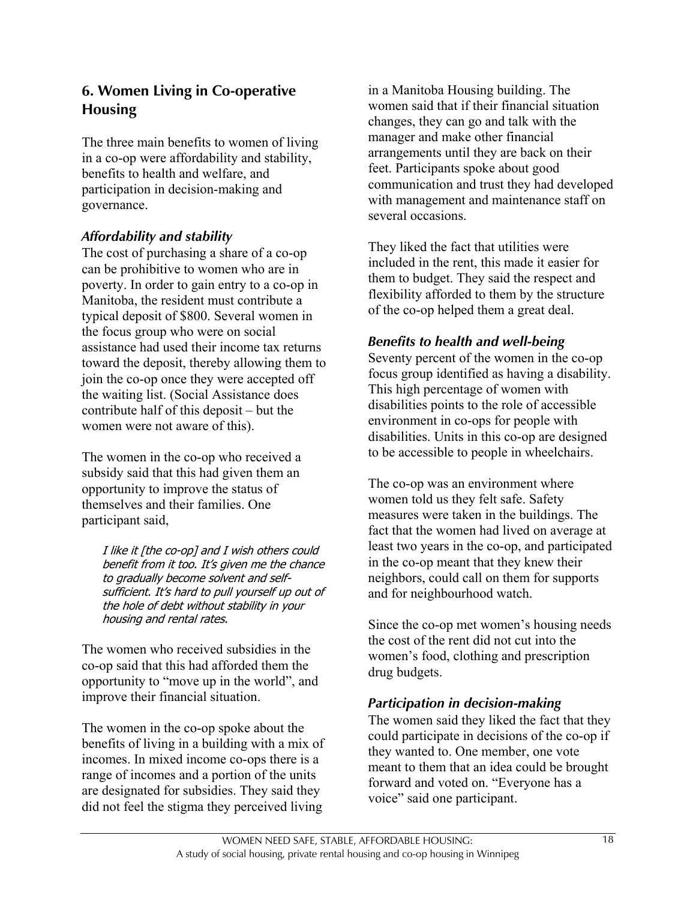## 6. Women Living in Co-operative Housing

The three main benefits to women of living in a co-op were affordability and stability, benefits to health and welfare, and participation in decision-making and governance.

### *Affordability and stability*

The cost of purchasing a share of a co-op can be prohibitive to women who are in poverty. In order to gain entry to a co-op in Manitoba, the resident must contribute a typical deposit of $800. Several women in the focus group who were on social assistance had used their income tax returns toward the deposit, thereby allowing them to join the co-op once they were accepted off the waiting list. (Social Assistance does contribute half of this deposit – but the women were not aware of this).

The women in the co-op who received a subsidy said that this had given them an opportunity to improve the status of themselves and their families. One participant said,

> *I like it [the co-op] and I wish others could benefit from it too. It's given me the chance to gradually become solvent and self-sufficient. It's hard to pull yourself up out of the hole of debt without stability in your housing and rental rates.*

The women who received subsidies in the co-op said that this had afforded them the opportunity to "move up in the world", and improve their financial situation.

The women in the co-op spoke about the benefits of living in a building with a mix of incomes. In mixed income co-ops there is a range of incomes and a portion of the units are designated for subsidies. They said they did not feel the stigma they perceived living in a Manitoba Housing building. The women said that if their financial situation changes, they can go and talk with the manager and make other financial arrangements until they are back on their feet. Participants spoke about good communication and trust they had developed with management and maintenance staff on several occasions.

They liked the fact that utilities were included in the rent, this made it easier for them to budget. They said the respect and flexibility afforded to them by the structure of the co-op helped them a great deal.

### *Benefits to health and well-being*

Seventy percent of the women in the co-op focus group identified as having a disability. This high percentage of women with disabilities points to the role of accessible environment in co-ops for people with disabilities. Units in this co-op are designed to be accessible to people in wheelchairs.

The co-op was an environment where women told us they felt safe. Safety measures were taken in the buildings. The fact that the women had lived on average at least two years in the co-op, and participated in the co-op meant that they knew their neighbors, could call on them for supports and for neighbourhood watch.

Since the co-op met women's housing needs the cost of the rent did not cut into the women's food, clothing and prescription drug budgets.

### *Participation in decision-making*

The women said they liked the fact that they could participate in decisions of the co-op if they wanted to. One member, one vote meant to them that an idea could be brought forward and voted on. "Everyone has a voice" said one participant.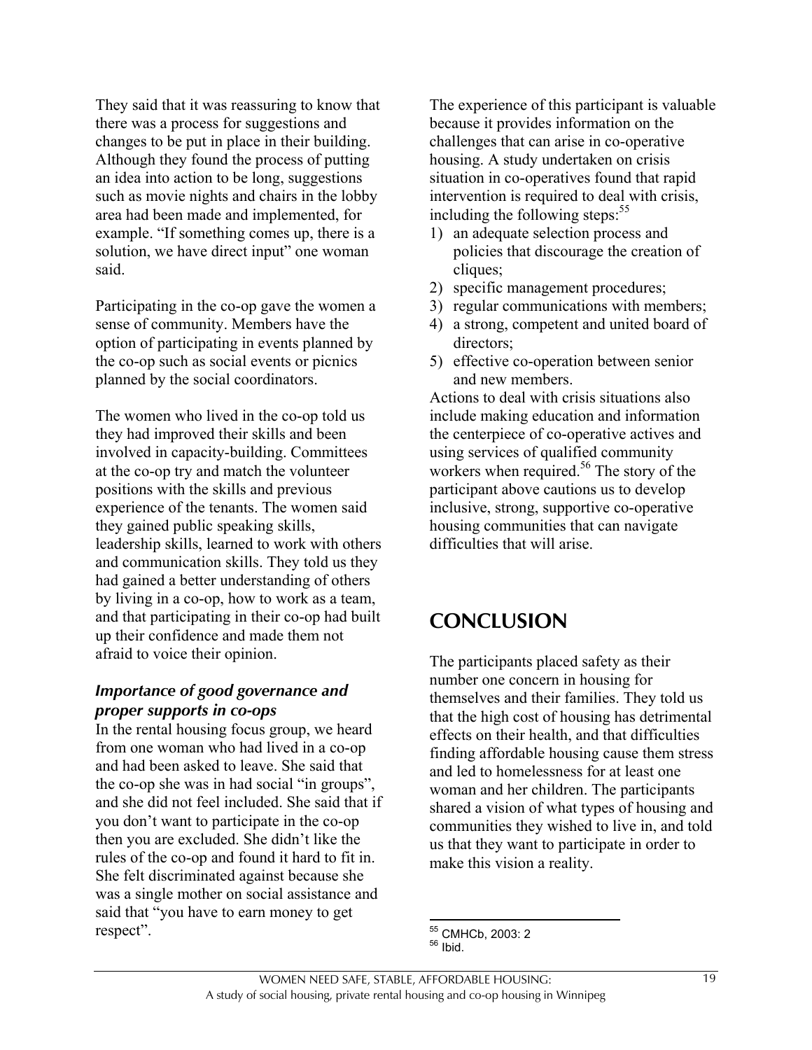They said that it was reassuring to know that there was a process for suggestions and changes to be put in place in their building. Although they found the process of putting an idea into action to be long, suggestions such as movie nights and chairs in the lobby area had been made and implemented, for example. "If something comes up, there is a solution, we have direct input" one woman said.

Participating in the co-op gave the women a sense of community. Members have the option of participating in events planned by the co-op such as social events or picnics planned by the social coordinators.

The women who lived in the co-op told us they had improved their skills and been involved in capacity-building. Committees at the co-op try and match the volunteer positions with the skills and previous experience of the tenants. The women said they gained public speaking skills, leadership skills, learned to work with others and communication skills. They told us they had gained a better understanding of others by living in a co-op, how to work as a team, and that participating in their co-op had built up their confidence and made them not afraid to voice their opinion.

### *Importance of good governance and proper supports in co-ops*

In the rental housing focus group, we heard from one woman who had lived in a co-op and had been asked to leave. She said that the co-op she was in had social "in groups", and she did not feel included. She said that if you don't want to participate in the co-op then you are excluded. She didn't like the rules of the co-op and found it hard to fit in. She felt discriminated against because she was a single mother on social assistance and said that "you have to earn money to get respect".

The experience of this participant is valuable because it provides information on the challenges that can arise in co-operative housing. A study undertaken on crisis situation in co-operatives found that rapid intervention is required to deal with crisis, including the following steps:[55]

1) an adequate selection process and policies that discourage the creation of cliques;
2) specific management procedures;
3) regular communications with members;
4) a strong, competent and united board of directors;
5) effective co-operation between senior and new members.

Actions to deal with crisis situations also include making education and information the centerpiece of co-operative actives and using services of qualified community workers when required.[56] The story of the participant above cautions us to develop inclusive, strong, supportive co-operative housing communities that can navigate difficulties that will arise.

## CONCLUSION

The participants placed safety as their number one concern in housing for themselves and their families. They told us that the high cost of housing has detrimental effects on their health, and that difficulties finding affordable housing cause them stress and led to homelessness for at least one woman and her children. The participants shared a vision of what types of housing and communities they wished to live in, and told us that they want to participate in order to make this vision a reality.

---

[55] CMHCb, 2003: 2
[56] Ibid.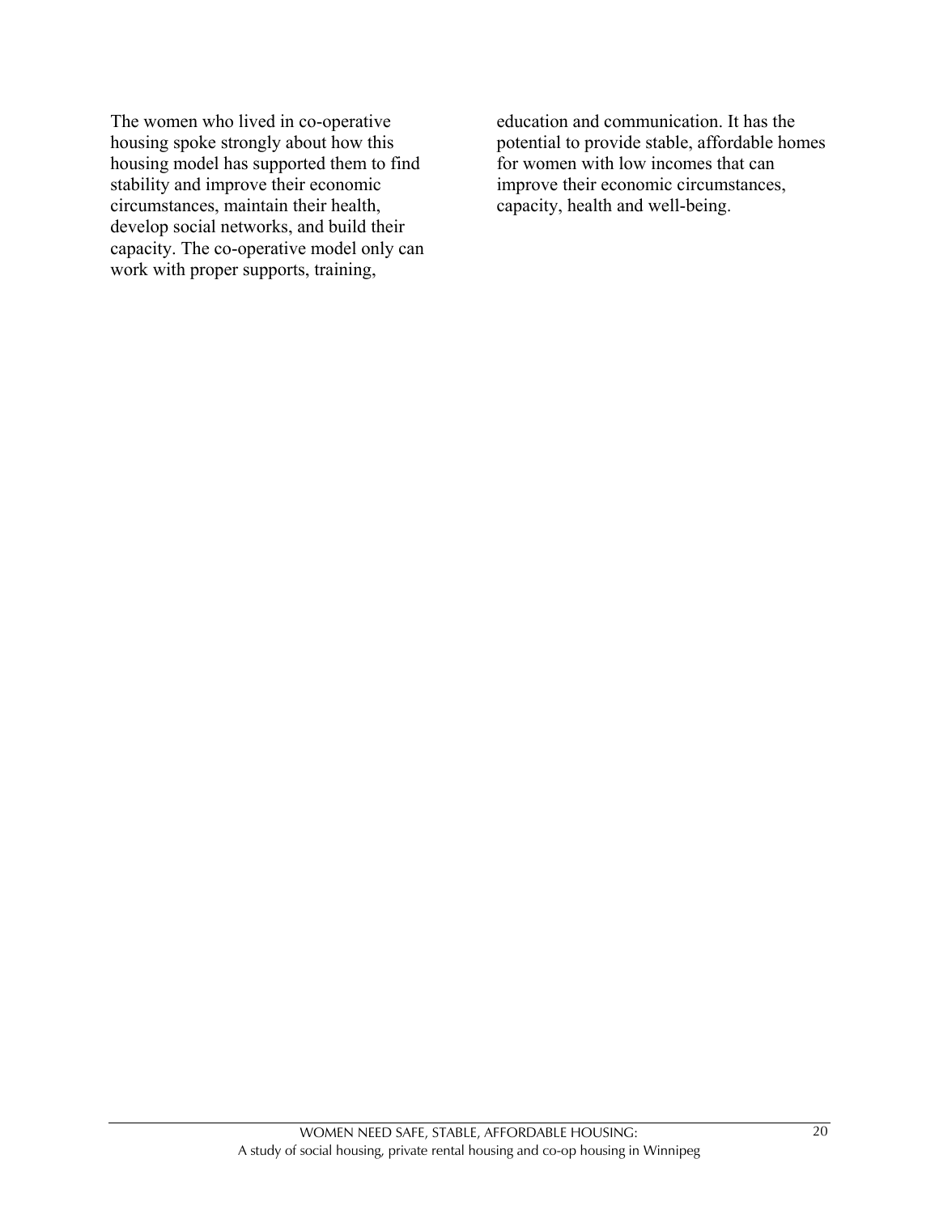The women who lived in co-operative housing spoke strongly about how this housing model has supported them to find stability and improve their economic circumstances, maintain their health, develop social networks, and build their capacity. The co-operative model only can work with proper supports, training, education and communication. It has the potential to provide stable, affordable homes for women with low incomes that can improve their economic circumstances, capacity, health and well-being.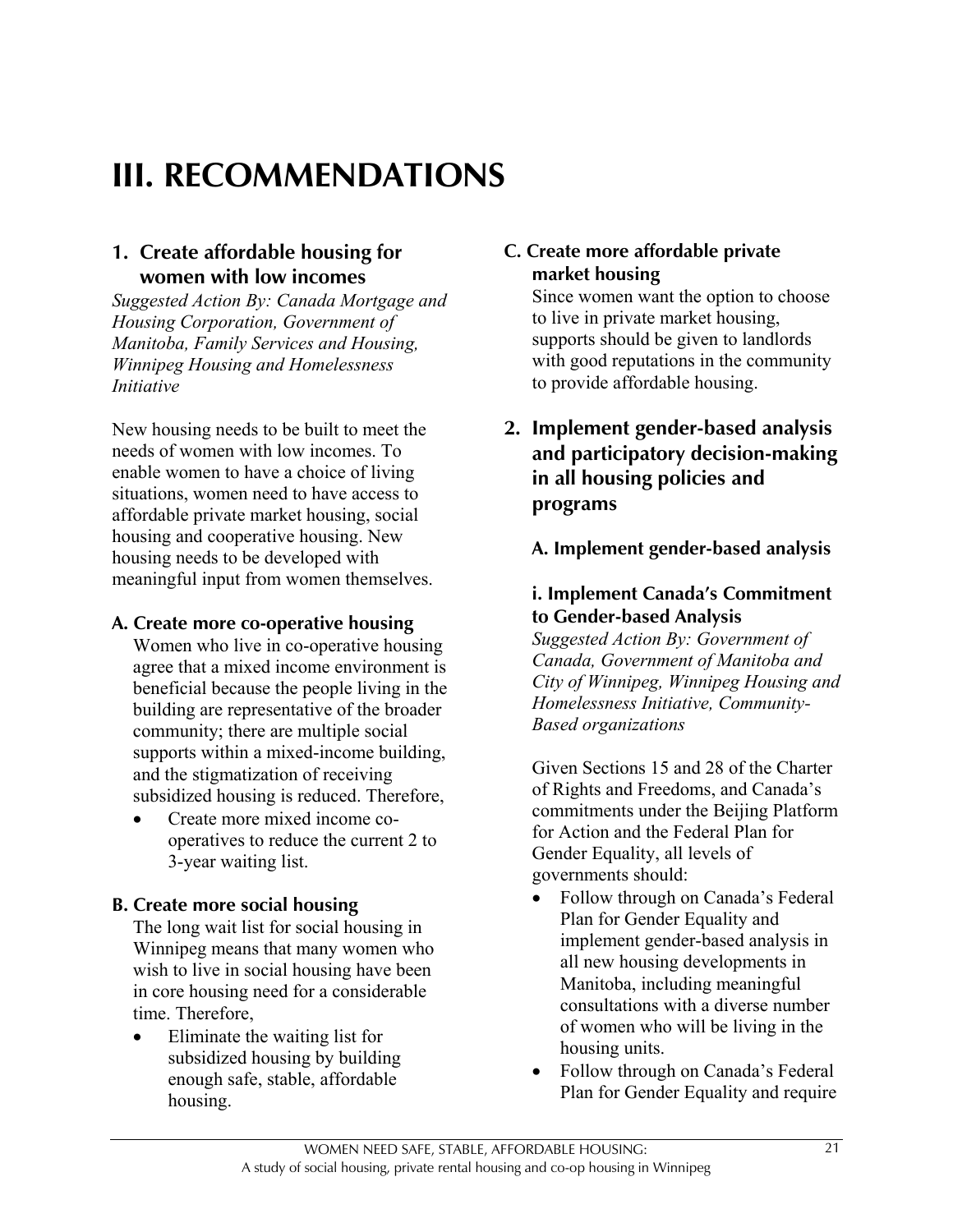# III. RECOMMENDATIONS

## 1. Create affordable housing for women with low incomes

*Suggested Action By: Canada Mortgage and Housing Corporation, Government of Manitoba, Family Services and Housing, Winnipeg Housing and Homelessness Initiative*

New housing needs to be built to meet the needs of women with low incomes. To enable women to have a choice of living situations, women need to have access to affordable private market housing, social housing and cooperative housing. New housing needs to be developed with meaningful input from women themselves.

### A. Create more co-operative housing

Women who live in co-operative housing agree that a mixed income environment is beneficial because the people living in the building are representative of the broader community; there are multiple social supports within a mixed-income building, and the stigmatization of receiving subsidized housing is reduced. Therefore,

- Create more mixed income co-operatives to reduce the current 2 to 3-year waiting list.

### B. Create more social housing

The long wait list for social housing in Winnipeg means that many women who wish to live in social housing have been in core housing need for a considerable time. Therefore,

- Eliminate the waiting list for subsidized housing by building enough safe, stable, affordable housing.

### C. Create more affordable private market housing

Since women want the option to choose to live in private market housing, supports should be given to landlords with good reputations in the community to provide affordable housing.

## 2. Implement gender-based analysis and participatory decision-making in all housing policies and programs

### A. Implement gender-based analysis

#### i. Implement Canada's Commitment to Gender-based Analysis

*Suggested Action By: Government of Canada, Government of Manitoba and City of Winnipeg, Winnipeg Housing and Homelessness Initiative, Community-Based organizations*

Given Sections 15 and 28 of the Charter of Rights and Freedoms, and Canada's commitments under the Beijing Platform for Action and the Federal Plan for Gender Equality, all levels of governments should:

- Follow through on Canada's Federal Plan for Gender Equality and implement gender-based analysis in all new housing developments in Manitoba, including meaningful consultations with a diverse number of women who will be living in the housing units.
- Follow through on Canada's Federal Plan for Gender Equality and require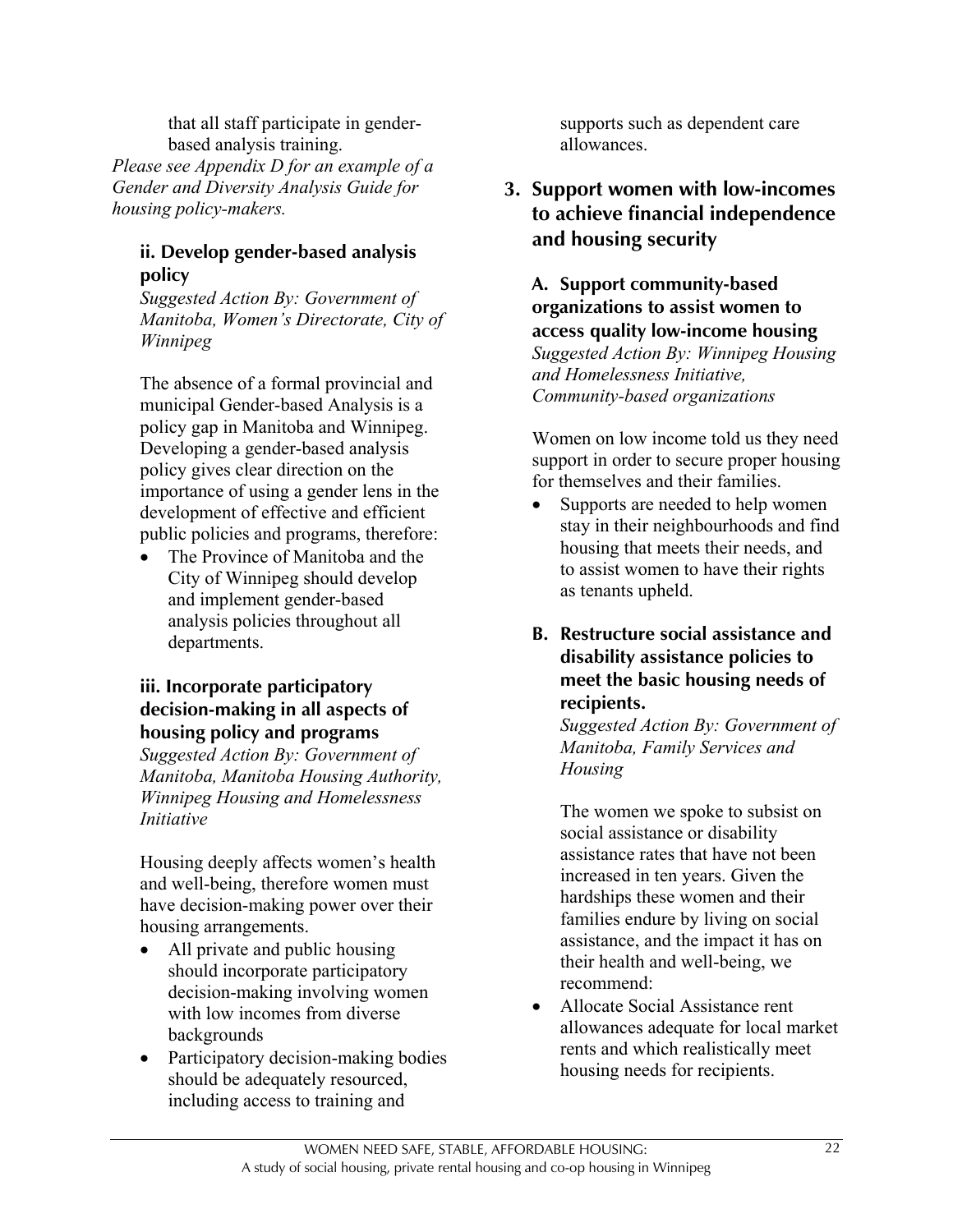that all staff participate in gender-based analysis training.

*Please see Appendix D for an example of a Gender and Diversity Analysis Guide for housing policy-makers.*

### ii. Develop gender-based analysis policy

*Suggested Action By: Government of Manitoba, Women's Directorate, City of Winnipeg*

The absence of a formal provincial and municipal Gender-based Analysis is a policy gap in Manitoba and Winnipeg. Developing a gender-based analysis policy gives clear direction on the importance of using a gender lens in the development of effective and efficient public policies and programs, therefore:

- The Province of Manitoba and the City of Winnipeg should develop and implement gender-based analysis policies throughout all departments.

### iii. Incorporate participatory decision-making in all aspects of housing policy and programs

*Suggested Action By: Government of Manitoba, Manitoba Housing Authority, Winnipeg Housing and Homelessness Initiative*

Housing deeply affects women's health and well-being, therefore women must have decision-making power over their housing arrangements.

- All private and public housing should incorporate participatory decision-making involving women with low incomes from diverse backgrounds
- Participatory decision-making bodies should be adequately resourced, including access to training and supports such as dependent care allowances.

## 3. Support women with low-incomes to achieve financial independence and housing security

### A. Support community-based organizations to assist women to access quality low-income housing

*Suggested Action By: Winnipeg Housing and Homelessness Initiative, Community-based organizations*

Women on low income told us they need support in order to secure proper housing for themselves and their families.

- Supports are needed to help women stay in their neighbourhoods and find housing that meets their needs, and to assist women to have their rights as tenants upheld.

### B. Restructure social assistance and disability assistance policies to meet the basic housing needs of recipients.

*Suggested Action By: Government of Manitoba, Family Services and Housing*

The women we spoke to subsist on social assistance or disability assistance rates that have not been increased in ten years. Given the hardships these women and their families endure by living on social assistance, and the impact it has on their health and well-being, we recommend:

- Allocate Social Assistance rent allowances adequate for local market rents and which realistically meet housing needs for recipients.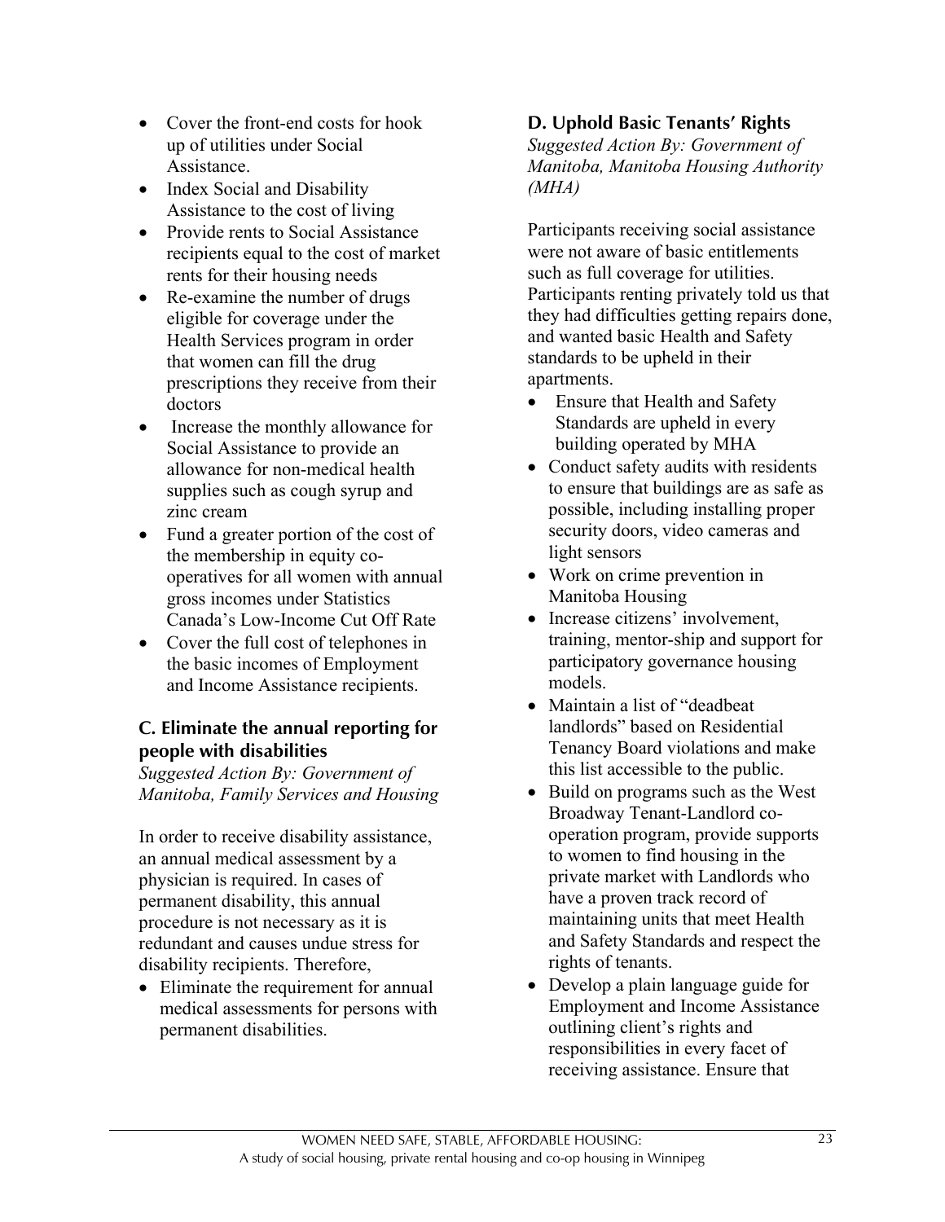- Cover the front-end costs for hook up of utilities under Social Assistance.
- Index Social and Disability Assistance to the cost of living
- Provide rents to Social Assistance recipients equal to the cost of market rents for their housing needs
- Re-examine the number of drugs eligible for coverage under the Health Services program in order that women can fill the drug prescriptions they receive from their doctors
- Increase the monthly allowance for Social Assistance to provide an allowance for non-medical health supplies such as cough syrup and zinc cream
- Fund a greater portion of the cost of the membership in equity co-operatives for all women with annual gross incomes under Statistics Canada's Low-Income Cut Off Rate
- Cover the full cost of telephones in the basic incomes of Employment and Income Assistance recipients.

### C. Eliminate the annual reporting for people with disabilities

*Suggested Action By: Government of Manitoba, Family Services and Housing*

In order to receive disability assistance, an annual medical assessment by a physician is required. In cases of permanent disability, this annual procedure is not necessary as it is redundant and causes undue stress for disability recipients. Therefore,

- Eliminate the requirement for annual medical assessments for persons with permanent disabilities.

### D. Uphold Basic Tenants' Rights

*Suggested Action By: Government of Manitoba, Manitoba Housing Authority (MHA)*

Participants receiving social assistance were not aware of basic entitlements such as full coverage for utilities. Participants renting privately told us that they had difficulties getting repairs done, and wanted basic Health and Safety standards to be upheld in their apartments.

- Ensure that Health and Safety Standards are upheld in every building operated by MHA
- Conduct safety audits with residents to ensure that buildings are as safe as possible, including installing proper security doors, video cameras and light sensors
- Work on crime prevention in Manitoba Housing
- Increase citizens' involvement, training, mentor-ship and support for participatory governance housing models.
- Maintain a list of "deadbeat landlords" based on Residential Tenancy Board violations and make this list accessible to the public.
- Build on programs such as the West Broadway Tenant-Landlord co-operation program, provide supports to women to find housing in the private market with Landlords who have a proven track record of maintaining units that meet Health and Safety Standards and respect the rights of tenants.
- Develop a plain language guide for Employment and Income Assistance outlining client's rights and responsibilities in every facet of receiving assistance. Ensure that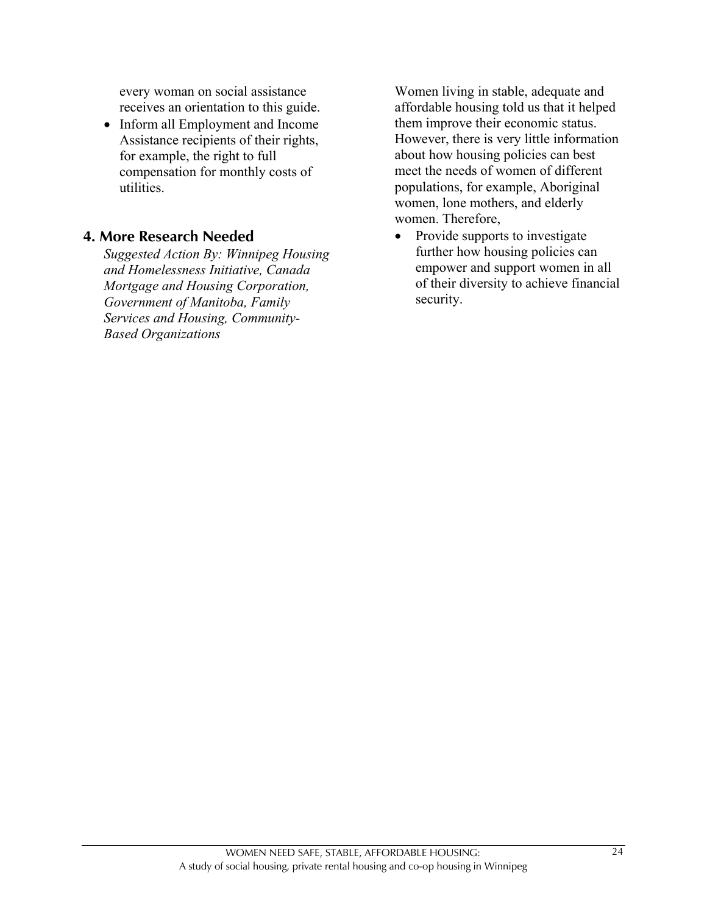every woman on social assistance receives an orientation to this guide.

- Inform all Employment and Income Assistance recipients of their rights, for example, the right to full compensation for monthly costs of utilities.

## 4. More Research Needed

*Suggested Action By: Winnipeg Housing and Homelessness Initiative, Canada Mortgage and Housing Corporation, Government of Manitoba, Family Services and Housing, Community-Based Organizations*

Women living in stable, adequate and affordable housing told us that it helped them improve their economic status. However, there is very little information about how housing policies can best meet the needs of women of different populations, for example, Aboriginal women, lone mothers, and elderly women. Therefore,

- Provide supports to investigate further how housing policies can empower and support women in all of their diversity to achieve financial security.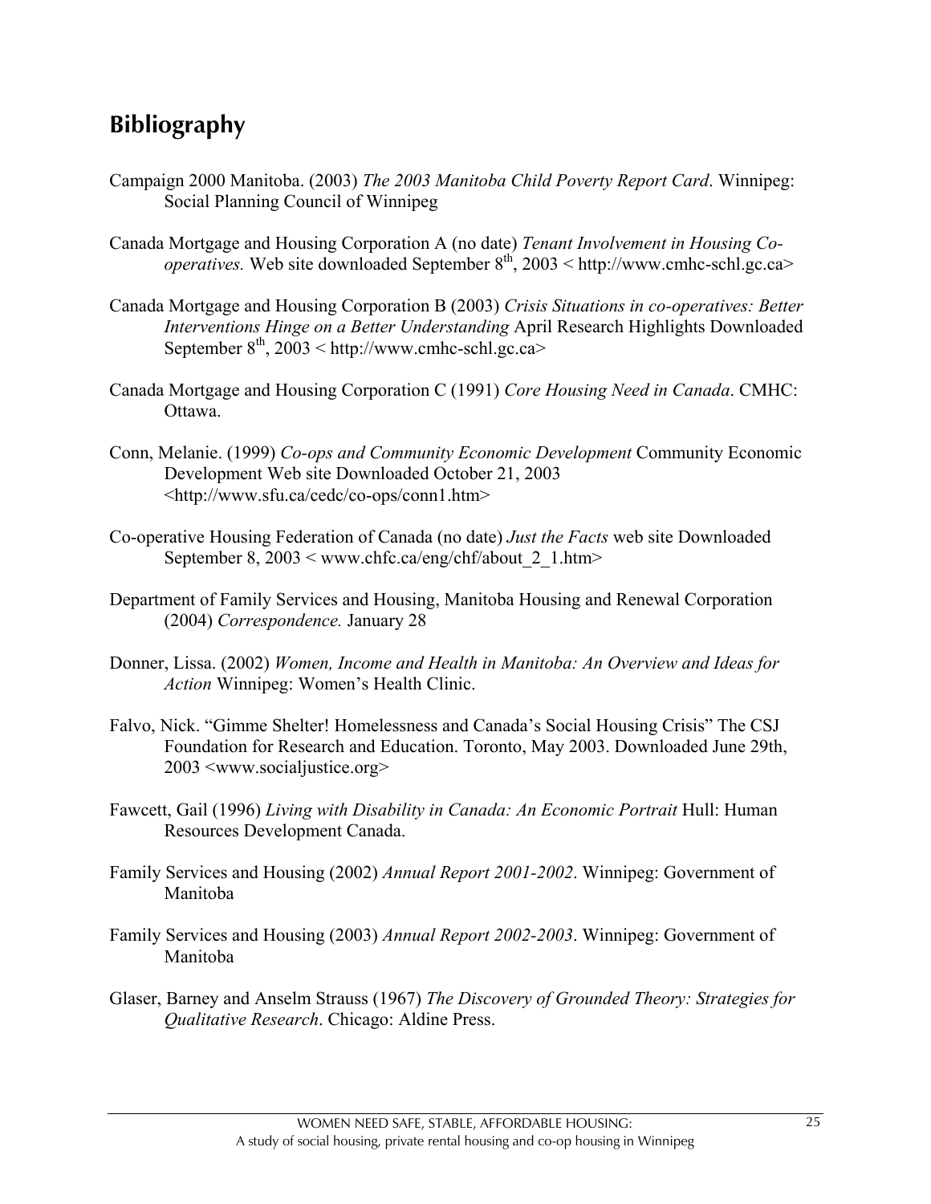## Bibliography

Campaign 2000 Manitoba. (2003) *The 2003 Manitoba Child Poverty Report Card*. Winnipeg: Social Planning Council of Winnipeg

Canada Mortgage and Housing Corporation A (no date) *Tenant Involvement in Housing Co-operatives.* Web site downloaded September 8th, 2003 < http://www.cmhc-schl.gc.ca>

Canada Mortgage and Housing Corporation B (2003) *Crisis Situations in co-operatives: Better Interventions Hinge on a Better Understanding* April Research Highlights Downloaded September 8th, 2003 < http://www.cmhc-schl.gc.ca>

Canada Mortgage and Housing Corporation C (1991) *Core Housing Need in Canada*. CMHC: Ottawa.

Conn, Melanie. (1999) *Co-ops and Community Economic Development* Community Economic Development Web site Downloaded October 21, 2003 <http://www.sfu.ca/cedc/co-ops/conn1.htm>

Co-operative Housing Federation of Canada (no date) *Just the Facts* web site Downloaded September 8, 2003 < www.chfc.ca/eng/chf/about_2_1.htm>

Department of Family Services and Housing, Manitoba Housing and Renewal Corporation (2004) *Correspondence.* January 28

Donner, Lissa. (2002) *Women, Income and Health in Manitoba: An Overview and Ideas for Action* Winnipeg: Women's Health Clinic.

Falvo, Nick. "Gimme Shelter! Homelessness and Canada's Social Housing Crisis" The CSJ Foundation for Research and Education. Toronto, May 2003. Downloaded June 29th, 2003 <www.socialjustice.org>

Fawcett, Gail (1996) *Living with Disability in Canada: An Economic Portrait* Hull: Human Resources Development Canada.

Family Services and Housing (2002) *Annual Report 2001-2002*. Winnipeg: Government of Manitoba

Family Services and Housing (2003) *Annual Report 2002-2003*. Winnipeg: Government of Manitoba

Glaser, Barney and Anselm Strauss (1967) *The Discovery of Grounded Theory: Strategies for Qualitative Research*. Chicago: Aldine Press.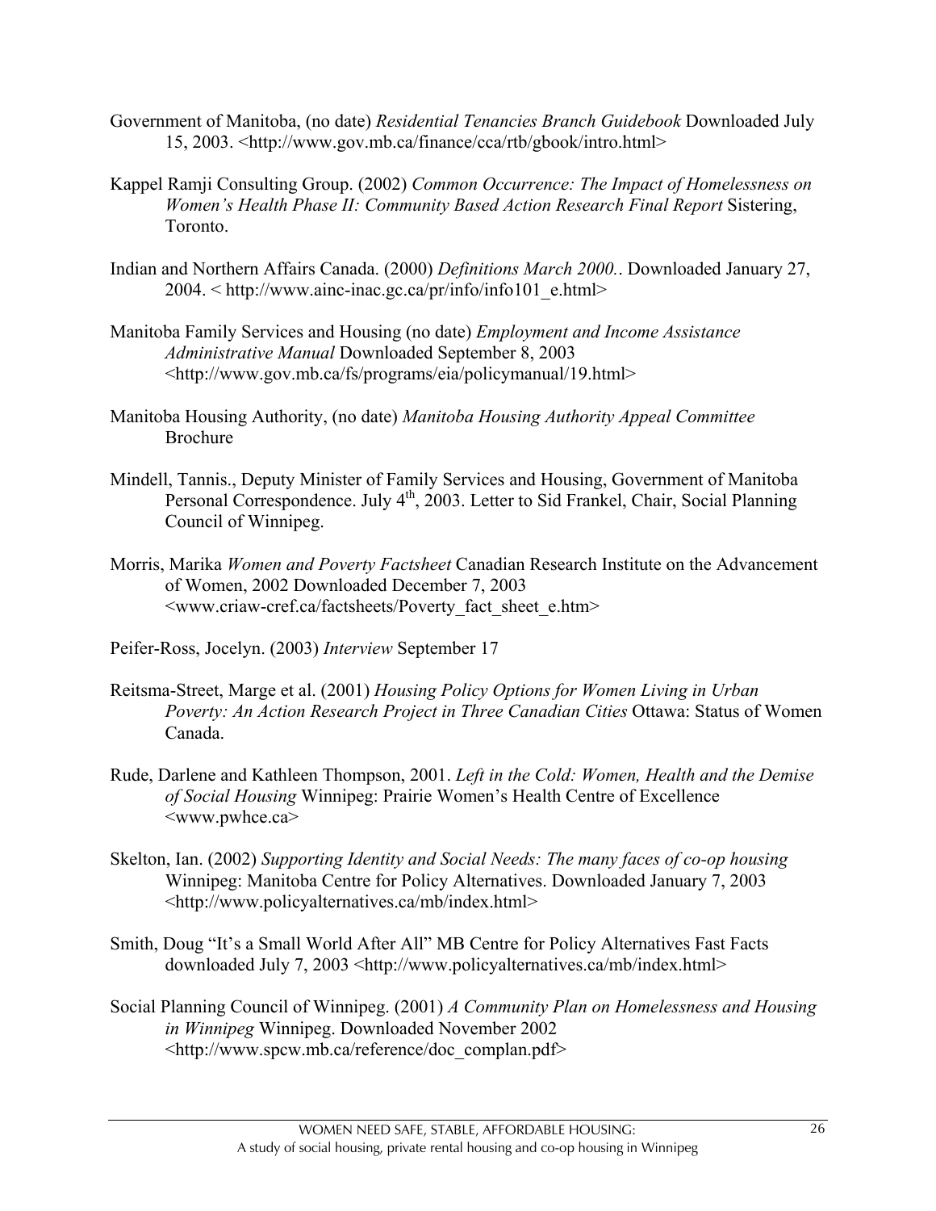Government of Manitoba, (no date) *Residential Tenancies Branch Guidebook* Downloaded July 15, 2003. <http://www.gov.mb.ca/finance/cca/rtb/gbook/intro.html>

Kappel Ramji Consulting Group. (2002) *Common Occurrence: The Impact of Homelessness on Women's Health Phase II: Community Based Action Research Final Report* Sistering, Toronto.

Indian and Northern Affairs Canada. (2000) *Definitions March 2000.*. Downloaded January 27, 2004. < http://www.ainc-inac.gc.ca/pr/info/info101_e.html>

Manitoba Family Services and Housing (no date) *Employment and Income Assistance Administrative Manual* Downloaded September 8, 2003 <http://www.gov.mb.ca/fs/programs/eia/policymanual/19.html>

Manitoba Housing Authority, (no date) *Manitoba Housing Authority Appeal Committee* Brochure

Mindell, Tannis., Deputy Minister of Family Services and Housing, Government of Manitoba Personal Correspondence. July 4th, 2003. Letter to Sid Frankel, Chair, Social Planning Council of Winnipeg.

Morris, Marika *Women and Poverty Factsheet* Canadian Research Institute on the Advancement of Women, 2002 Downloaded December 7, 2003 <www.criaw-cref.ca/factsheets/Poverty_fact_sheet_e.htm>

Peifer-Ross, Jocelyn. (2003) *Interview* September 17

Reitsma-Street, Marge et al. (2001) *Housing Policy Options for Women Living in Urban Poverty: An Action Research Project in Three Canadian Cities* Ottawa: Status of Women Canada.

Rude, Darlene and Kathleen Thompson, 2001. *Left in the Cold: Women, Health and the Demise of Social Housing* Winnipeg: Prairie Women's Health Centre of Excellence <www.pwhce.ca>

Skelton, Ian. (2002) *Supporting Identity and Social Needs: The many faces of co-op housing* Winnipeg: Manitoba Centre for Policy Alternatives. Downloaded January 7, 2003 <http://www.policyalternatives.ca/mb/index.html>

Smith, Doug "It's a Small World After All" MB Centre for Policy Alternatives Fast Facts downloaded July 7, 2003 <http://www.policyalternatives.ca/mb/index.html>

Social Planning Council of Winnipeg. (2001) *A Community Plan on Homelessness and Housing in Winnipeg* Winnipeg. Downloaded November 2002 <http://www.spcw.mb.ca/reference/doc_complan.pdf>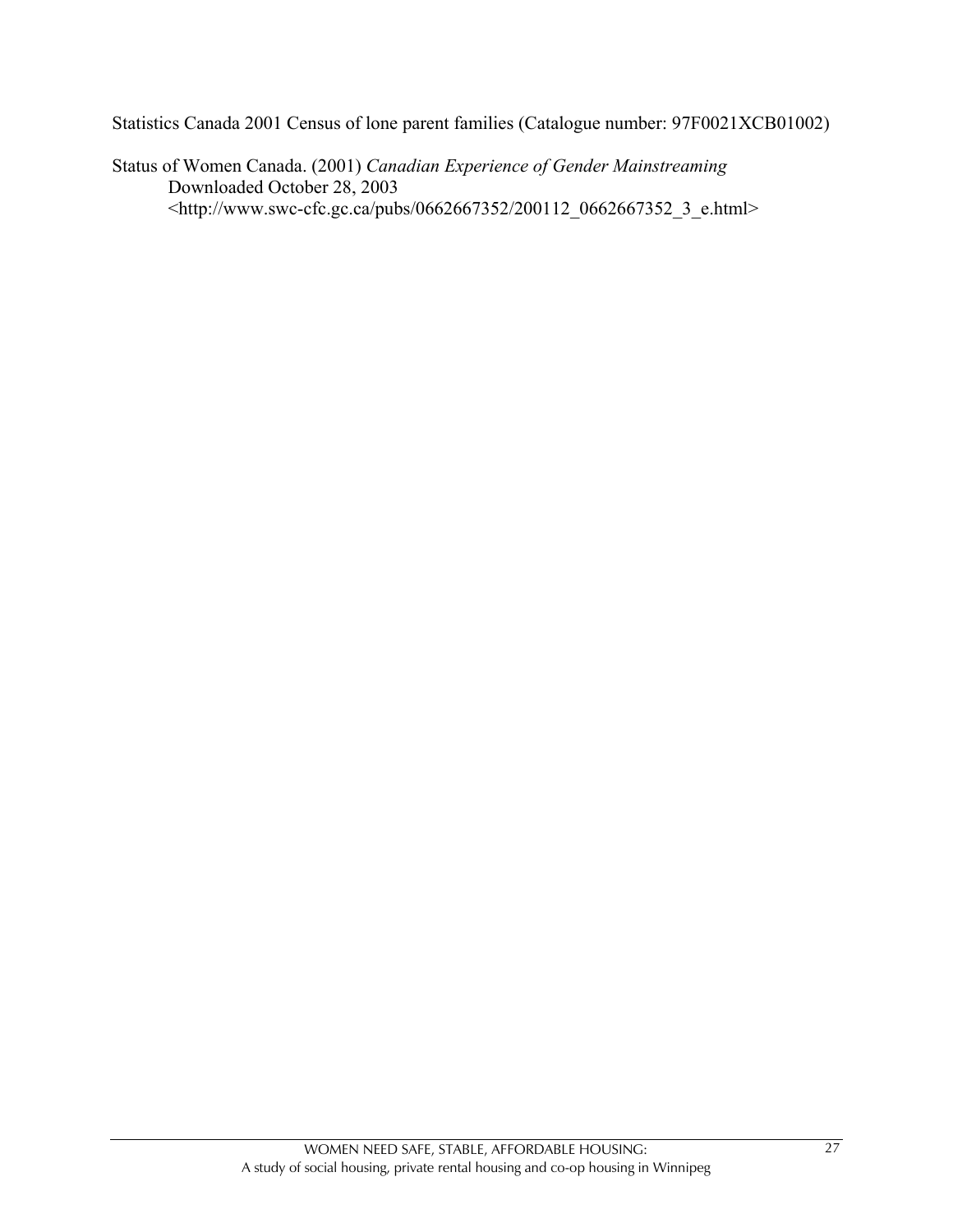Statistics Canada 2001 Census of lone parent families (Catalogue number: 97F0021XCB01002)

Status of Women Canada. (2001) *Canadian Experience of Gender Mainstreaming*
Downloaded October 28, 2003
<http://www.swc-cfc.gc.ca/pubs/0662667352/200112_0662667352_3_e.html>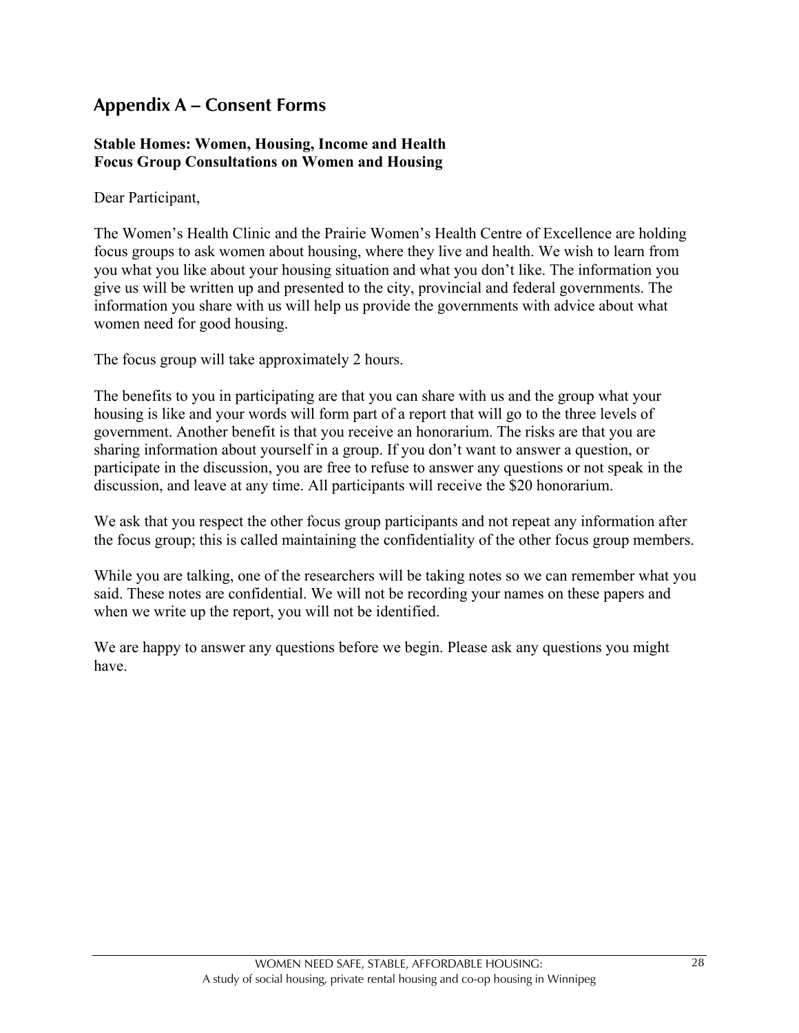## Appendix A – Consent Forms

**Stable Homes: Women, Housing, Income and Health**
**Focus Group Consultations on Women and Housing**

Dear Participant,

The Women's Health Clinic and the Prairie Women's Health Centre of Excellence are holding focus groups to ask women about housing, where they live and health. We wish to learn from you what you like about your housing situation and what you don't like. The information you give us will be written up and presented to the city, provincial and federal governments. The information you share with us will help us provide the governments with advice about what women need for good housing.

The focus group will take approximately 2 hours.

The benefits to you in participating are that you can share with us and the group what your housing is like and your words will form part of a report that will go to the three levels of government. Another benefit is that you receive an honorarium. The risks are that you are sharing information about yourself in a group. If you don't want to answer a question, or participate in the discussion, you are free to refuse to answer any questions or not speak in the discussion, and leave at any time. All participants will receive the $20 honorarium.

We ask that you respect the other focus group participants and not repeat any information after the focus group; this is called maintaining the confidentiality of the other focus group members.

While you are talking, one of the researchers will be taking notes so we can remember what you said. These notes are confidential. We will not be recording your names on these papers and when we write up the report, you will not be identified.

We are happy to answer any questions before we begin. Please ask any questions you might have.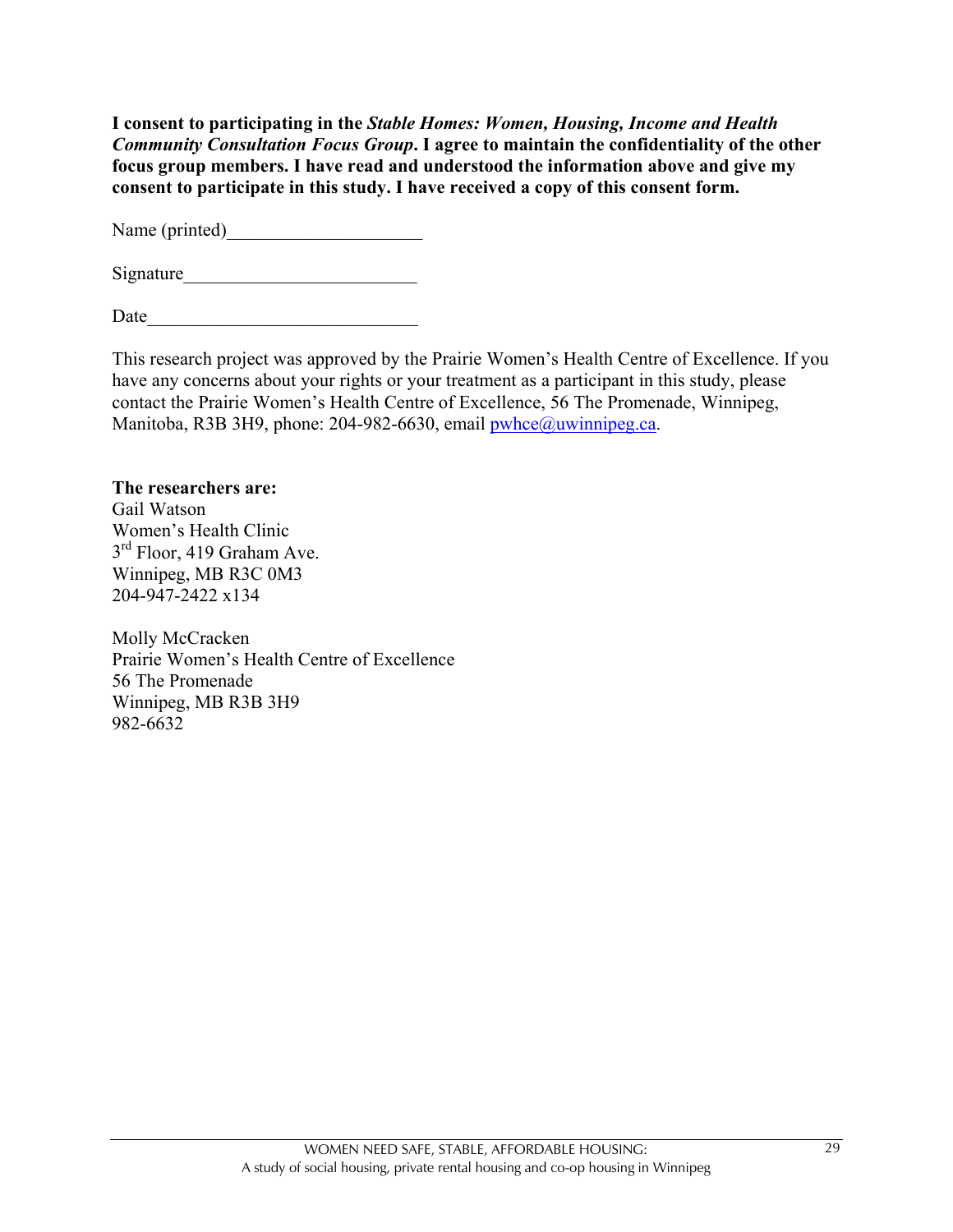**I consent to participating in the *Stable Homes: Women, Housing, Income and Health Community Consultation Focus Group*. I agree to maintain the confidentiality of the other focus group members. I have read and understood the information above and give my consent to participate in this study. I have received a copy of this consent form.**

Name (printed)____________________

Signature________________________

Date____________________________

This research project was approved by the Prairie Women's Health Centre of Excellence. If you have any concerns about your rights or your treatment as a participant in this study, please contact the Prairie Women's Health Centre of Excellence, 56 The Promenade, Winnipeg, Manitoba, R3B 3H9, phone: 204-982-6630, email pwhce@uwinnipeg.ca.

**The researchers are:**
Gail Watson
Women's Health Clinic
3rd Floor, 419 Graham Ave.
Winnipeg, MB R3C 0M3
204-947-2422 x134

Molly McCracken
Prairie Women's Health Centre of Excellence
56 The Promenade
Winnipeg, MB R3B 3H9
982-6632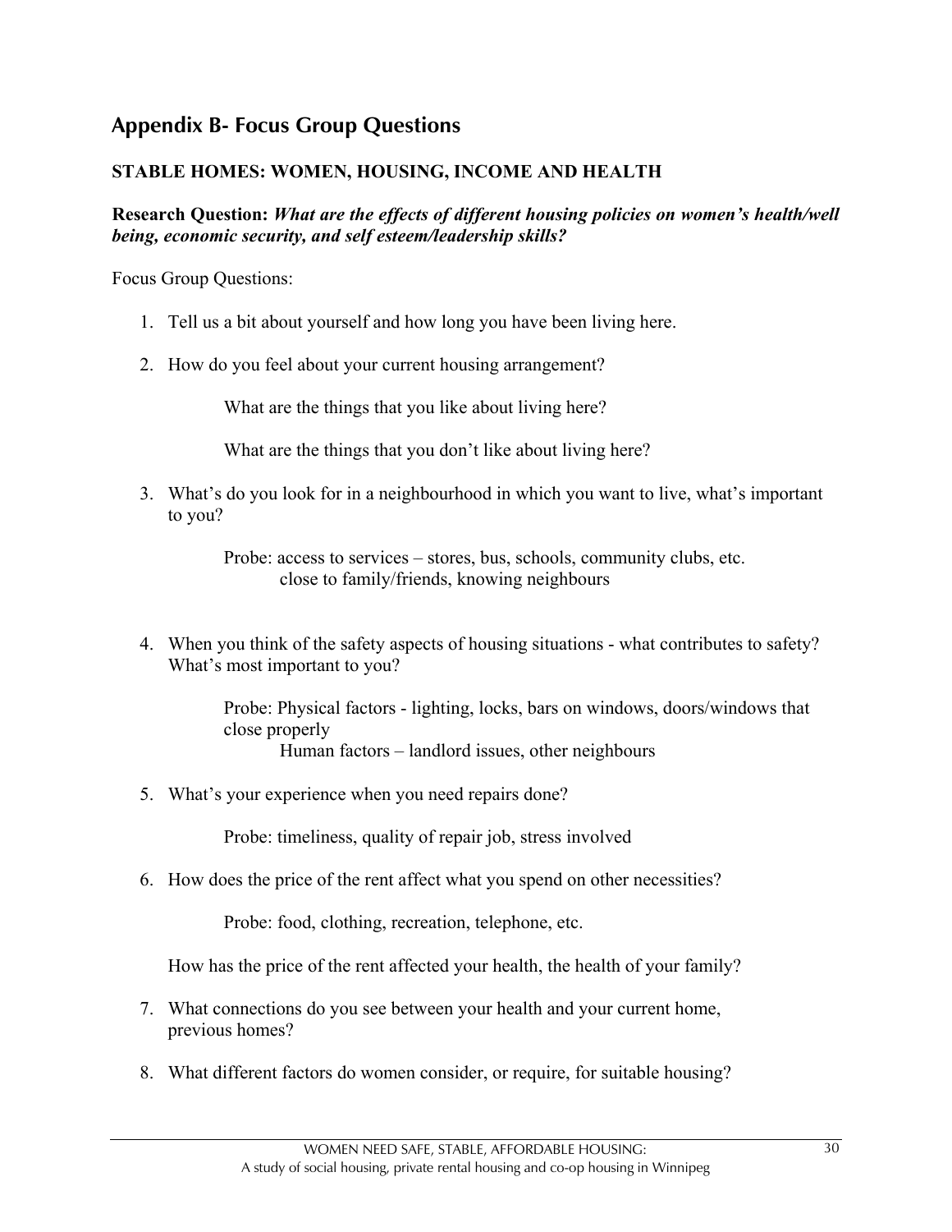## Appendix B- Focus Group Questions

### STABLE HOMES: WOMEN, HOUSING, INCOME AND HEALTH

**Research Question:** ***What are the effects of different housing policies on women's health/well being, economic security, and self esteem/leadership skills?***

Focus Group Questions:

1. Tell us a bit about yourself and how long you have been living here.

2. How do you feel about your current housing arrangement?

   What are the things that you like about living here?

   What are the things that you don't like about living here?

3. What's do you look for in a neighbourhood in which you want to live, what's important to you?

   Probe: access to services – stores, bus, schools, community clubs, etc.
   close to family/friends, knowing neighbours

4. When you think of the safety aspects of housing situations - what contributes to safety? What's most important to you?

   Probe: Physical factors - lighting, locks, bars on windows, doors/windows that close properly
   Human factors – landlord issues, other neighbours

5. What's your experience when you need repairs done?

   Probe: timeliness, quality of repair job, stress involved

6. How does the price of the rent affect what you spend on other necessities?

   Probe: food, clothing, recreation, telephone, etc.

   How has the price of the rent affected your health, the health of your family?

7. What connections do you see between your health and your current home, previous homes?

8. What different factors do women consider, or require, for suitable housing?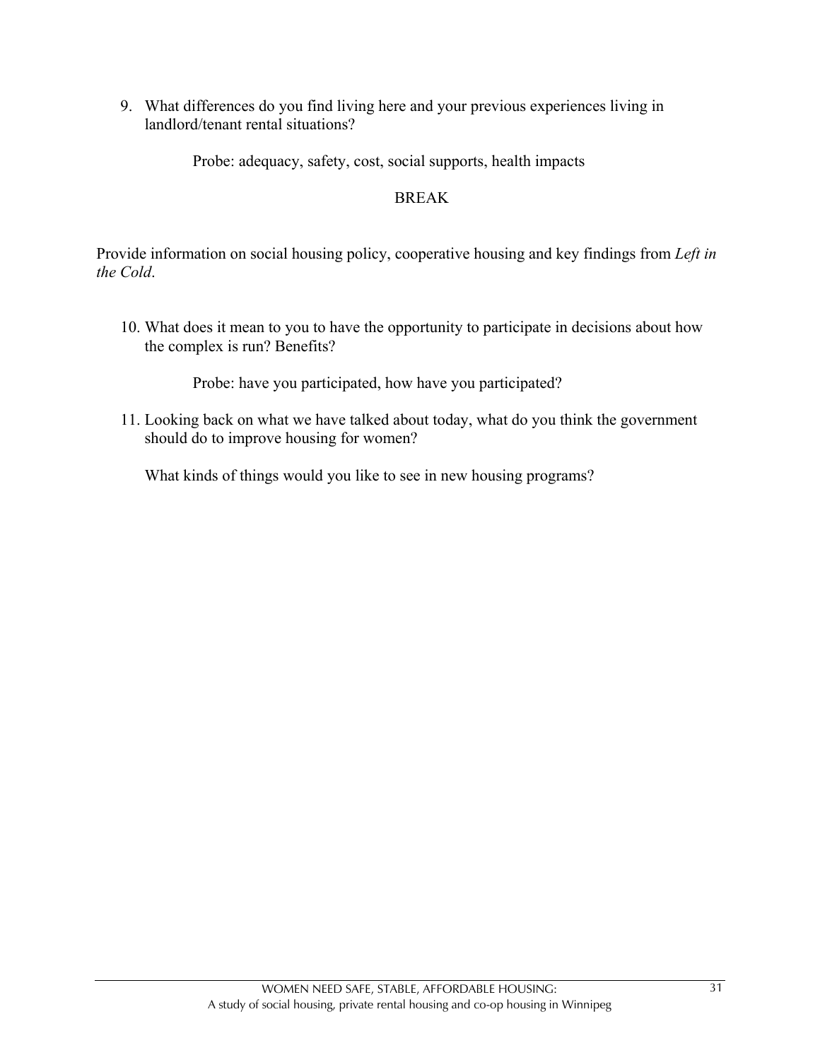9. What differences do you find living here and your previous experiences living in landlord/tenant rental situations?

   Probe: adequacy, safety, cost, social supports, health impacts

BREAK

Provide information on social housing policy, cooperative housing and key findings from *Left in the Cold*.

10. What does it mean to you to have the opportunity to participate in decisions about how the complex is run? Benefits?

    Probe: have you participated, how have you participated?

11. Looking back on what we have talked about today, what do you think the government should do to improve housing for women?

    What kinds of things would you like to see in new housing programs?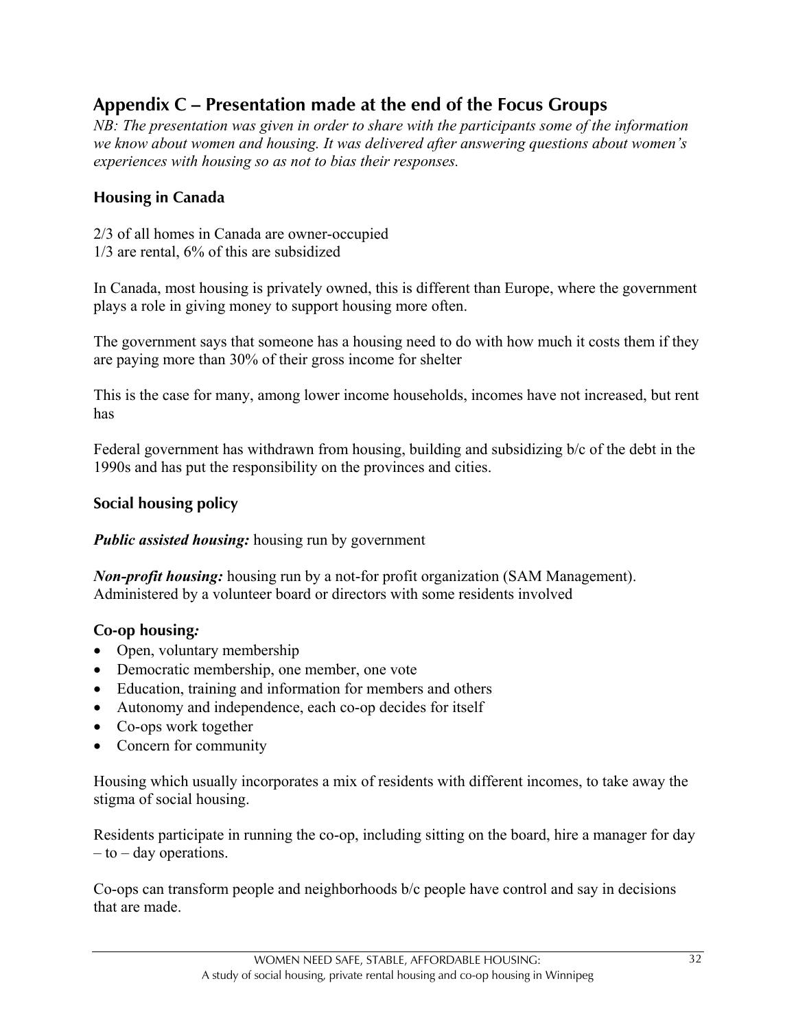## Appendix C – Presentation made at the end of the Focus Groups

*NB: The presentation was given in order to share with the participants some of the information we know about women and housing. It was delivered after answering questions about women's experiences with housing so as not to bias their responses.*

### Housing in Canada

2/3 of all homes in Canada are owner-occupied
1/3 are rental, 6% of this are subsidized

In Canada, most housing is privately owned, this is different than Europe, where the government plays a role in giving money to support housing more often.

The government says that someone has a housing need to do with how much it costs them if they are paying more than 30% of their gross income for shelter

This is the case for many, among lower income households, incomes have not increased, but rent has

Federal government has withdrawn from housing, building and subsidizing b/c of the debt in the 1990s and has put the responsibility on the provinces and cities.

### Social housing policy

***Public assisted housing:*** housing run by government

***Non-profit housing:*** housing run by a not-for profit organization (SAM Management). Administered by a volunteer board or directors with some residents involved

### Co-op housing*:*

- Open, voluntary membership
- Democratic membership, one member, one vote
- Education, training and information for members and others
- Autonomy and independence, each co-op decides for itself
- Co-ops work together
- Concern for community

Housing which usually incorporates a mix of residents with different incomes, to take away the stigma of social housing.

Residents participate in running the co-op, including sitting on the board, hire a manager for day – to – day operations.

Co-ops can transform people and neighborhoods b/c people have control and say in decisions that are made.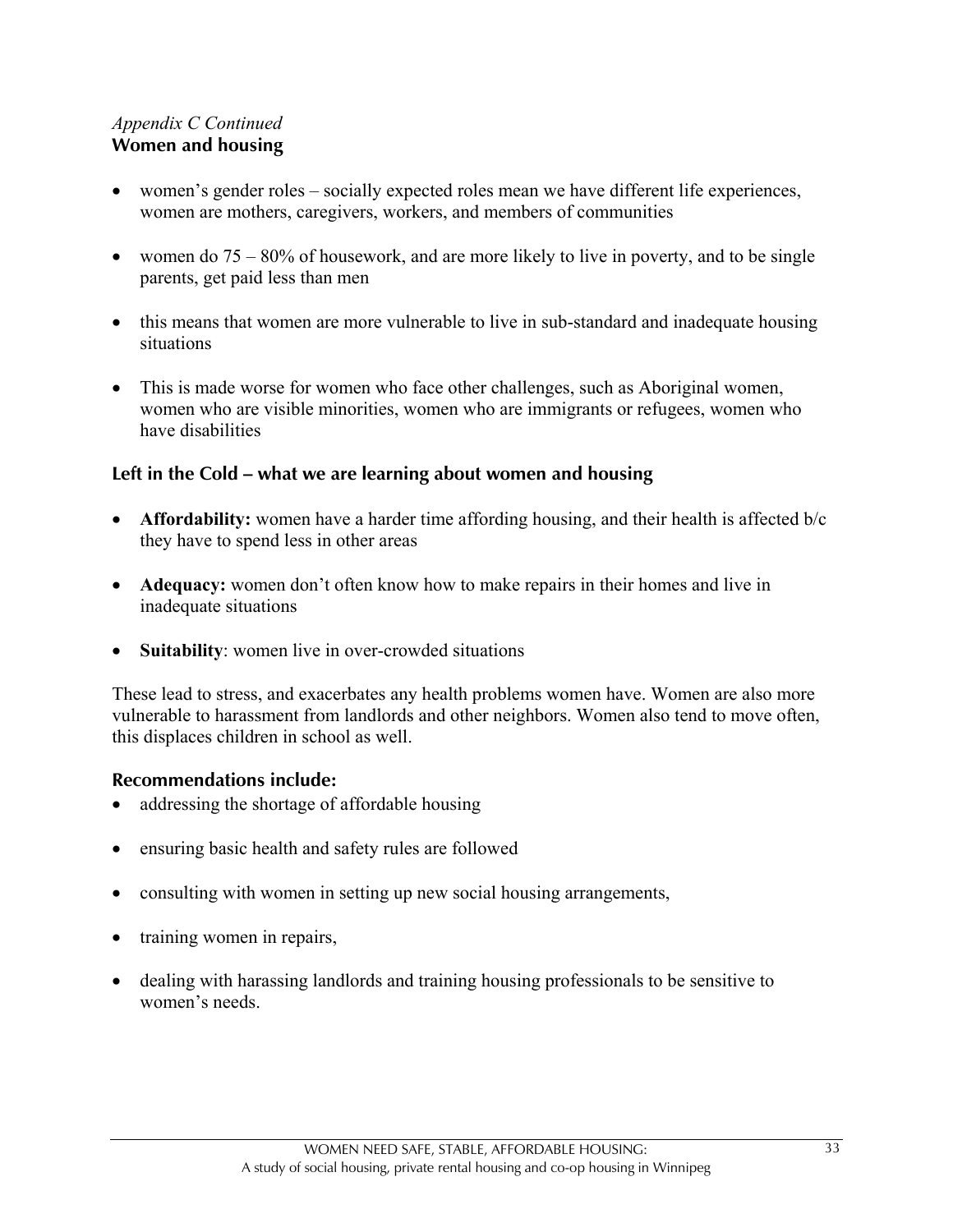*Appendix C Continued*

## Women and housing

- women's gender roles – socially expected roles mean we have different life experiences, women are mothers, caregivers, workers, and members of communities
- women do 75 – 80% of housework, and are more likely to live in poverty, and to be single parents, get paid less than men
- this means that women are more vulnerable to live in sub-standard and inadequate housing situations
- This is made worse for women who face other challenges, such as Aboriginal women, women who are visible minorities, women who are immigrants or refugees, women who have disabilities

## Left in the Cold – what we are learning about women and housing

- **Affordability:** women have a harder time affording housing, and their health is affected b/c they have to spend less in other areas
- **Adequacy:** women don't often know how to make repairs in their homes and live in inadequate situations
- **Suitability**: women live in over-crowded situations

These lead to stress, and exacerbates any health problems women have. Women are also more vulnerable to harassment from landlords and other neighbors. Women also tend to move often, this displaces children in school as well.

## Recommendations include:

- addressing the shortage of affordable housing
- ensuring basic health and safety rules are followed
- consulting with women in setting up new social housing arrangements,
- training women in repairs,
- dealing with harassing landlords and training housing professionals to be sensitive to women's needs.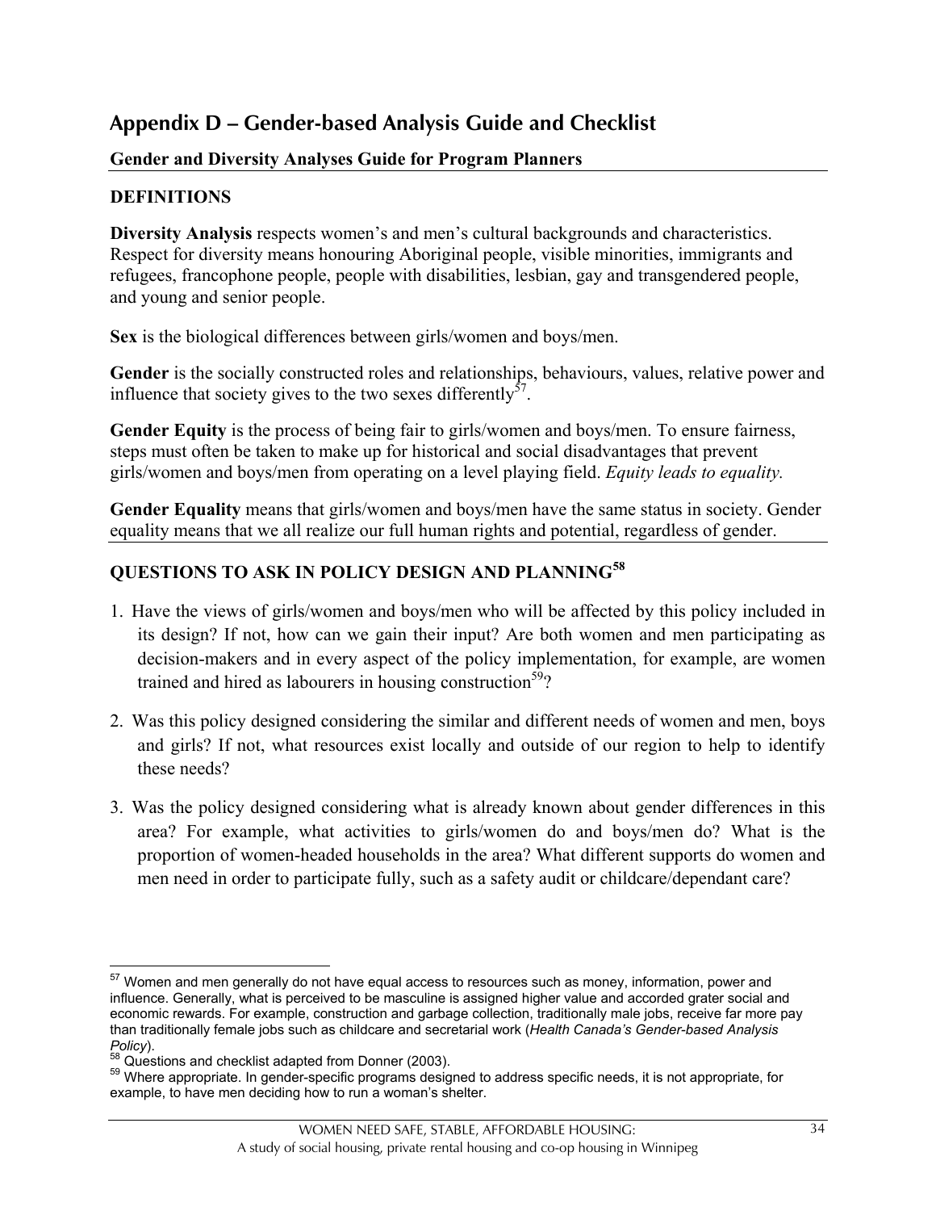## Appendix D – Gender-based Analysis Guide and Checklist

### Gender and Diversity Analyses Guide for Program Planners

#### DEFINITIONS

**Diversity Analysis** respects women's and men's cultural backgrounds and characteristics. Respect for diversity means honouring Aboriginal people, visible minorities, immigrants and refugees, francophone people, people with disabilities, lesbian, gay and transgendered people, and young and senior people.

**Sex** is the biological differences between girls/women and boys/men.

**Gender** is the socially constructed roles and relationships, behaviours, values, relative power and influence that society gives to the two sexes differently[57].

**Gender Equity** is the process of being fair to girls/women and boys/men. To ensure fairness, steps must often be taken to make up for historical and social disadvantages that prevent girls/women and boys/men from operating on a level playing field. *Equity leads to equality.*

**Gender Equality** means that girls/women and boys/men have the same status in society. Gender equality means that we all realize our full human rights and potential, regardless of gender.

#### QUESTIONS TO ASK IN POLICY DESIGN AND PLANNING[58]

1. Have the views of girls/women and boys/men who will be affected by this policy included in its design? If not, how can we gain their input? Are both women and men participating as decision-makers and in every aspect of the policy implementation, for example, are women trained and hired as labourers in housing construction[59]?

2. Was this policy designed considering the similar and different needs of women and men, boys and girls? If not, what resources exist locally and outside of our region to help to identify these needs?

3. Was the policy designed considering what is already known about gender differences in this area? For example, what activities to girls/women do and boys/men do? What is the proportion of women-headed households in the area? What different supports do women and men need in order to participate fully, such as a safety audit or childcare/dependant care?

---

[57] Women and men generally do not have equal access to resources such as money, information, power and influence. Generally, what is perceived to be masculine is assigned higher value and accorded grater social and economic rewards. For example, construction and garbage collection, traditionally male jobs, receive far more pay than traditionally female jobs such as childcare and secretarial work (*Health Canada's Gender-based Analysis Policy*).

[58] Questions and checklist adapted from Donner (2003).

[59] Where appropriate. In gender-specific programs designed to address specific needs, it is not appropriate, for example, to have men deciding how to run a woman's shelter.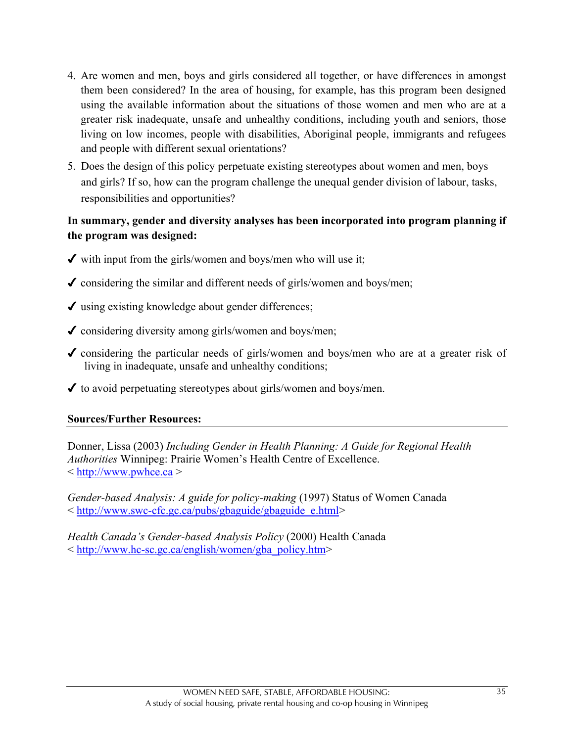4. Are women and men, boys and girls considered all together, or have differences in amongst them been considered? In the area of housing, for example, has this program been designed using the available information about the situations of those women and men who are at a greater risk inadequate, unsafe and unhealthy conditions, including youth and seniors, those living on low incomes, people with disabilities, Aboriginal people, immigrants and refugees and people with different sexual orientations?
5. Does the design of this policy perpetuate existing stereotypes about women and men, boys and girls? If so, how can the program challenge the unequal gender division of labour, tasks, responsibilities and opportunities?

**In summary, gender and diversity analyses has been incorporated into program planning if the program was designed:**

✔ with input from the girls/women and boys/men who will use it;

✔ considering the similar and different needs of girls/women and boys/men;

✔ using existing knowledge about gender differences;

✔ considering diversity among girls/women and boys/men;

✔ considering the particular needs of girls/women and boys/men who are at a greater risk of living in inadequate, unsafe and unhealthy conditions;

✔ to avoid perpetuating stereotypes about girls/women and boys/men.

**Sources/Further Resources:**

Donner, Lissa (2003) *Including Gender in Health Planning: A Guide for Regional Health Authorities* Winnipeg: Prairie Women's Health Centre of Excellence. < http://www.pwhce.ca >

*Gender-based Analysis: A guide for policy-making* (1997) Status of Women Canada < http://www.swc-cfc.gc.ca/pubs/gbaguide/gbaguide_e.html>

*Health Canada's Gender-based Analysis Policy* (2000) Health Canada < http://www.hc-sc.gc.ca/english/women/gba_policy.htm>